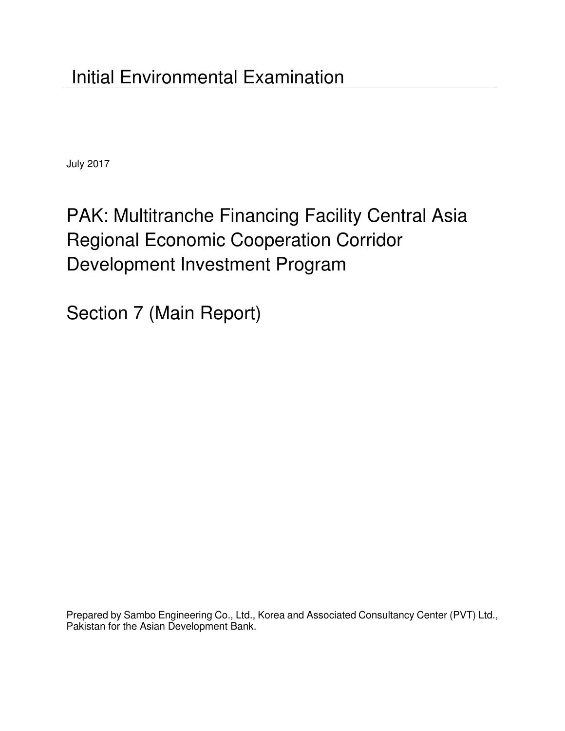# Initial Environmental Examination

July 2017

## PAK: Multitranche Financing Facility Central Asia Regional Economic Cooperation Corridor Development Investment Program

## Section 7 (Main Report)

Prepared by Sambo Engineering Co., Ltd., Korea and Associated Consultancy Center (PVT) Ltd., Pakistan for the Asian Development Bank.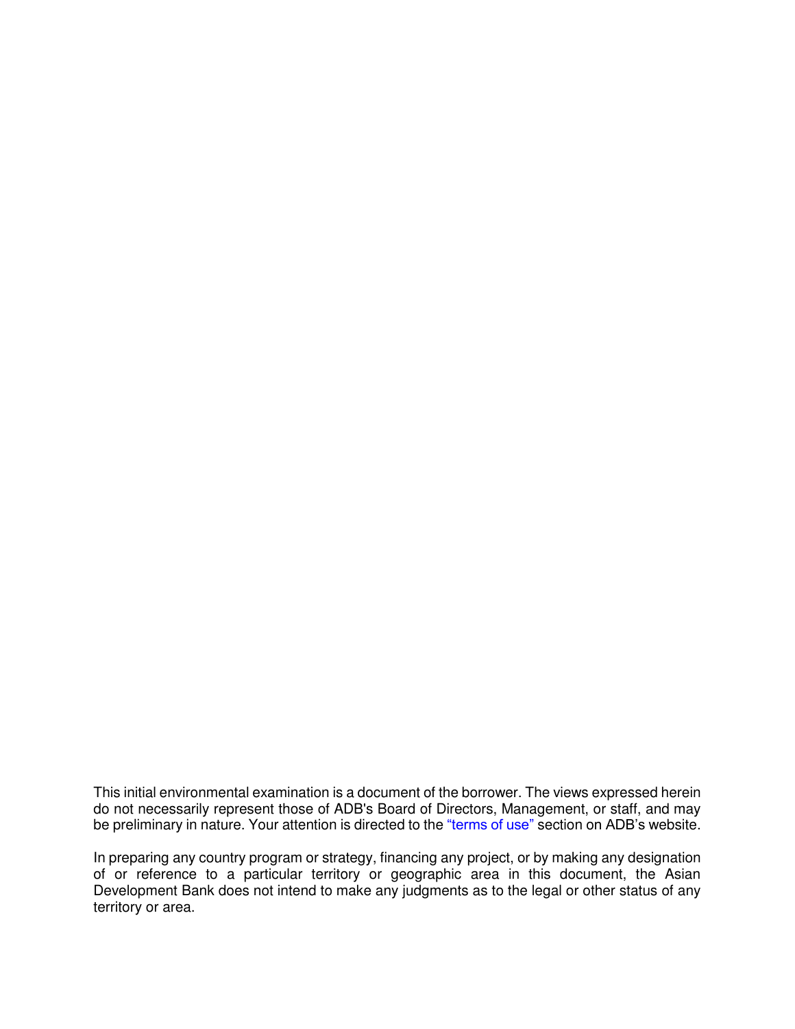This initial environmental examination is a document of the borrower. The views expressed herein do not necessarily represent those of ADB's Board of Directors, Management, or staff, and may be preliminary in nature. Your attention is directed to the "terms of use" section on ADB's website.

In preparing any country program or strategy, financing any project, or by making any designation of or reference to a particular territory or geographic area in this document, the Asian Development Bank does not intend to make any judgments as to the legal or other status of any territory or area.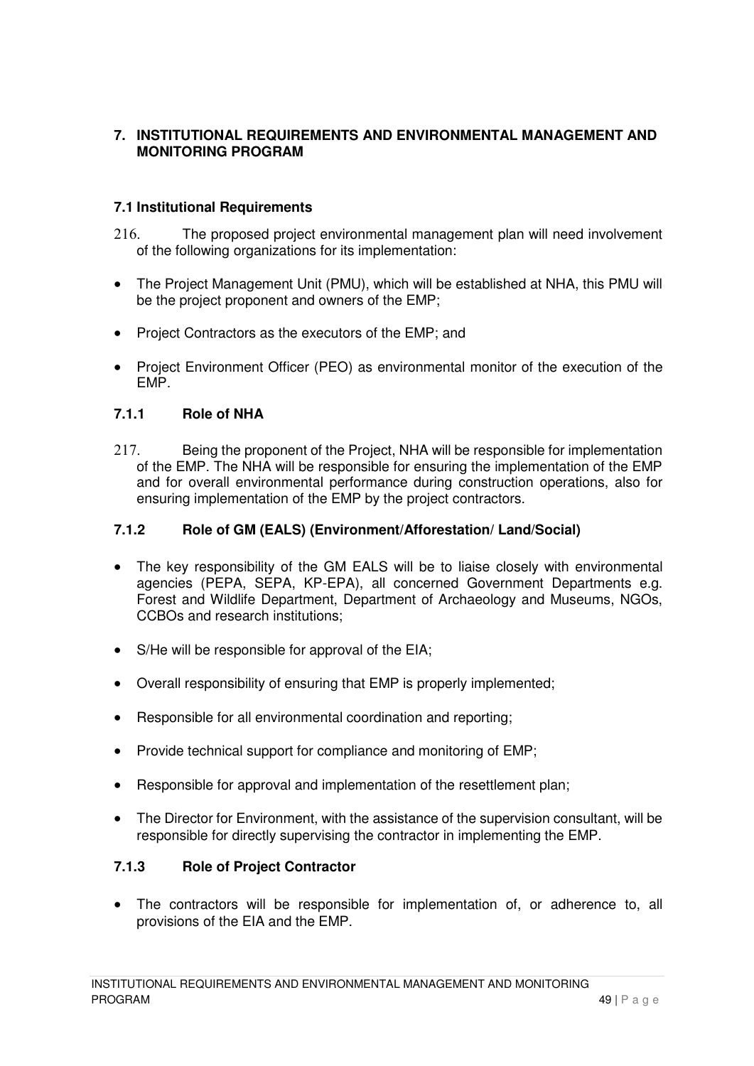# 7. INSTITUTIONAL REQUIREMENTS AND ENVIRONMENTAL MANAGEMENT AND MONITORING PROGRAM

## 7.1 Institutional Requirements

216. The proposed project environmental management plan will need involvement of the following organizations for its implementation:

- The Project Management Unit (PMU), which will be established at NHA, this PMU will be the project proponent and owners of the EMP;
- Project Contractors as the executors of the EMP; and
- Project Environment Officer (PEO) as environmental monitor of the execution of the EMP.

### 7.1.1 Role of NHA

217. Being the proponent of the Project, NHA will be responsible for implementation of the EMP. The NHA will be responsible for ensuring the implementation of the EMP and for overall environmental performance during construction operations, also for ensuring implementation of the EMP by the project contractors.

### 7.1.2 Role of GM (EALS) (Environment/Afforestation/ Land/Social)

- The key responsibility of the GM EALS will be to liaise closely with environmental agencies (PEPA, SEPA, KP-EPA), all concerned Government Departments e.g. Forest and Wildlife Department, Department of Archaeology and Museums, NGOs, CCBOs and research institutions;
- S/He will be responsible for approval of the EIA;
- Overall responsibility of ensuring that EMP is properly implemented;
- Responsible for all environmental coordination and reporting;
- Provide technical support for compliance and monitoring of EMP;
- Responsible for approval and implementation of the resettlement plan;
- The Director for Environment, with the assistance of the supervision consultant, will be responsible for directly supervising the contractor in implementing the EMP.

### 7.1.3 Role of Project Contractor

- The contractors will be responsible for implementation of, or adherence to, all provisions of the EIA and the EMP.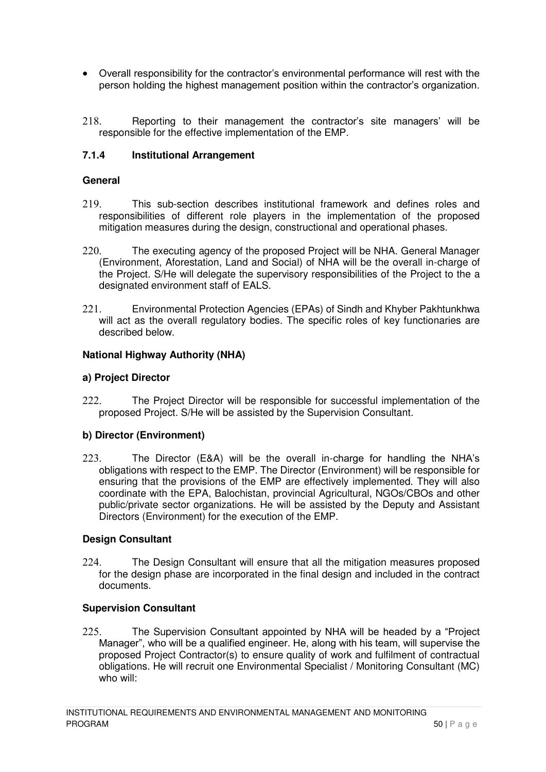- Overall responsibility for the contractor's environmental performance will rest with the person holding the highest management position within the contractor's organization.

218. Reporting to their management the contractor's site managers' will be responsible for the effective implementation of the EMP.

### 7.1.4 Institutional Arrangement

**General**

219. This sub-section describes institutional framework and defines roles and responsibilities of different role players in the implementation of the proposed mitigation measures during the design, constructional and operational phases.

220. The executing agency of the proposed Project will be NHA. General Manager (Environment, Aforestation, Land and Social) of NHA will be the overall in-charge of the Project. S/He will delegate the supervisory responsibilities of the Project to the a designated environment staff of EALS.

221. Environmental Protection Agencies (EPAs) of Sindh and Khyber Pakhtunkhwa will act as the overall regulatory bodies. The specific roles of key functionaries are described below.

**National Highway Authority (NHA)**

**a) Project Director**

222. The Project Director will be responsible for successful implementation of the proposed Project. S/He will be assisted by the Supervision Consultant.

**b) Director (Environment)**

223. The Director (E&A) will be the overall in-charge for handling the NHA's obligations with respect to the EMP. The Director (Environment) will be responsible for ensuring that the provisions of the EMP are effectively implemented. They will also coordinate with the EPA, Balochistan, provincial Agricultural, NGOs/CBOs and other public/private sector organizations. He will be assisted by the Deputy and Assistant Directors (Environment) for the execution of the EMP.

**Design Consultant**

224. The Design Consultant will ensure that all the mitigation measures proposed for the design phase are incorporated in the final design and included in the contract documents.

**Supervision Consultant**

225. The Supervision Consultant appointed by NHA will be headed by a "Project Manager", who will be a qualified engineer. He, along with his team, will supervise the proposed Project Contractor(s) to ensure quality of work and fulfilment of contractual obligations. He will recruit one Environmental Specialist / Monitoring Consultant (MC) who will: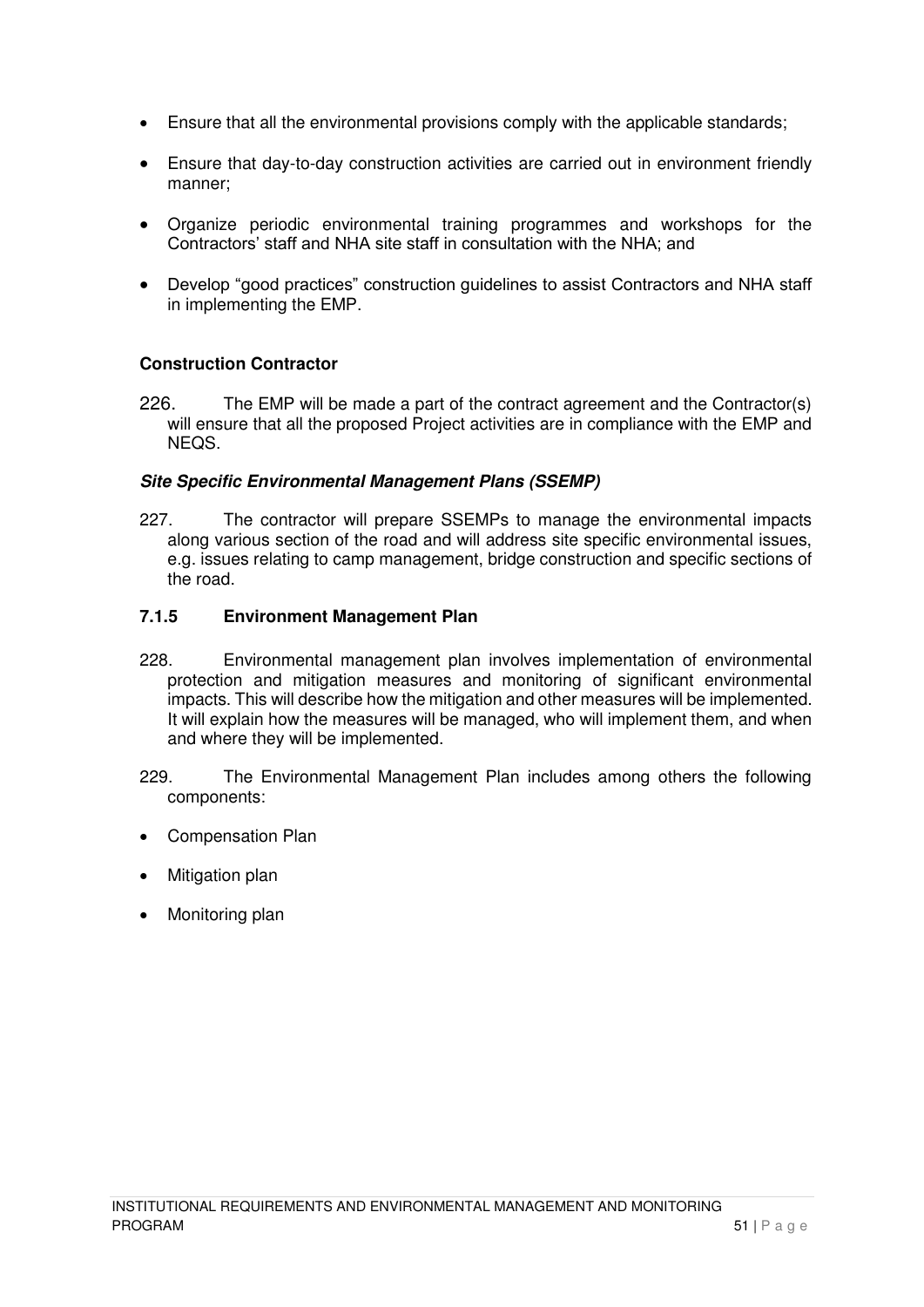- Ensure that all the environmental provisions comply with the applicable standards;
- Ensure that day-to-day construction activities are carried out in environment friendly manner;
- Organize periodic environmental training programmes and workshops for the Contractors' staff and NHA site staff in consultation with the NHA; and
- Develop "good practices" construction guidelines to assist Contractors and NHA staff in implementing the EMP.

**Construction Contractor**

226. The EMP will be made a part of the contract agreement and the Contractor(s) will ensure that all the proposed Project activities are in compliance with the EMP and NEQS.

***Site Specific Environmental Management Plans (SSEMP)***

227. The contractor will prepare SSEMPs to manage the environmental impacts along various section of the road and will address site specific environmental issues, e.g. issues relating to camp management, bridge construction and specific sections of the road.

### 7.1.5 Environment Management Plan

228. Environmental management plan involves implementation of environmental protection and mitigation measures and monitoring of significant environmental impacts. This will describe how the mitigation and other measures will be implemented. It will explain how the measures will be managed, who will implement them, and when and where they will be implemented.

229. The Environmental Management Plan includes among others the following components:

- Compensation Plan
- Mitigation plan
- Monitoring plan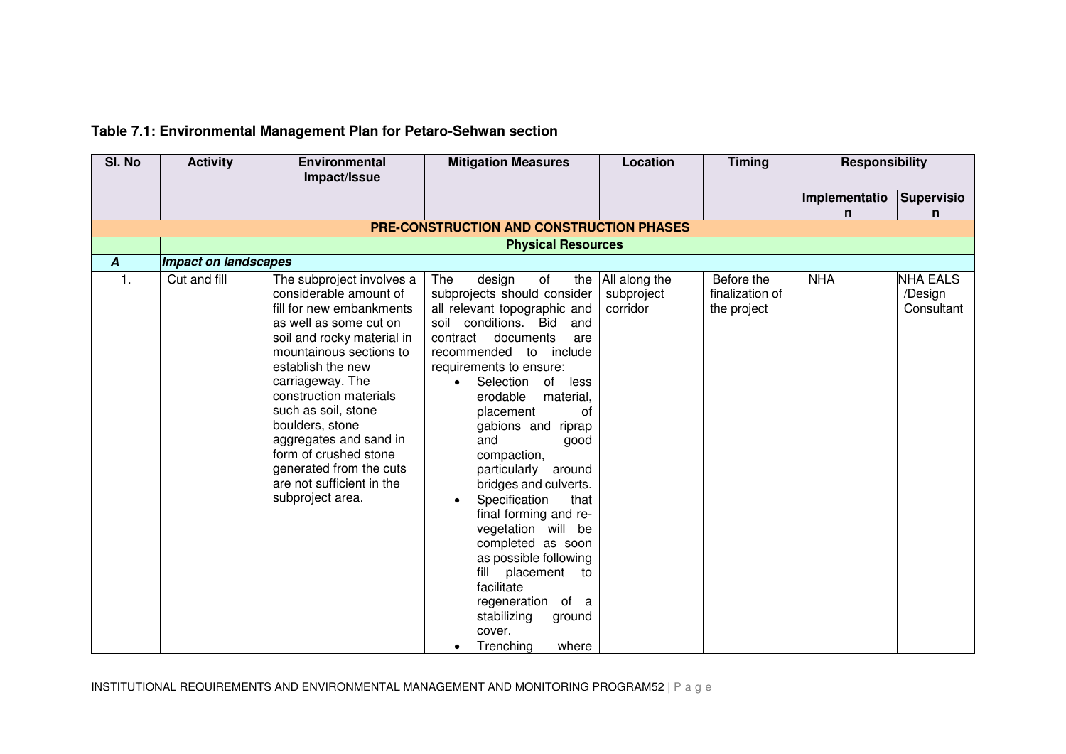**Table 7.1: Environmental Management Plan for Petaro-Sehwan section**

| Sl. No | Activity | Environmental Impact/Issue | Mitigation Measures | Location | Timing | Responsibility | |
|---|---|---|---|---|---|---|---|
| | | | | | | Implementation | Supervision |
| **PRE-CONSTRUCTION AND CONSTRUCTION PHASES** | | | | | | | |
| | **Physical Resources** | | | | | | |
| ***A*** | ***Impact on landscapes*** | | | | | | |
| 1. | Cut and fill | The subproject involves a considerable amount of fill for new embankments as well as some cut on soil and rocky material in mountainous sections to establish the new carriageway. The construction materials such as soil, stone boulders, stone aggregates and sand in form of crushed stone generated from the cuts are not sufficient in the subproject area. | The design of the subprojects should consider all relevant topographic and soil conditions. Bid and contract documents are recommended to include requirements to ensure: <br>• Selection of less erodable material, placement of gabions and riprap and good compaction, particularly around bridges and culverts. <br>• Specification that final forming and re-vegetation will be completed as soon as possible following fill placement to facilitate regeneration of a stabilizing ground cover. <br>• Trenching where | All along the subproject corridor | Before the finalization of the project | NHA | NHA EALS /Design Consultant |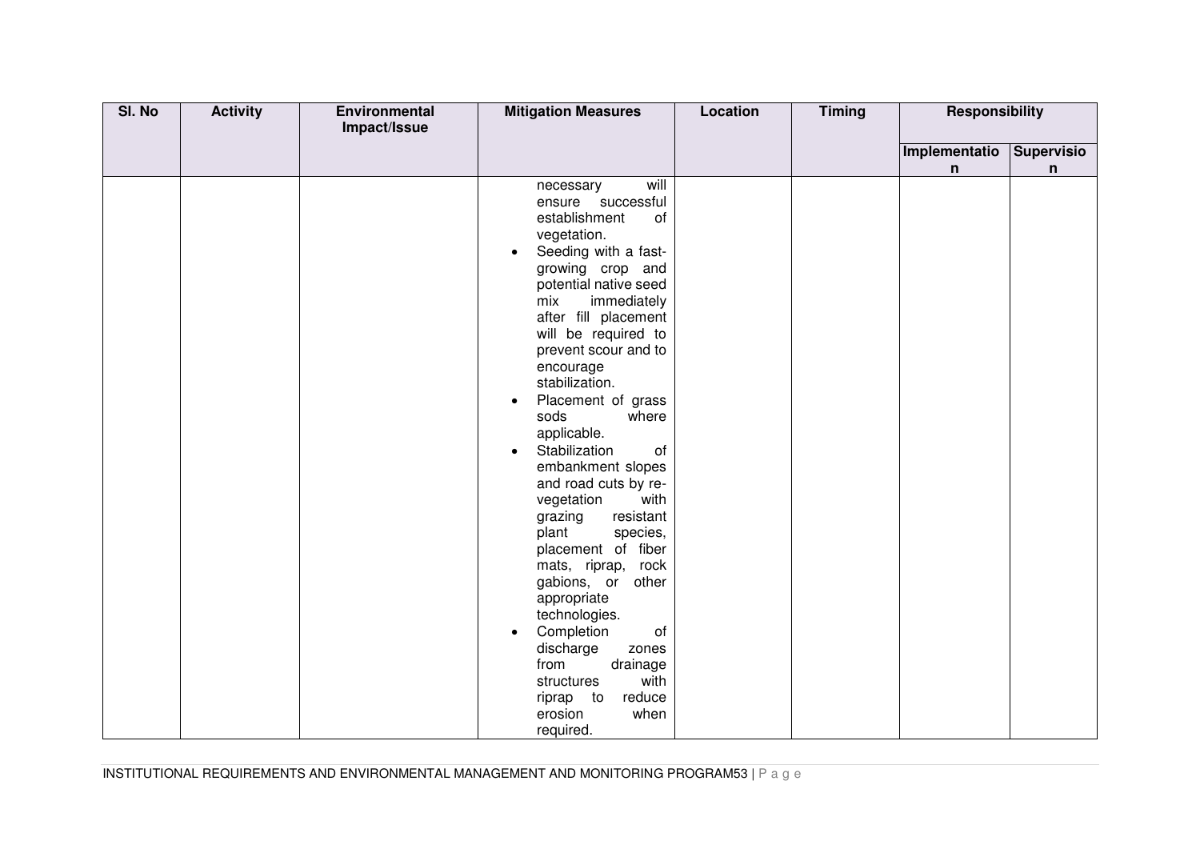| Sl. No | Activity | Environmental Impact/Issue | Mitigation Measures | Location | Timing | Responsibility | |
|---|---|---|---|---|---|---|---|
| | | | | | | Implementation | Supervision |
| | | | necessary will ensure successful establishment of vegetation.<br>• Seeding with a fast-growing crop and potential native seed mix immediately after fill placement will be required to prevent scour and to encourage stabilization.<br>• Placement of grass sods where applicable.<br>• Stabilization of embankment slopes and road cuts by re-vegetation with grazing resistant plant species, placement of fiber mats, riprap, rock gabions, or other appropriate technologies.<br>• Completion of discharge zones from drainage structures with riprap to reduce erosion when required. | | | | |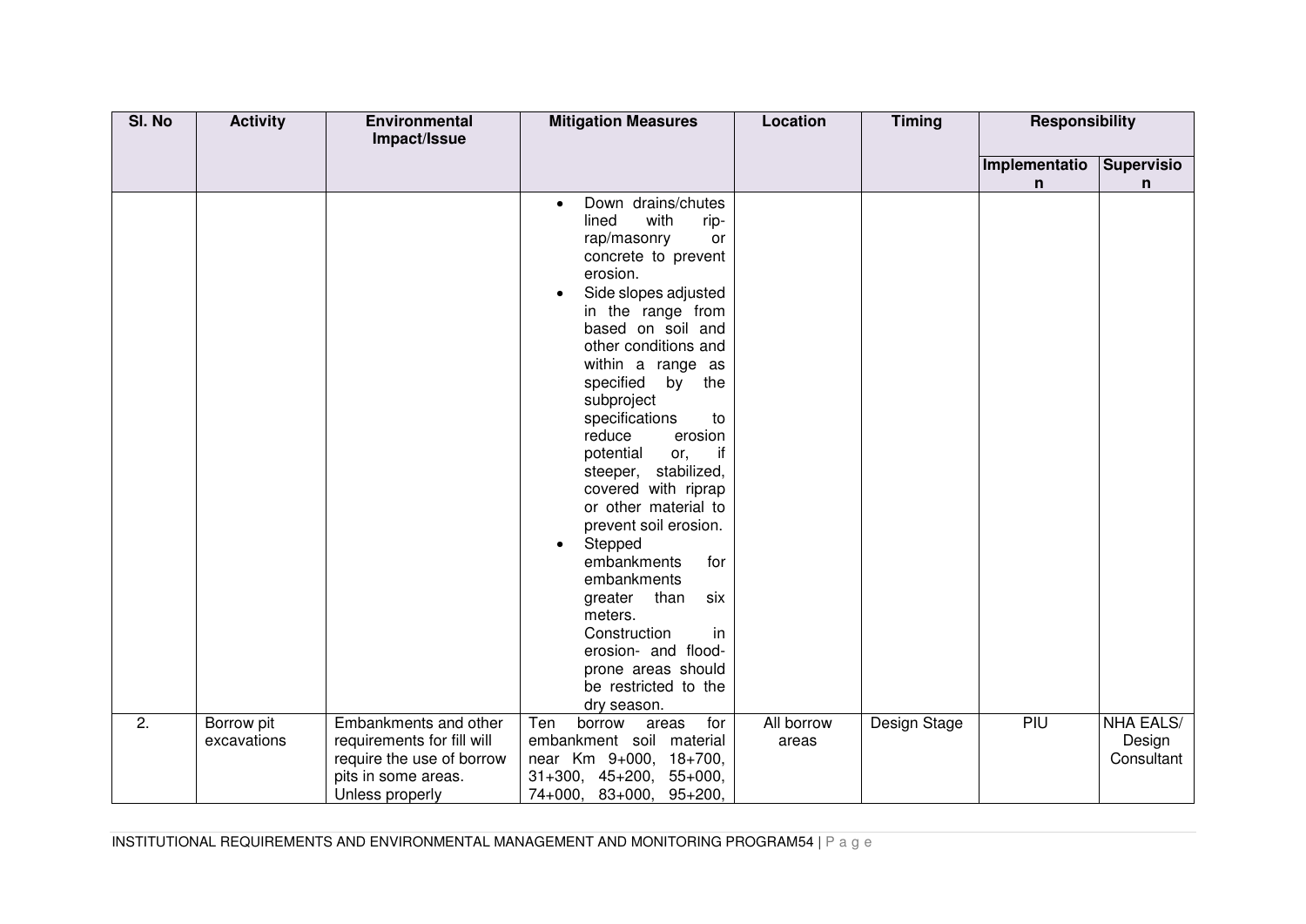| Sl. No | Activity | Environmental Impact/Issue | Mitigation Measures | Location | Timing | Responsibility | |
|---|---|---|---|---|---|---|---|
| | | | | | | Implementation | Supervision |
| | | | • Down drains/chutes lined with rip-rap/masonry or concrete to prevent erosion.<br>• Side slopes adjusted in the range from based on soil and other conditions and within a range as specified by the subproject specifications to reduce erosion potential or, if steeper, stabilized, covered with riprap or other material to prevent soil erosion.<br>• Stepped embankments for embankments greater than six meters.<br>Construction in erosion- and flood-prone areas should be restricted to the dry season. | | | | |
| 2. | Borrow pit excavations | Embankments and other requirements for fill will require the use of borrow pits in some areas. Unless properly | Ten borrow areas for embankment soil material near Km 9+000, 18+700, 31+300, 45+200, 55+000, 74+000, 83+000, 95+200, | All borrow areas | Design Stage | PIU | NHA EALS/ Design Consultant |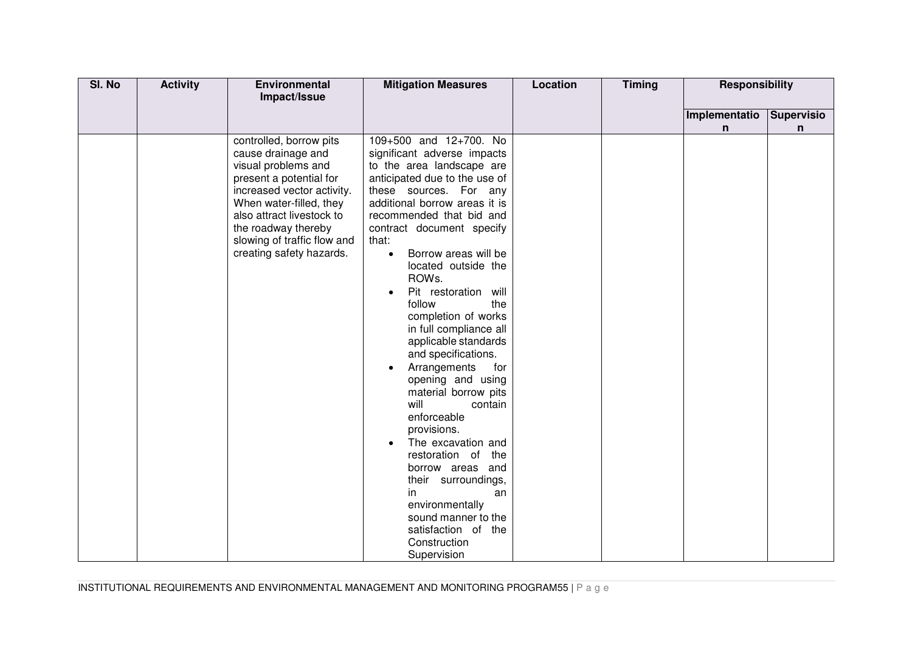| Sl. No | Activity | Environmental Impact/Issue | Mitigation Measures | Location | Timing | Responsibility | |
|---|---|---|---|---|---|---|---|
| | | | | | | Implementation | Supervision |
| | | controlled, borrow pits cause drainage and visual problems and present a potential for increased vector activity. When water-filled, they also attract livestock to the roadway thereby slowing of traffic flow and creating safety hazards. | 109+500 and 12+700. No significant adverse impacts to the area landscape are anticipated due to the use of these sources. For any additional borrow areas it is recommended that bid and contract document specify that:<br>• Borrow areas will be located outside the ROWs.<br>• Pit restoration will follow the completion of works in full compliance all applicable standards and specifications.<br>• Arrangements for opening and using material borrow pits will contain enforceable provisions.<br>• The excavation and restoration of the borrow areas and their surroundings, in an environmentally sound manner to the satisfaction of the Construction Supervision | | | | |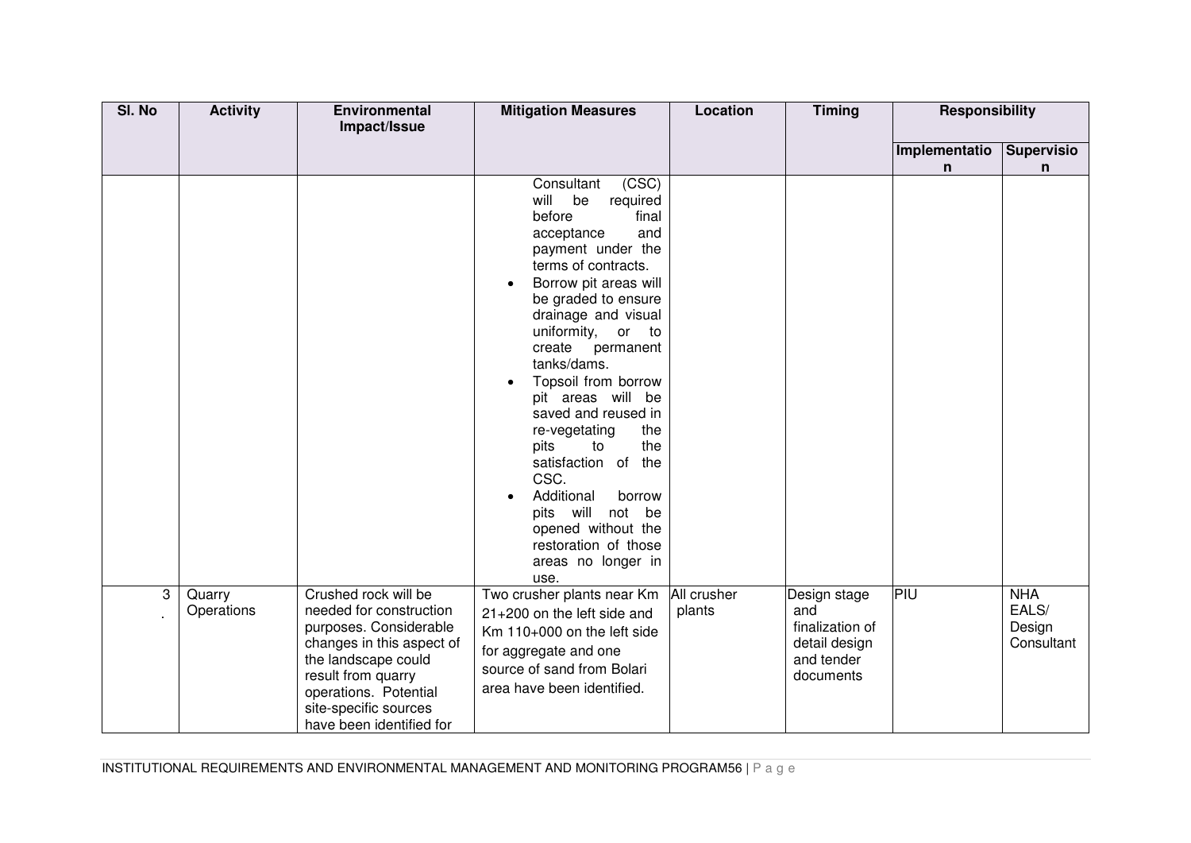| Sl. No | Activity | Environmental Impact/Issue | Mitigation Measures | Location | Timing | Responsibility | |
|---|---|---|---|---|---|---|---|
| | | | | | | Implementation | Supervision |
| | | | Consultant (CSC) will be required before final acceptance and payment under the terms of contracts. <br>• Borrow pit areas will be graded to ensure drainage and visual uniformity, or to create permanent tanks/dams. <br>• Topsoil from borrow pit areas will be saved and reused in re-vegetating the pits to the satisfaction of the CSC. <br>• Additional borrow pits will not be opened without the restoration of those areas no longer in use. | | | | |
| 3. | Quarry Operations | Crushed rock will be needed for construction purposes. Considerable changes in this aspect of the landscape could result from quarry operations. Potential site-specific sources have been identified for | Two crusher plants near Km 21+200 on the left side and Km 110+000 on the left side for aggregate and one source of sand from Bolari area have been identified. | All crusher plants | Design stage and finalization of detail design and tender documents | PIU | NHA EALS/ Design Consultant |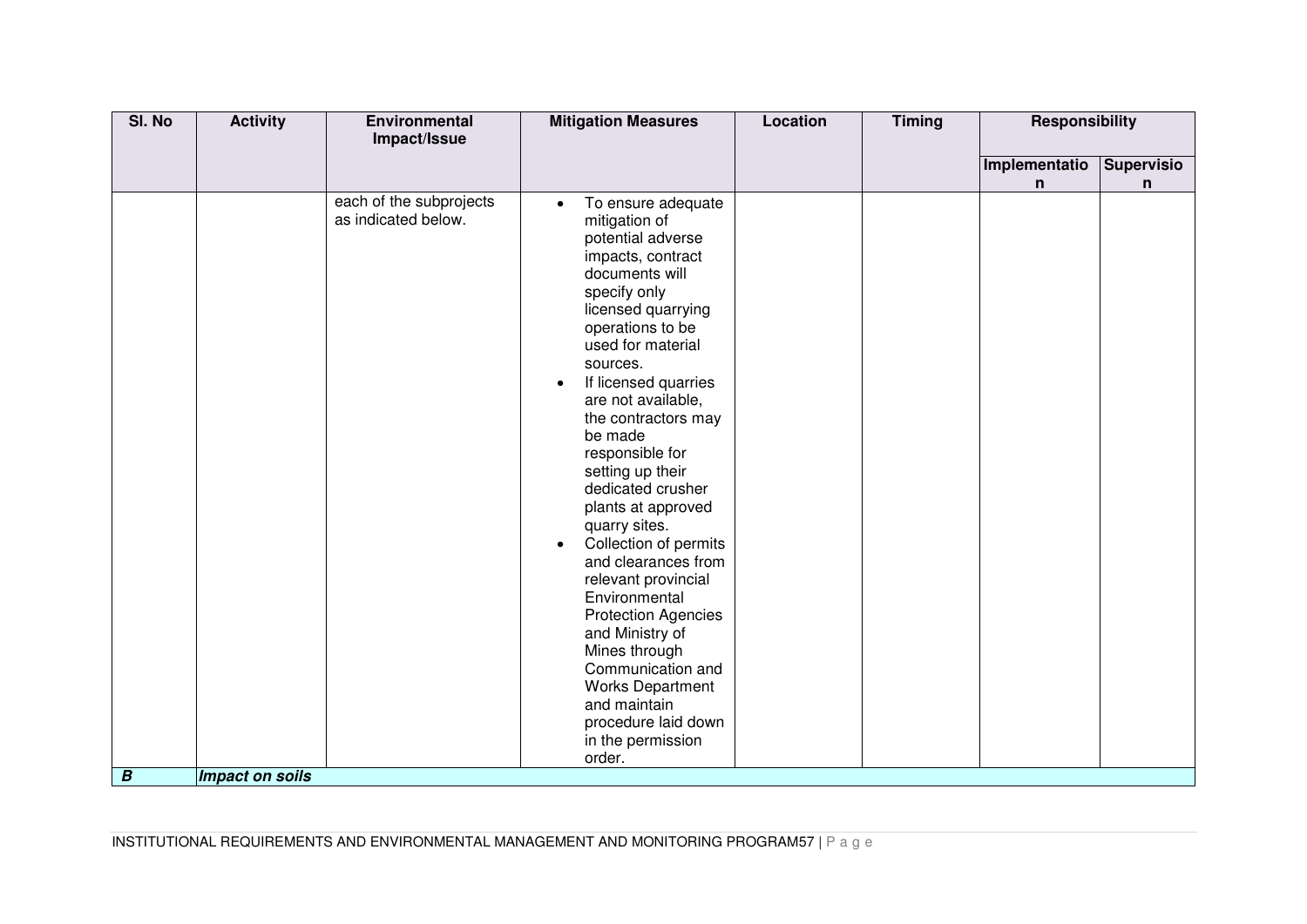| Sl. No | Activity | Environmental Impact/Issue | Mitigation Measures | Location | Timing | Responsibility | |
|---|---|---|---|---|---|---|---|
| | | | | | | Implementation | Supervision |
| | | each of the subprojects as indicated below. | • To ensure adequate mitigation of potential adverse impacts, contract documents will specify only licensed quarrying operations to be used for material sources.<br>• If licensed quarries are not available, the contractors may be made responsible for setting up their dedicated crusher plants at approved quarry sites.<br>• Collection of permits and clearances from relevant provincial Environmental Protection Agencies and Ministry of Mines through Communication and Works Department and maintain procedure laid down in the permission order. | | | | |
| ***B*** | ***Impact on soils*** | | | | | | |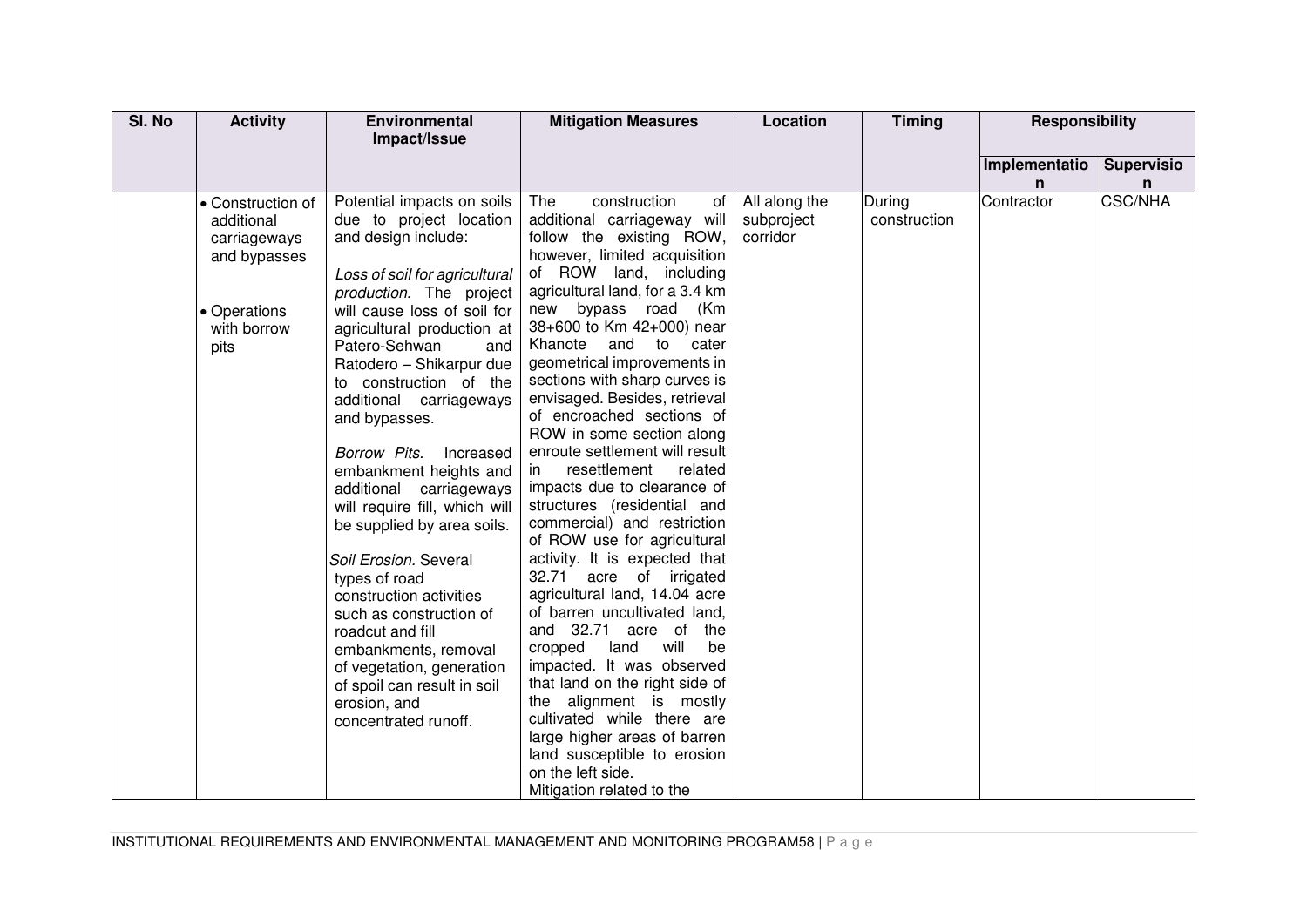| Sl. No | Activity | Environmental Impact/Issue | Mitigation Measures | Location | Timing | Responsibility | |
|---|---|---|---|---|---|---|---|
| | | | | | | Implementation | Supervision |
| | • Construction of additional carriageways and bypasses<br><br>• Operations with borrow pits | Potential impacts on soils due to project location and design include:<br><br>*Loss of soil for agricultural production.* The project will cause loss of soil for agricultural production at Patero-Sehwan and Ratodero – Shikarpur due to construction of the additional carriageways and bypasses.<br><br>*Borrow Pits.* Increased embankment heights and additional carriageways will require fill, which will be supplied by area soils.<br><br>*Soil Erosion.* Several types of road construction activities such as construction of roadcut and fill embankments, removal of vegetation, generation of spoil can result in soil erosion, and concentrated runoff. | The construction of additional carriageway will follow the existing ROW, however, limited acquisition of ROW land, including agricultural land, for a 3.4 km new bypass road (Km 38+600 to Km 42+000) near Khanote and to cater geometrical improvements in sections with sharp curves is envisaged. Besides, retrieval of encroached sections of ROW in some section along enroute settlement will result in resettlement related impacts due to clearance of structures (residential and commercial) and restriction of ROW use for agricultural activity. It is expected that 32.71 acre of irrigated agricultural land, 14.04 acre of barren uncultivated land, and 32.71 acre of the cropped land will be impacted. It was observed that land on the right side of the alignment is mostly cultivated while there are large higher areas of barren land susceptible to erosion on the left side.<br>Mitigation related to the | All along the subproject corridor | During construction | Contractor | CSC/NHA |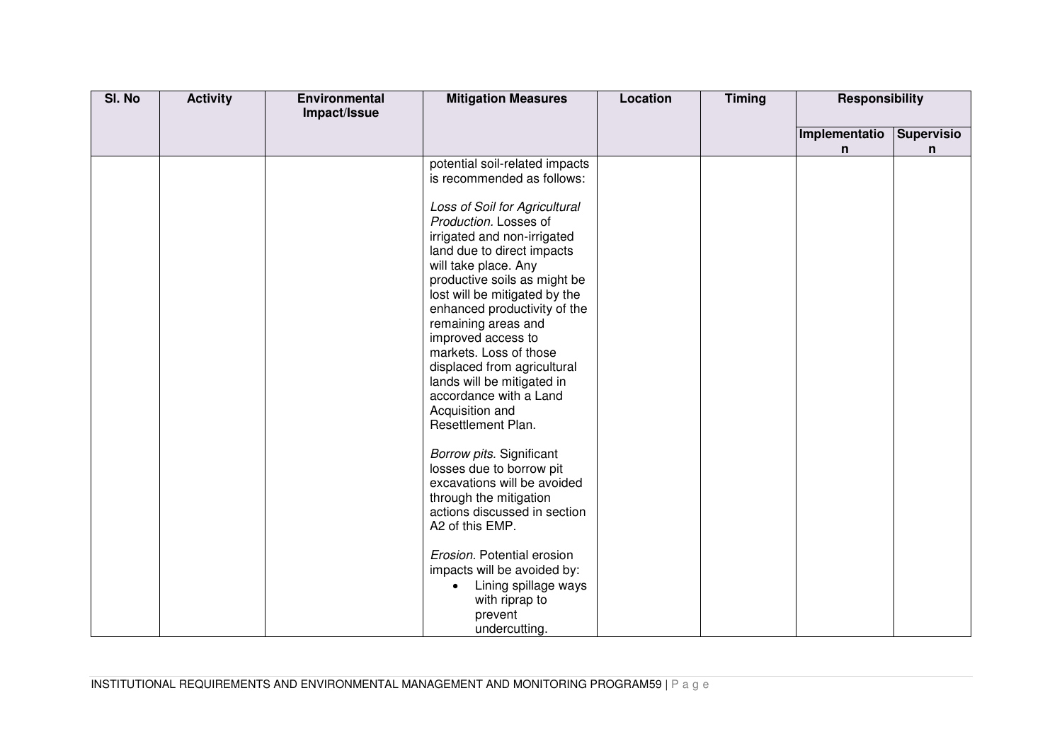| Sl. No | Activity | Environmental Impact/Issue | Mitigation Measures | Location | Timing | Responsibility | |
|---|---|---|---|---|---|---|---|
| | | | | | | Implementation | Supervision |
| | | | potential soil-related impacts is recommended as follows:<br><br>*Loss of Soil for Agricultural Production.* Losses of irrigated and non-irrigated land due to direct impacts will take place. Any productive soils as might be lost will be mitigated by the enhanced productivity of the remaining areas and improved access to markets. Loss of those displaced from agricultural lands will be mitigated in accordance with a Land Acquisition and Resettlement Plan.<br><br>*Borrow pits.* Significant losses due to borrow pit excavations will be avoided through the mitigation actions discussed in section A2 of this EMP.<br><br>*Erosion.* Potential erosion impacts will be avoided by:<br>• Lining spillage ways with riprap to prevent undercutting. | | | | |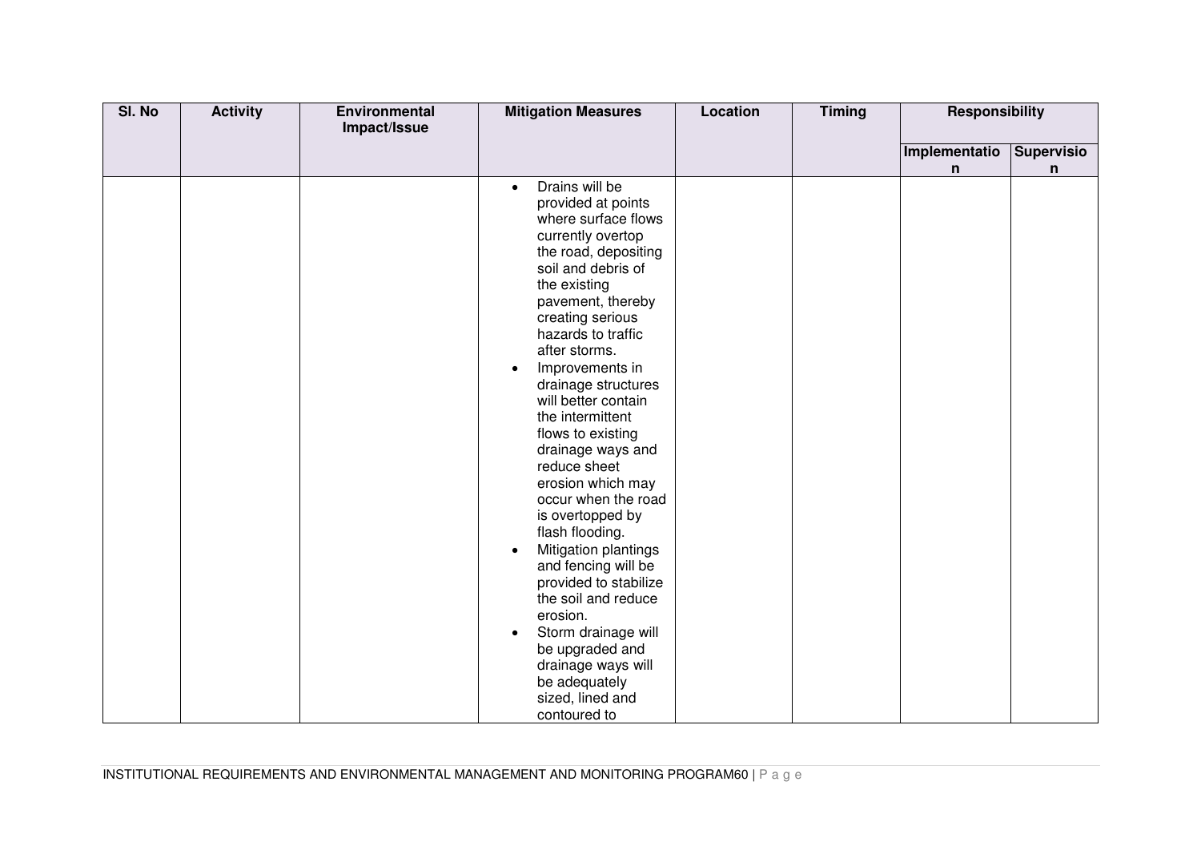| Sl. No | Activity | Environmental Impact/Issue | Mitigation Measures | Location | Timing | Responsibility | |
|---|---|---|---|---|---|---|---|
| | | | | | | Implementation | Supervision |
| | | | • Drains will be provided at points where surface flows currently overtop the road, depositing soil and debris of the existing pavement, thereby creating serious hazards to traffic after storms.<br>• Improvements in drainage structures will better contain the intermittent flows to existing drainage ways and reduce sheet erosion which may occur when the road is overtopped by flash flooding.<br>• Mitigation plantings and fencing will be provided to stabilize the soil and reduce erosion.<br>• Storm drainage will be upgraded and drainage ways will be adequately sized, lined and contoured to | | | | |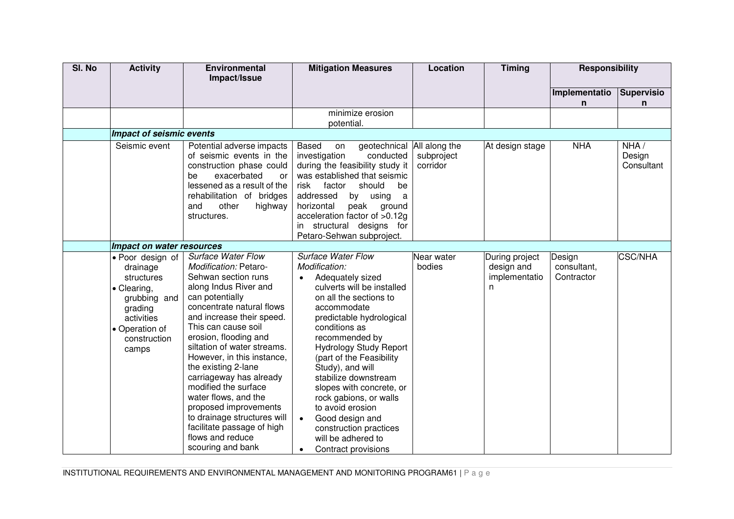| Sl. No | Activity | Environmental Impact/Issue | Mitigation Measures | Location | Timing | Responsibility | |
|---|---|---|---|---|---|---|---|
| | | | | | | Implementation | Supervision |
| | | | minimize erosion potential. | | | | |
| | ***Impact of seismic events*** | | | | | | |
| | Seismic event | Potential adverse impacts of seismic events in the construction phase could be exacerbated or lessened as a result of the rehabilitation of bridges and other highway structures. | Based on geotechnical investigation conducted during the feasibility study it was established that seismic risk factor should be addressed by using a horizontal peak ground acceleration factor of >0.12g in structural designs for Petaro-Sehwan subproject. | All along the subproject corridor | At design stage | NHA | NHA / Design Consultant |
| | ***Impact on water resources*** | | | | | | |
| | • Poor design of drainage structures<br>• Clearing, grubbing and grading activities<br>• Operation of construction camps | *Surface Water Flow Modification:* Petaro-Sehwan section runs along Indus River and can potentially concentrate natural flows and increase their speed. This can cause soil erosion, flooding and siltation of water streams. However, in this instance, the existing 2-lane carriageway has already modified the surface water flows, and the proposed improvements to drainage structures will facilitate passage of high flows and reduce scouring and bank | *Surface Water Flow Modification:*<br>• Adequately sized culverts will be installed on all the sections to accommodate predictable hydrological conditions as recommended by Hydrology Study Report (part of the Feasibility Study), and will stabilize downstream slopes with concrete, or rock gabions, or walls to avoid erosion<br>• Good design and construction practices will be adhered to<br>• Contract provisions | Near water bodies | During project design and implementation | Design consultant, Contractor | CSC/NHA |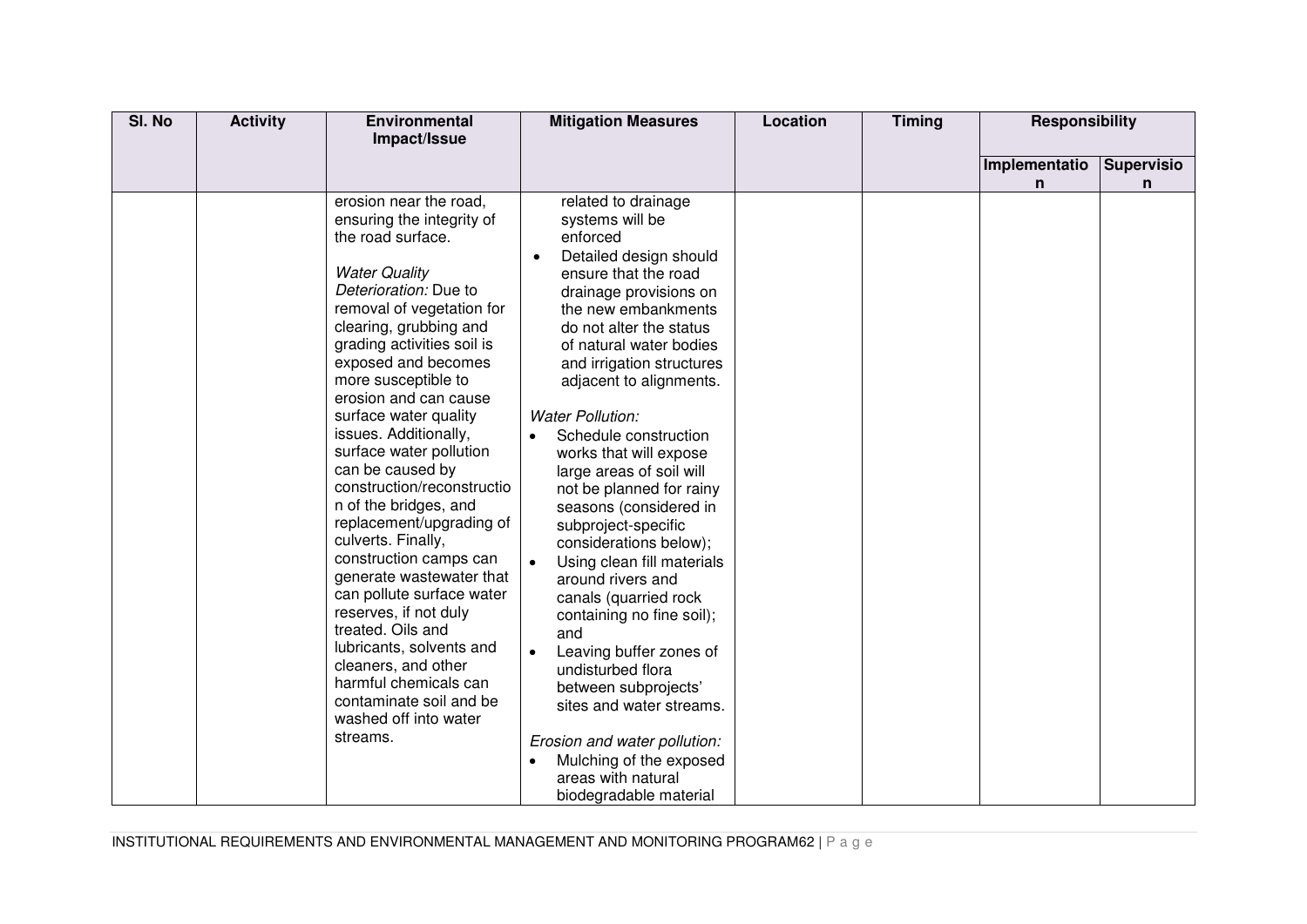| Sl. No | Activity | Environmental Impact/Issue | Mitigation Measures | Location | Timing | Responsibility | |
|---|---|---|---|---|---|---|---|
| | | | | | | Implementation | Supervision |
| | | erosion near the road, ensuring the integrity of the road surface.<br><br>*Water Quality Deterioration:* Due to removal of vegetation for clearing, grubbing and grading activities soil is exposed and becomes more susceptible to erosion and can cause surface water quality issues. Additionally, surface water pollution can be caused by construction/reconstruction of the bridges, and replacement/upgrading of culverts. Finally, construction camps can generate wastewater that can pollute surface water reserves, if not duly treated. Oils and lubricants, solvents and cleaners, and other harmful chemicals can contaminate soil and be washed off into water streams. | related to drainage systems will be enforced<br>• Detailed design should ensure that the road drainage provisions on the new embankments do not alter the status of natural water bodies and irrigation structures adjacent to alignments.<br><br>*Water Pollution:*<br>• Schedule construction works that will expose large areas of soil will not be planned for rainy seasons (considered in subproject-specific considerations below);<br>• Using clean fill materials around rivers and canals (quarried rock containing no fine soil); and<br>• Leaving buffer zones of undisturbed flora between subprojects' sites and water streams.<br><br>*Erosion and water pollution:*<br>• Mulching of the exposed areas with natural biodegradable material | | | | |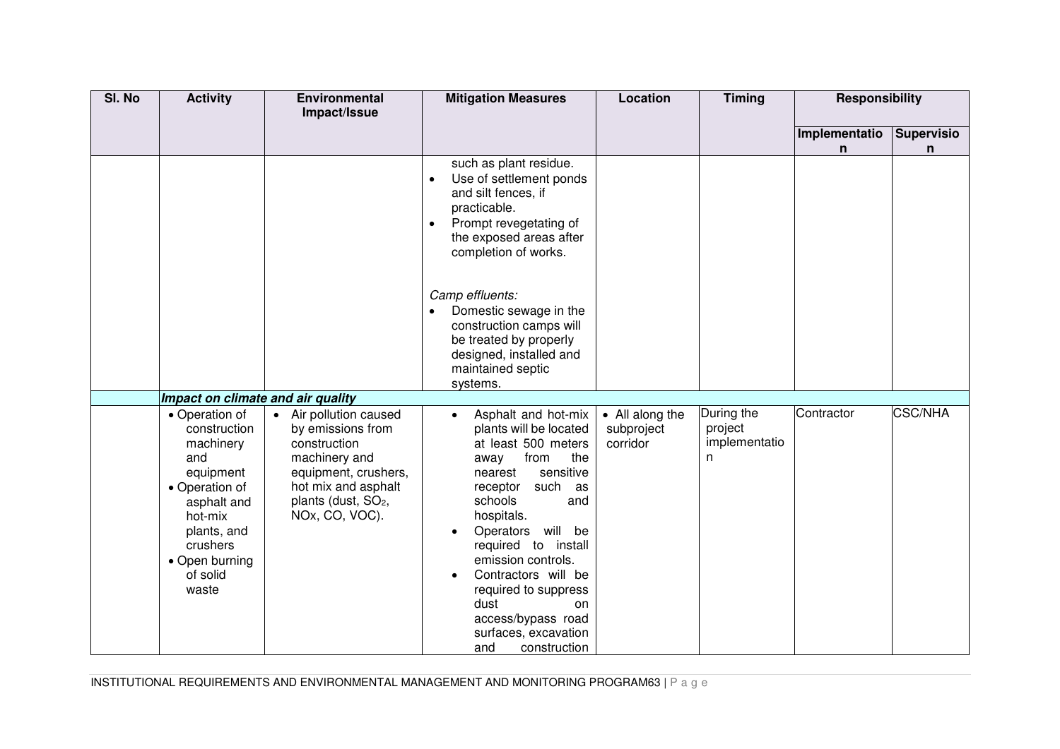| Sl. No | Activity | Environmental Impact/Issue | Mitigation Measures | Location | Timing | Responsibility | |
|---|---|---|---|---|---|---|---|
| | | | | | | Implementation | Supervision |
| | | | such as plant residue.<br>• Use of settlement ponds and silt fences, if practicable.<br>• Prompt revegetating of the exposed areas after completion of works.<br><br>*Camp effluents:*<br>• Domestic sewage in the construction camps will be treated by properly designed, installed and maintained septic systems. | | | | |
| | ***Impact on climate and air quality*** | | | | | | |
| | • Operation of construction machinery and equipment<br>• Operation of asphalt and hot-mix plants, and crushers<br>• Open burning of solid waste | • Air pollution caused by emissions from construction machinery and equipment, crushers, hot mix and asphalt plants (dust, $SO_2$, NOx, CO, VOC). | • Asphalt and hot-mix plants will be located at least 500 meters away from the nearest sensitive receptor such as schools and hospitals.<br>• Operators will be required to install emission controls.<br>• Contractors will be required to suppress dust on access/bypass road surfaces, excavation and construction | • All along the subproject corridor | During the project implementation | Contractor | CSC/NHA |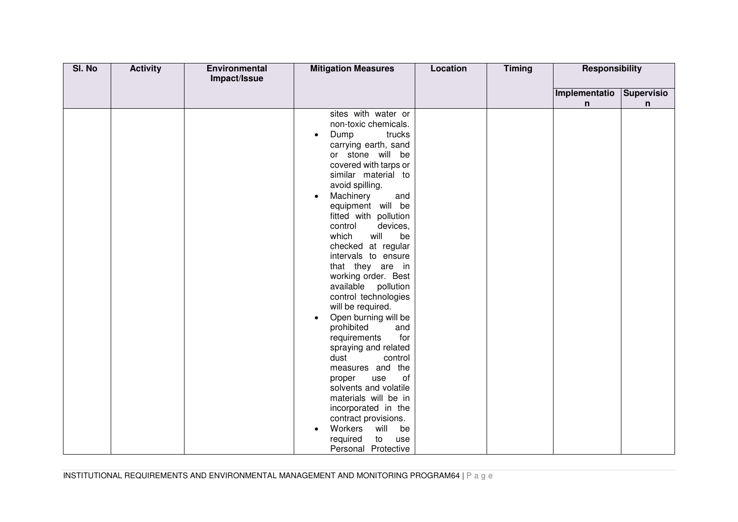| Sl. No | Activity | Environmental Impact/Issue | Mitigation Measures | Location | Timing | Responsibility | |
|---|---|---|---|---|---|---|---|
| | | | | | | Implementation | Supervision |
| | | | sites with water or non-toxic chemicals.<br>• Dump trucks carrying earth, sand or stone will be covered with tarps or similar material to avoid spilling.<br>• Machinery and equipment will be fitted with pollution control devices, which will be checked at regular intervals to ensure that they are in working order. Best available pollution control technologies will be required.<br>• Open burning will be prohibited and requirements for spraying and related dust control measures and the proper use of solvents and volatile materials will be in incorporated in the contract provisions.<br>• Workers will be required to use Personal Protective | | | | |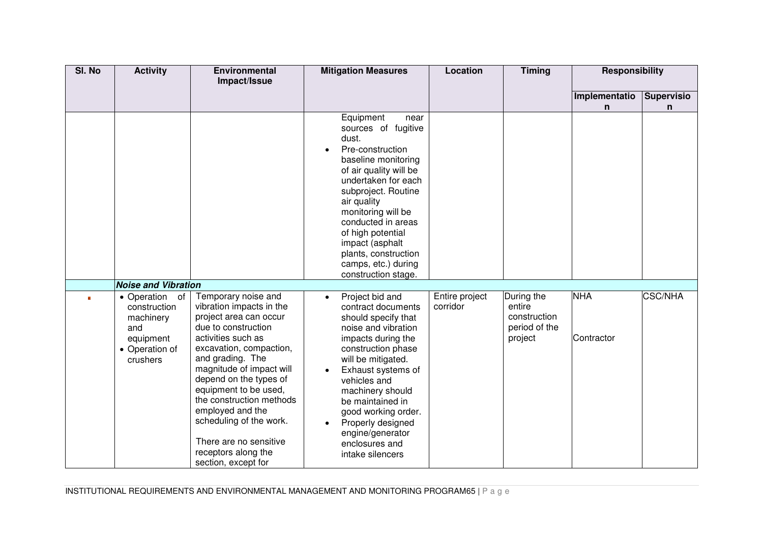| Sl. No | Activity | Environmental Impact/Issue | Mitigation Measures | Location | Timing | Responsibility | |
|---|---|---|---|---|---|---|---|
| | | | | | | Implementation | Supervision |
| | | | Equipment near sources of fugitive dust.<br>• Pre-construction baseline monitoring of air quality will be undertaken for each subproject. Routine air quality monitoring will be conducted in areas of high potential impact (asphalt plants, construction camps, etc.) during construction stage. | | | | |
| | ***Noise and Vibration*** | | | | | | |
| ■ | • Operation of construction machinery and equipment<br>• Operation of crushers | Temporary noise and vibration impacts in the project area can occur due to construction activities such as excavation, compaction, and grading. The magnitude of impact will depend on the types of equipment to be used, the construction methods employed and the scheduling of the work.<br><br>There are no sensitive receptors along the section, except for | • Project bid and contract documents should specify that noise and vibration impacts during the construction phase will be mitigated.<br>• Exhaust systems of vehicles and machinery should be maintained in good working order.<br>• Properly designed engine/generator enclosures and intake silencers | Entire project corridor | During the entire construction period of the project | NHA<br><br>Contractor | CSC/NHA |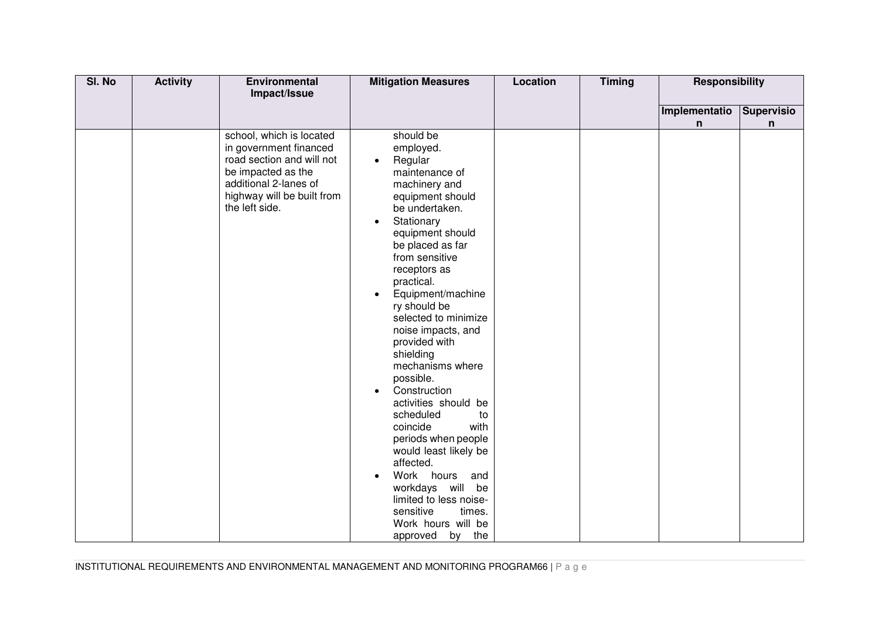| Sl. No | Activity | Environmental Impact/Issue | Mitigation Measures | Location | Timing | Responsibility | |
|---|---|---|---|---|---|---|---|
| | | | | | | Implementation | Supervision |
| | | school, which is located in government financed road section and will not be impacted as the additional 2-lanes of highway will be built from the left side. | should be employed.<br>• Regular maintenance of machinery and equipment should be undertaken.<br>• Stationary equipment should be placed as far from sensitive receptors as practical.<br>• Equipment/machinery should be selected to minimize noise impacts, and provided with shielding mechanisms where possible.<br>• Construction activities should be scheduled to coincide with periods when people would least likely be affected.<br>• Work hours and workdays will be limited to less noise-sensitive times. Work hours will be approved by the | | | | |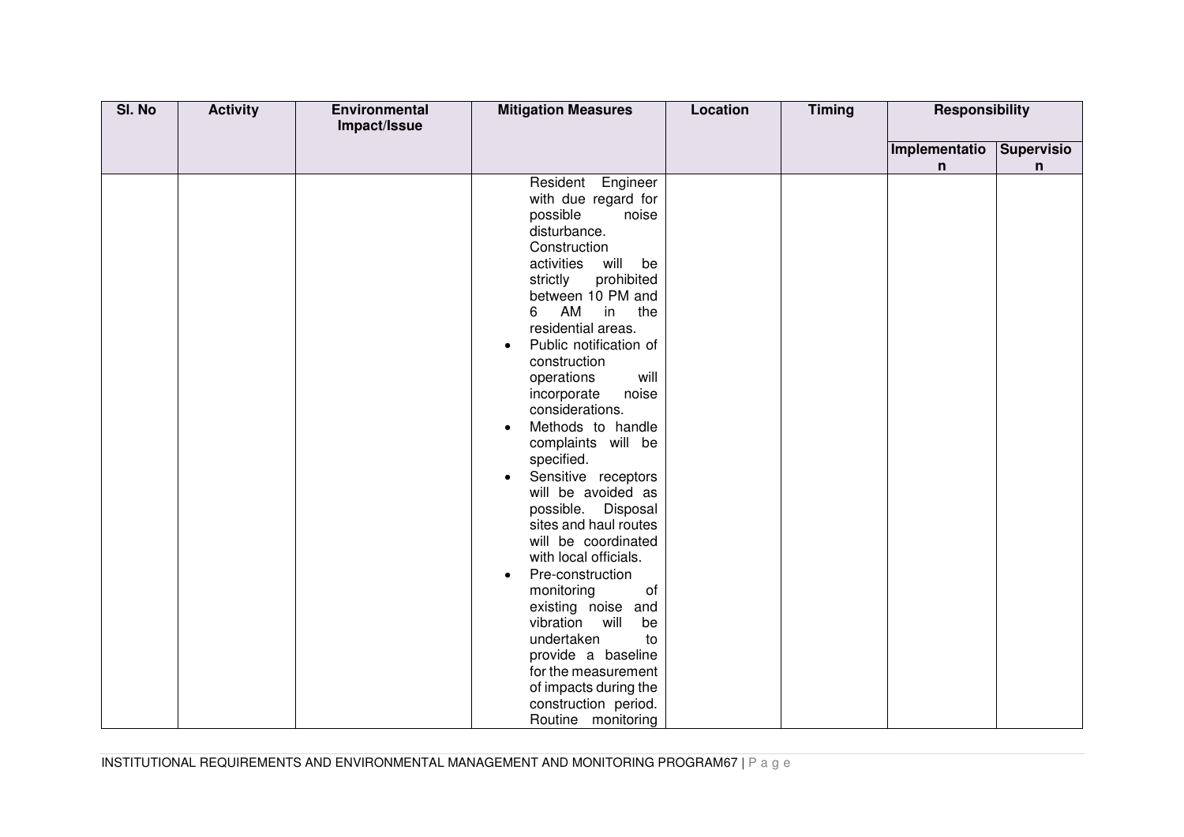| Sl. No | Activity | Environmental Impact/Issue | Mitigation Measures | Location | Timing | Responsibility | |
|---|---|---|---|---|---|---|---|
| | | | | | | Implementation | Supervision |
| | | | Resident Engineer with due regard for possible noise disturbance. Construction activities will be strictly prohibited between 10 PM and 6 AM in the residential areas.<br>• Public notification of construction operations will incorporate noise considerations.<br>• Methods to handle complaints will be specified.<br>• Sensitive receptors will be avoided as possible. Disposal sites and haul routes will be coordinated with local officials.<br>• Pre-construction monitoring of existing noise and vibration will be undertaken to provide a baseline for the measurement of impacts during the construction period. Routine monitoring | | | | |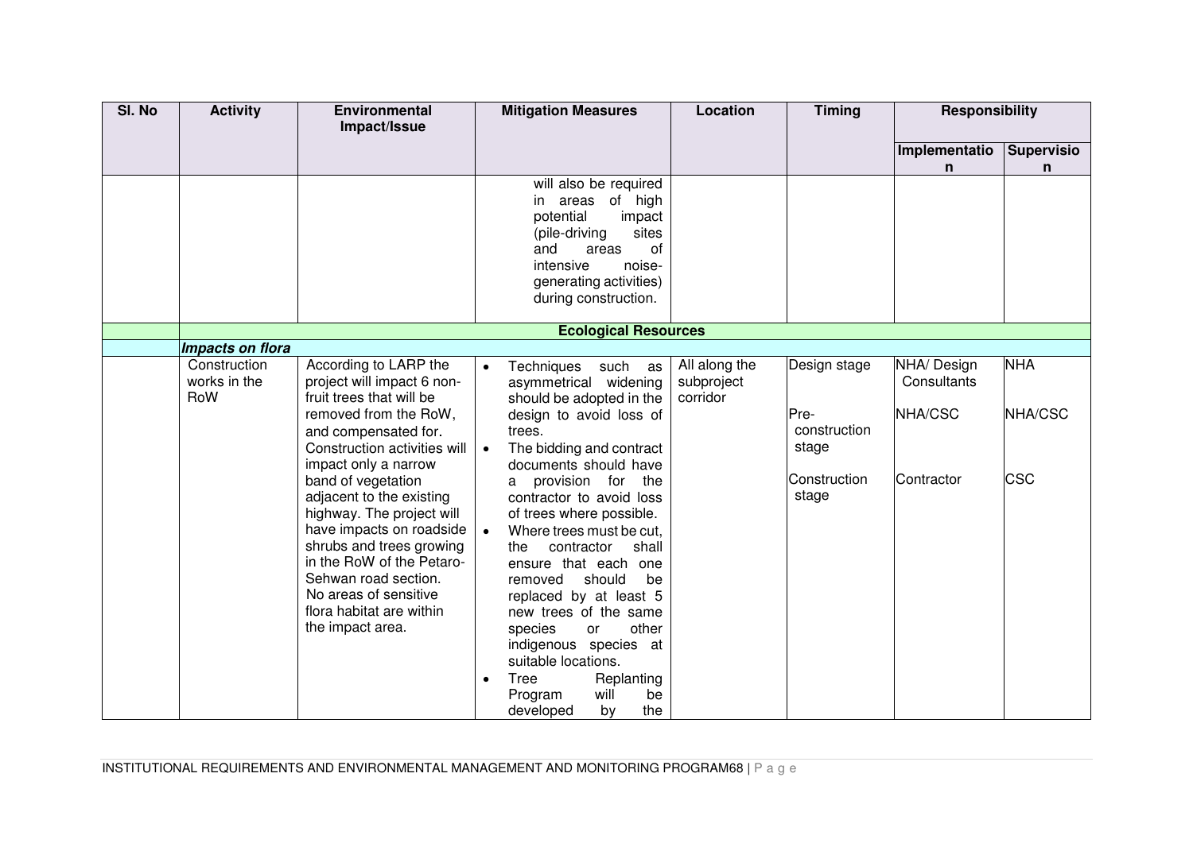| Sl. No | Activity | Environmental Impact/Issue | Mitigation Measures | Location | Timing | Responsibility | |
|---|---|---|---|---|---|---|---|
| | | | | | | Implementation | Supervision |
| | | | will also be required in areas of high potential impact (pile-driving sites and areas of intensive noise-generating activities) during construction. | | | | |
| | **Ecological Resources** | | | | | | |
| | ***Impacts on flora*** | | | | | | |
| | Construction works in the RoW | According to LARP the project will impact 6 non-fruit trees that will be removed from the RoW, and compensated for. Construction activities will impact only a narrow band of vegetation adjacent to the existing highway. The project will have impacts on roadside shrubs and trees growing in the RoW of the Petaro-Sehwan road section. No areas of sensitive flora habitat are within the impact area. | • Techniques such as asymmetrical widening should be adopted in the design to avoid loss of trees. <br>• The bidding and contract documents should have a provision for the contractor to avoid loss of trees where possible. <br>• Where trees must be cut, the contractor shall ensure that each one removed should be replaced by at least 5 new trees of the same species or other indigenous species at suitable locations. <br>• Tree Replanting Program will be developed by the | All along the subproject corridor | Design stage <br><br> Pre-construction stage <br><br> Construction stage | NHA/ Design Consultants <br><br> NHA/CSC <br><br> Contractor | NHA <br><br> NHA/CSC <br><br> CSC |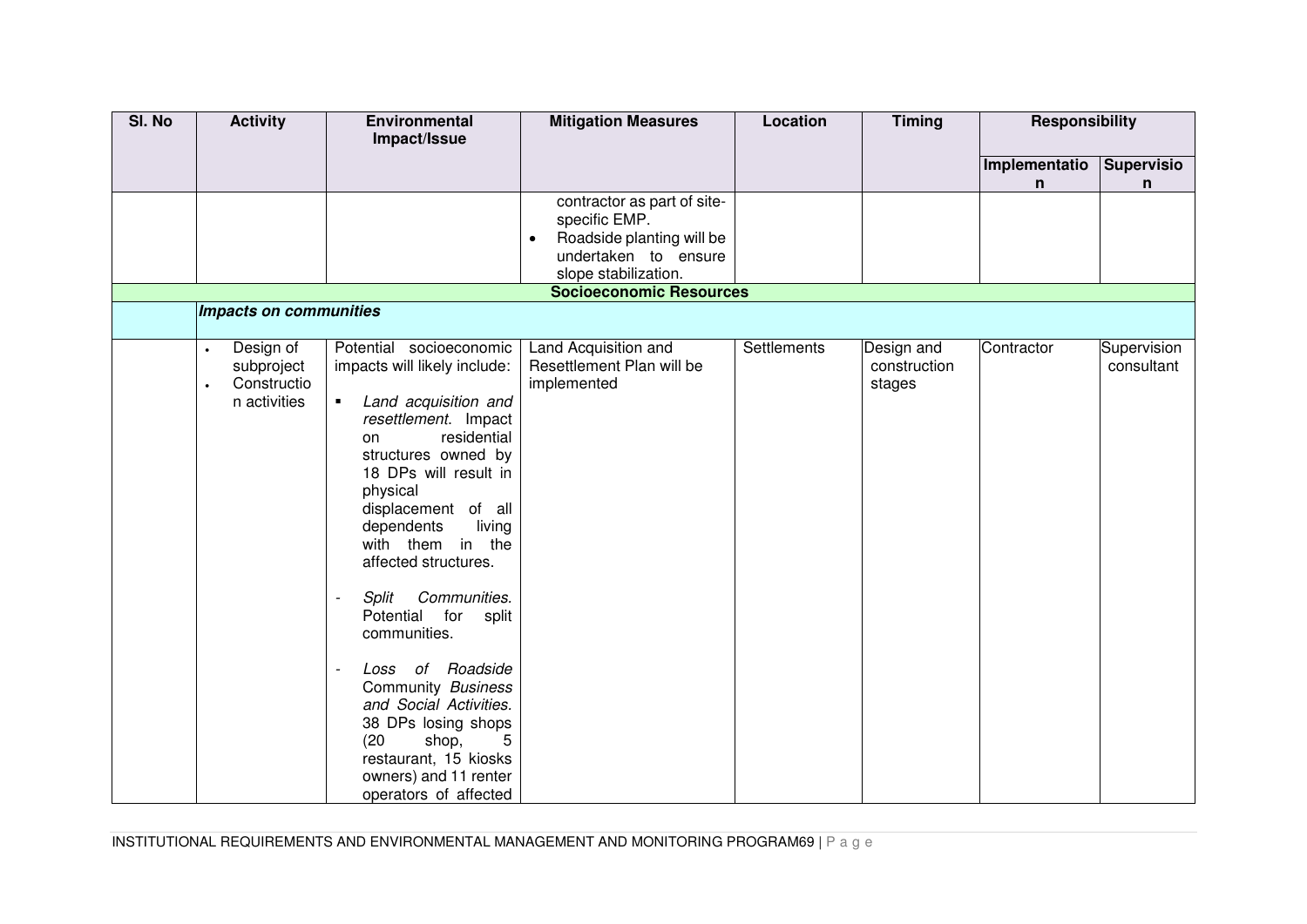| Sl. No | Activity | Environmental Impact/Issue | Mitigation Measures | Location | Timing | Responsibility | |
|---|---|---|---|---|---|---|---|
| | | | | | | Implementation | Supervision |
| | | | contractor as part of site-specific EMP.<br>• Roadside planting will be undertaken to ensure slope stabilization. | | | | |
| **Socioeconomic Resources** | | | | | | | |
| | ***Impacts on communities*** | | | | | | |
| | • Design of subproject<br>• Construction activities | Potential socioeconomic impacts will likely include:<br>▪ *Land acquisition and resettlement.* Impact on residential structures owned by 18 DPs will result in physical displacement of all dependents living with them in the affected structures.<br>- *Split Communities.* Potential for split communities.<br>- *Loss of Roadside* Community *Business and Social Activities.* 38 DPs losing shops (20 shop, 5 restaurant, 15 kiosks owners) and 11 renter operators of affected | Land Acquisition and Resettlement Plan will be implemented | Settlements | Design and construction stages | Contractor | Supervision consultant |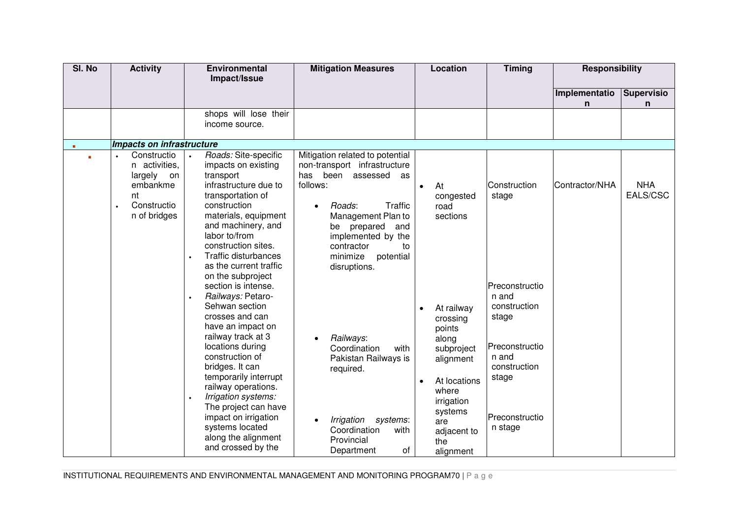| Sl. No | Activity | Environmental Impact/Issue | Mitigation Measures | Location | Timing | Responsibility | |
|---|---|---|---|---|---|---|---|
| | | | | | | Implementation | Supervision |
| | | shops will lose their income source. | | | | | |
| ▪ | ***Impacts on infrastructure*** | | | | | | |
| ▪ | • Construction activities, largely on embankment<br>• Construction of bridges | • *Roads:* Site-specific impacts on existing transport infrastructure due to transportation of construction materials, equipment and machinery, and labor to/from construction sites.<br>• Traffic disturbances as the current traffic on the subproject section is intense.<br>• *Railways:* Petaro-Sehwan section crosses and can have an impact on railway track at 3 locations during construction of bridges. It can temporarily interrupt railway operations.<br>• *Irrigation systems:* The project can have impact on irrigation systems located along the alignment and crossed by the | Mitigation related to potential non-transport infrastructure has been assessed as follows:<br>• *Roads*: Traffic Management Plan to be prepared and implemented by the contractor to minimize potential disruptions.<br>• *Railways*: Coordination with Pakistan Railways is required.<br>• *Irrigation systems*: Coordination with Provincial Department of | • At congested road sections<br>• At railway crossing points along subproject alignment<br>• At locations where irrigation systems are adjacent to the alignment | Construction stage<br><br>Preconstruction and construction stage<br><br>Preconstruction and construction stage<br><br>Preconstruction stage | Contractor/NHA | NHA EALS/CSC |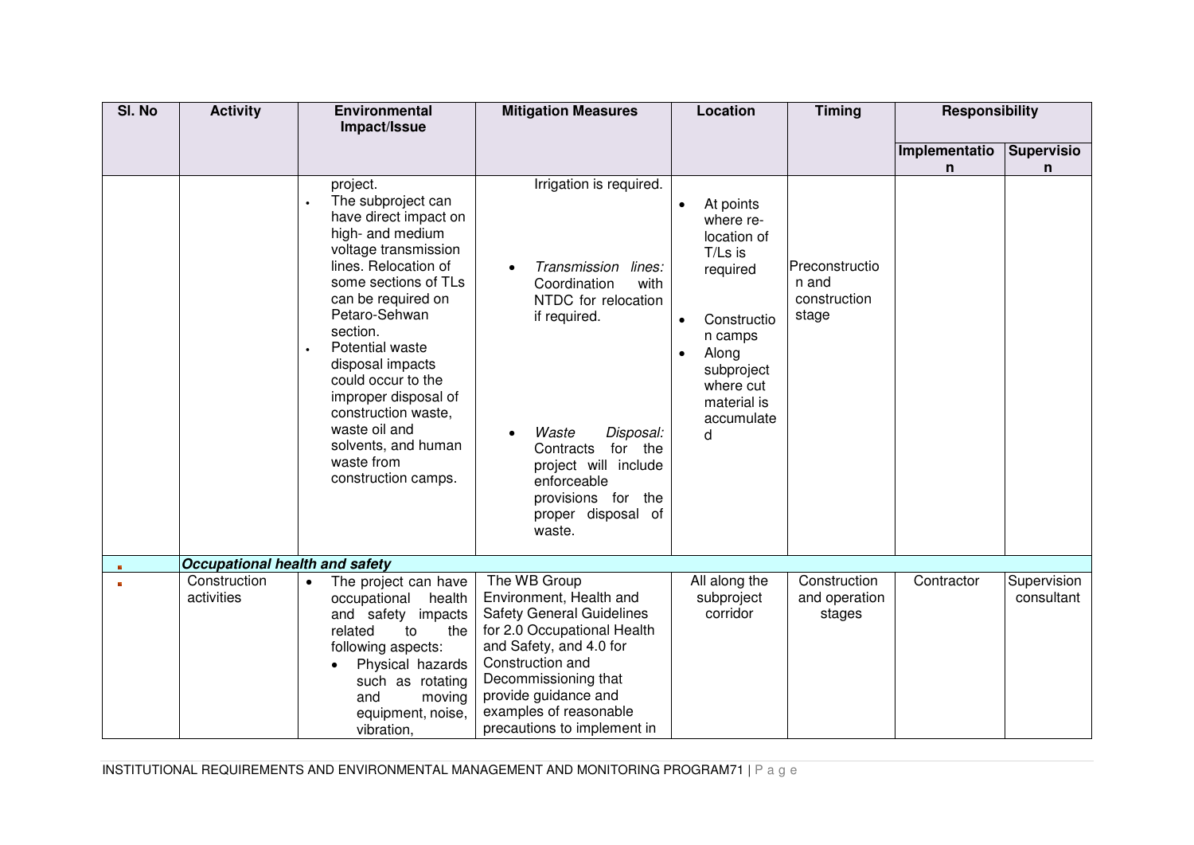| Sl. No | Activity | Environmental Impact/Issue | Mitigation Measures | Location | Timing | Responsibility | |
|---|---|---|---|---|---|---|---|
| | | | | | | Implementation | Supervision |
| | | project.<br>• The subproject can have direct impact on high- and medium voltage transmission lines. Relocation of some sections of TLs can be required on Petaro-Sehwan section.<br>• Potential waste disposal impacts could occur to the improper disposal of construction waste, waste oil and solvents, and human waste from construction camps. | Irrigation is required.<br>• *Transmission lines:* Coordination with NTDC for relocation if required.<br>• *Waste Disposal:* Contracts for the project will include enforceable provisions for the proper disposal of waste. | • At points where re-location of T/Ls is required<br>• Construction camps<br>• Along subproject where cut material is accumulated | Preconstruction and construction stage | | |
| ▪ | ***Occupational health and safety*** | | | | | | |
| ▪ | Construction activities | • The project can have occupational health and safety impacts related to the following aspects:<br>• Physical hazards such as rotating and moving equipment, noise, vibration, | The WB Group Environment, Health and Safety General Guidelines for 2.0 Occupational Health and Safety, and 4.0 for Construction and Decommissioning that provide guidance and examples of reasonable precautions to implement in | All along the subproject corridor | Construction and operation stages | Contractor | Supervision consultant |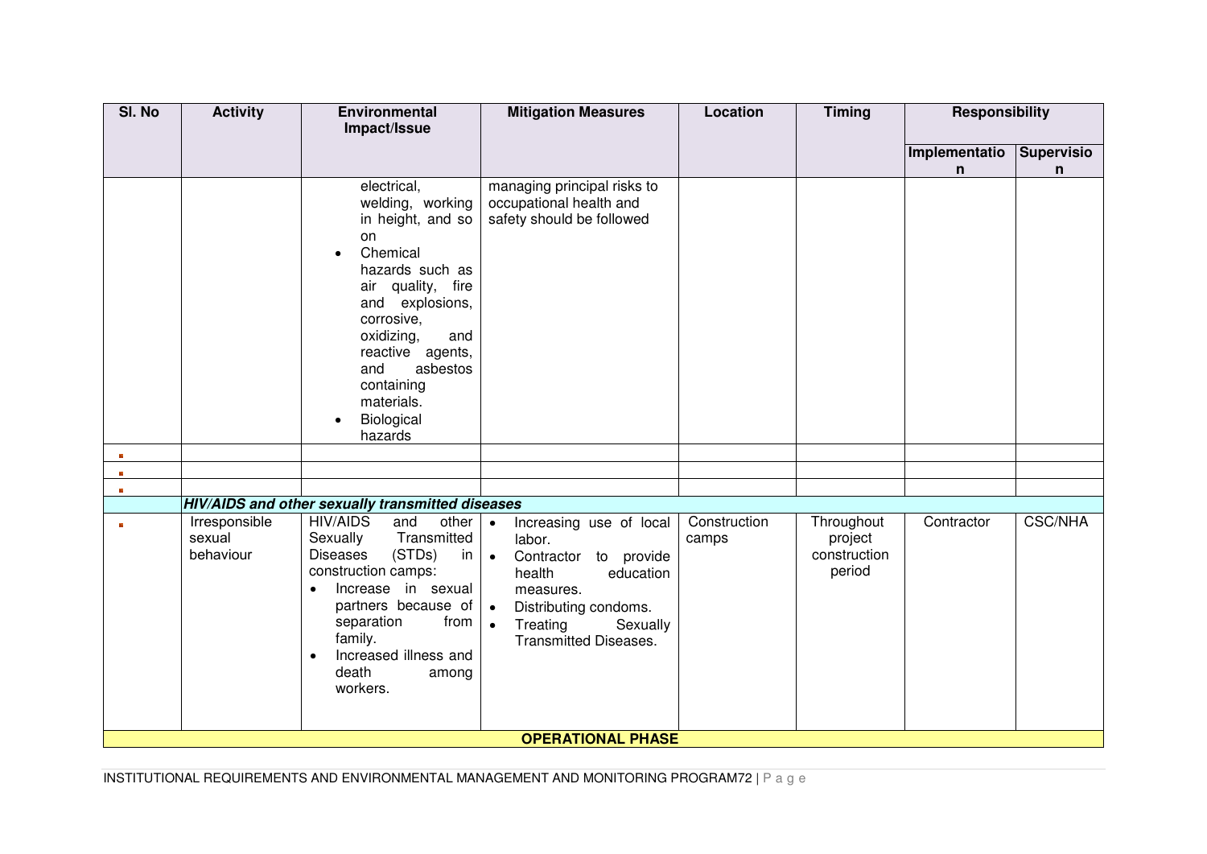| Sl. No | Activity | Environmental Impact/Issue | Mitigation Measures | Location | Timing | Responsibility | |
|---|---|---|---|---|---|---|---|
| | | | | | | Implementation | Supervision |
| | | electrical, welding, working in height, and so on<br>• Chemical hazards such as air quality, fire and explosions, corrosive, oxidizing, and reactive agents, and asbestos containing materials.<br>• Biological hazards | managing principal risks to occupational health and safety should be followed | | | | |
| ▪ | | | | | | | |
| ▪ | | | | | | | |
| ▪ | | | | | | | |
| | ***HIV/AIDS and other sexually transmitted diseases*** | | | | | | |
| ▪ | Irresponsible sexual behaviour | HIV/AIDS and other Sexually Transmitted Diseases (STDs) in construction camps:<br>• Increase in sexual partners because of separation from family.<br>• Increased illness and death among workers. | • Increasing use of local labor.<br>• Contractor to provide health education measures.<br>• Distributing condoms.<br>• Treating Sexually Transmitted Diseases. | Construction camps | Throughout project construction period | Contractor | CSC/NHA |
| **OPERATIONAL PHASE** | | | | | | | |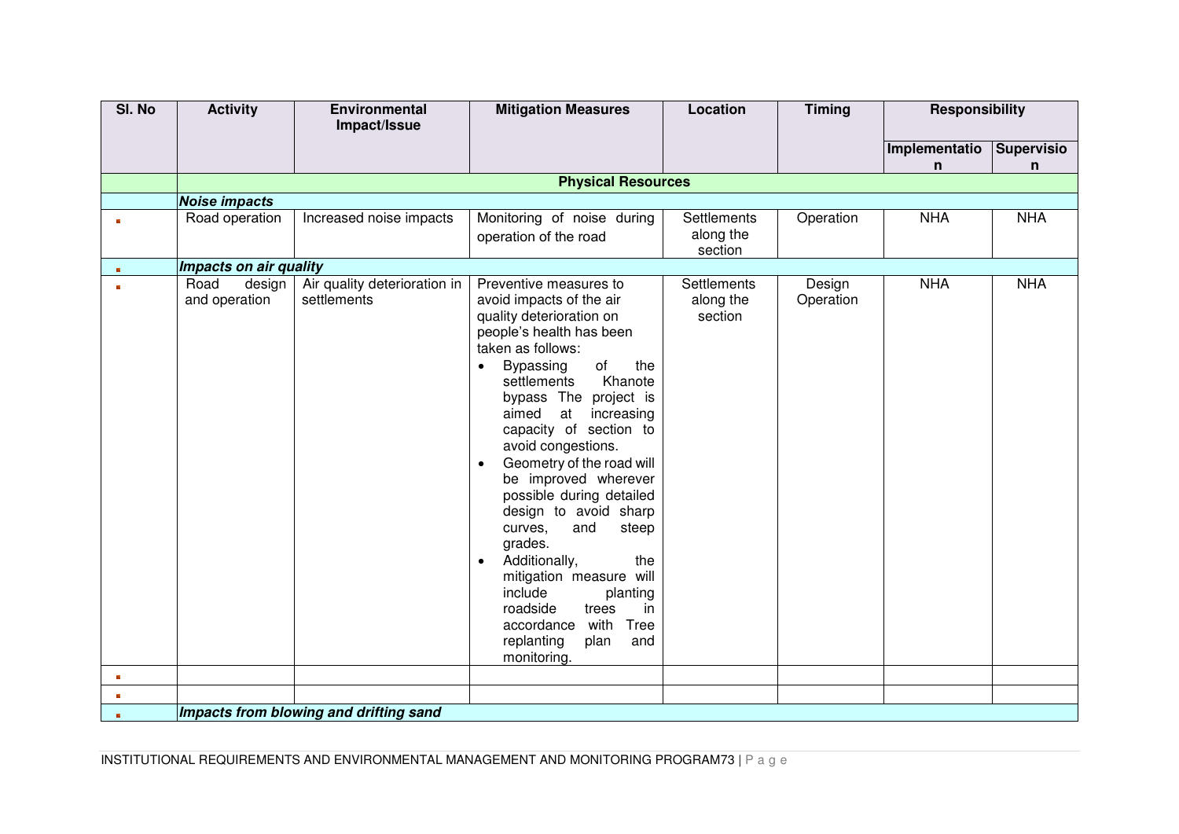| Sl. No | Activity | Environmental Impact/Issue | Mitigation Measures | Location | Timing | Responsibility | |
|---|---|---|---|---|---|---|---|
| | | | | | | Implementation | Supervision |
| | **Physical Resources** | | | | | | |
| | ***Noise impacts*** | | | | | | |
| ▪ | Road operation | Increased noise impacts | Monitoring of noise during operation of the road | Settlements along the section | Operation | NHA | NHA |
| ▪ | ***Impacts on air quality*** | | | | | | |
| ▪ | Road design and operation | Air quality deterioration in settlements | Preventive measures to avoid impacts of the air quality deterioration on people's health has been taken as follows:<br>• Bypassing of the settlements Khanote bypass The project is aimed at increasing capacity of section to avoid congestions.<br>• Geometry of the road will be improved wherever possible during detailed design to avoid sharp curves, and steep grades.<br>• Additionally, the mitigation measure will include planting roadside trees in accordance with Tree replanting plan and monitoring. | Settlements along the section | Design Operation | NHA | NHA |
| ▪ | | | | | | | |
| ▪ | | | | | | | |
| ▪ | ***Impacts from blowing and drifting sand*** | | | | | | |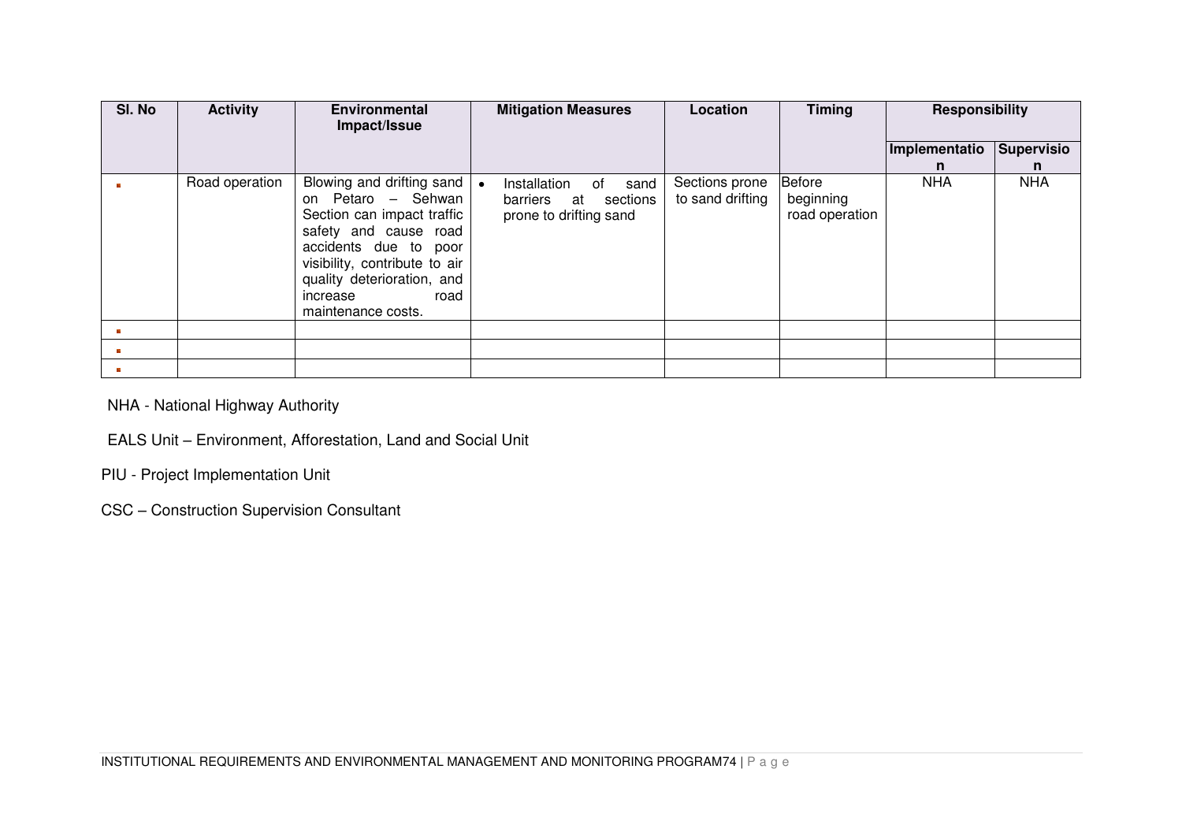| Sl. No | Activity | Environmental Impact/Issue | Mitigation Measures | Location | Timing | Responsibility | |
|---|---|---|---|---|---|---|---|
| | | | | | | Implementation | Supervision |
| ▪ | Road operation | Blowing and drifting sand on Petaro – Sehwan Section can impact traffic safety and cause road accidents due to poor visibility, contribute to air quality deterioration, and increase road maintenance costs. | • Installation of sand barriers at sections prone to drifting sand | Sections prone to sand drifting | Before beginning road operation | NHA | NHA |
| ▪ | | | | | | | |
| ▪ | | | | | | | |
| ▪ | | | | | | | |

NHA - National Highway Authority

EALS Unit – Environment, Afforestation, Land and Social Unit

PIU - Project Implementation Unit

CSC – Construction Supervision Consultant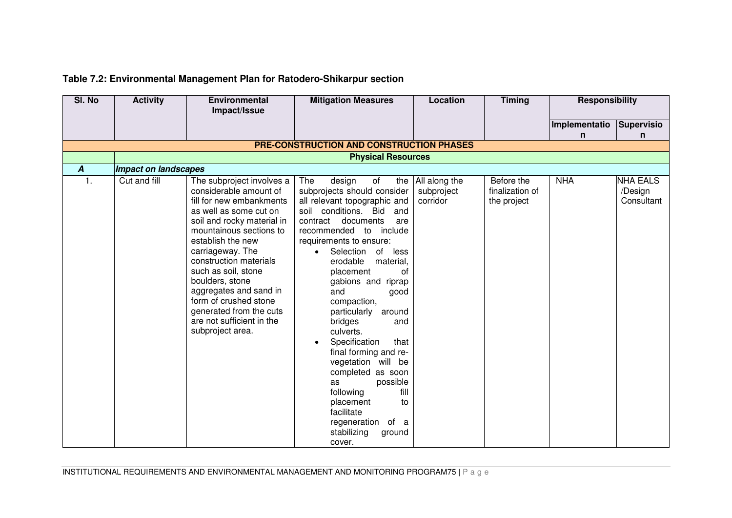**Table 7.2: Environmental Management Plan for Ratodero-Shikarpur section**

| Sl. No | Activity | Environmental Impact/Issue | Mitigation Measures | Location | Timing | Responsibility | |
|---|---|---|---|---|---|---|---|
| | | | | | | Implementation | Supervision |
| **PRE-CONSTRUCTION AND CONSTRUCTION PHASES** | | | | | | | |
| | **Physical Resources** | | | | | | |
| ***A*** | ***Impact on landscapes*** | | | | | | |
| 1. | Cut and fill | The subproject involves a considerable amount of fill for new embankments as well as some cut on soil and rocky material in mountainous sections to establish the new carriageway. The construction materials such as soil, stone boulders, stone aggregates and sand in form of crushed stone generated from the cuts are not sufficient in the subproject area. | The design of the subprojects should consider all relevant topographic and soil conditions. Bid and contract documents are recommended to include requirements to ensure: <br>• Selection of less erodable material, placement of gabions and riprap and good compaction, particularly around bridges and culverts. <br>• Specification that final forming and re-vegetation will be completed as soon as possible following fill placement to facilitate regeneration of a stabilizing ground cover. | All along the subproject corridor | Before the finalization of the project | NHA | NHA EALS /Design Consultant |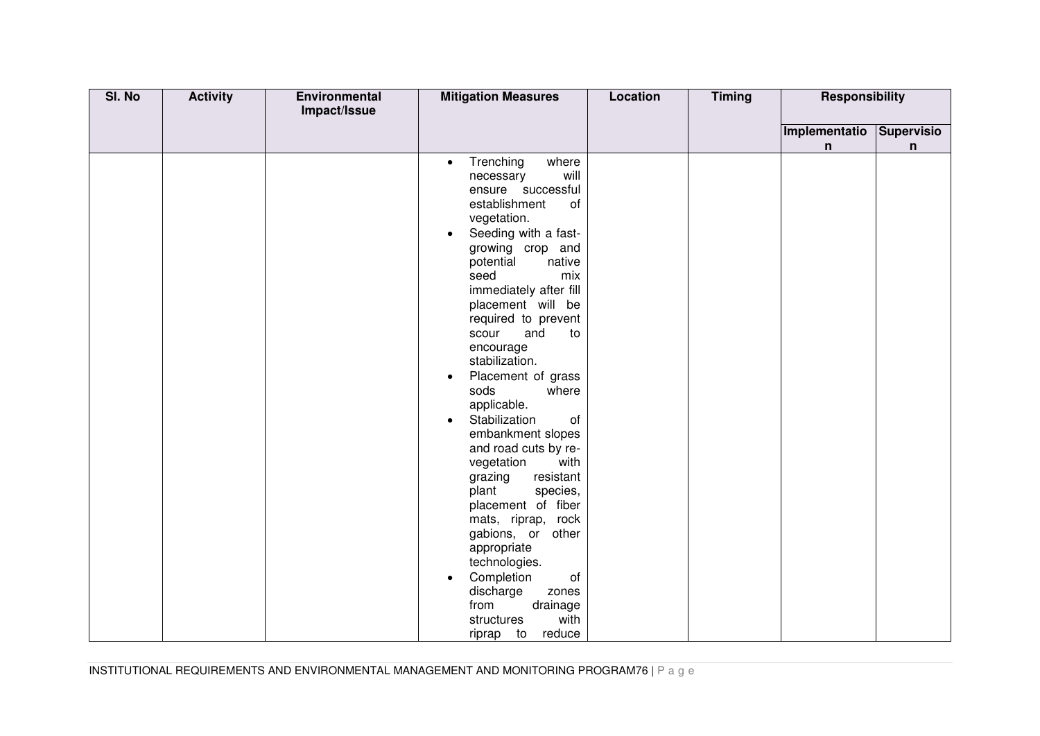| Sl. No | Activity | Environmental Impact/Issue | Mitigation Measures | Location | Timing | Responsibility | |
|---|---|---|---|---|---|---|---|
| | | | | | | Implementation | Supervision |
| | | | • Trenching where necessary will ensure successful establishment of vegetation.<br>• Seeding with a fast-growing crop and potential native seed mix immediately after fill placement will be required to prevent scour and to encourage stabilization.<br>• Placement of grass sods where applicable.<br>• Stabilization of embankment slopes and road cuts by re-vegetation with grazing resistant plant species, placement of fiber mats, riprap, rock gabions, or other appropriate technologies.<br>• Completion of discharge zones from drainage structures with riprap to reduce | | | | |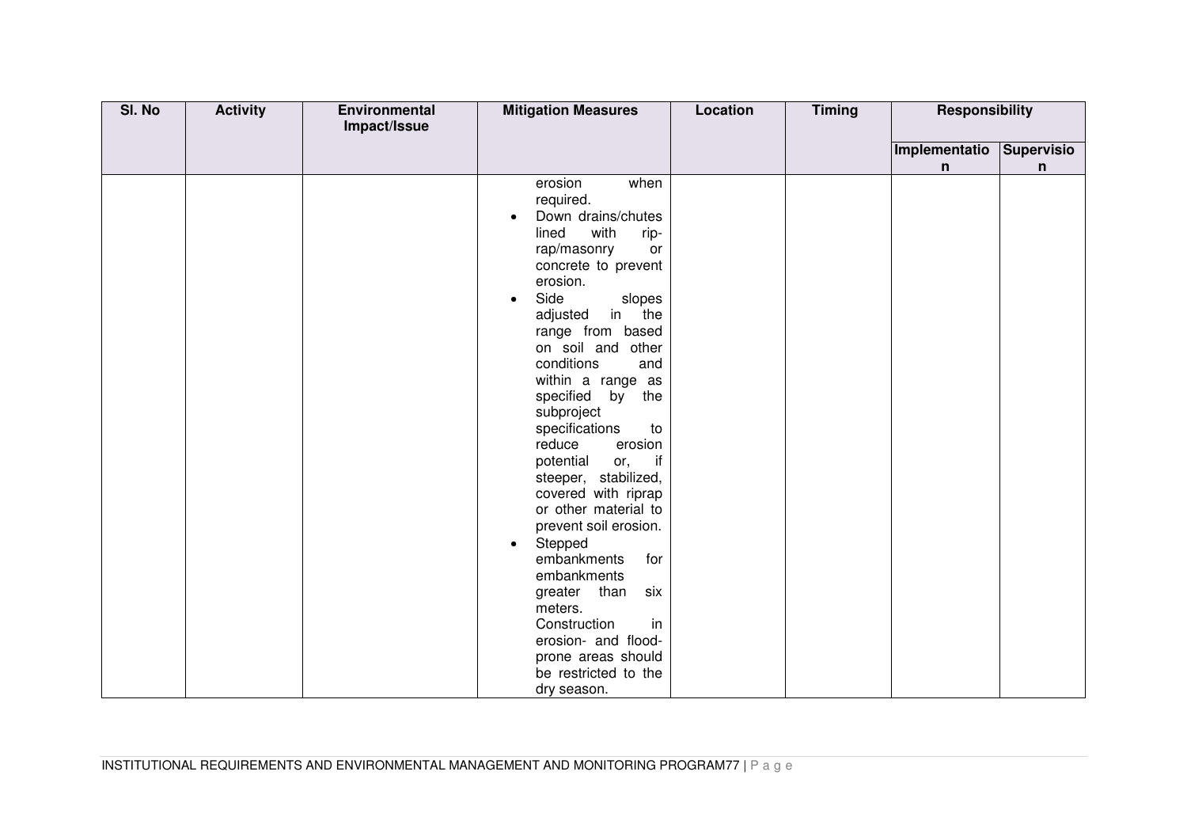| Sl. No | Activity | Environmental Impact/Issue | Mitigation Measures | Location | Timing | Responsibility | |
|---|---|---|---|---|---|---|---|
| | | | | | | Implementation | Supervision |
| | | | erosion when required.<br>• Down drains/chutes lined with rip-rap/masonry or concrete to prevent erosion.<br>• Side slopes adjusted in the range from based on soil and other conditions and within a range as specified by the subproject specifications to reduce erosion potential or, if steeper, stabilized, covered with riprap or other material to prevent soil erosion.<br>• Stepped embankments for embankments greater than six meters.<br>Construction in erosion- and flood-prone areas should be restricted to the dry season. | | | | |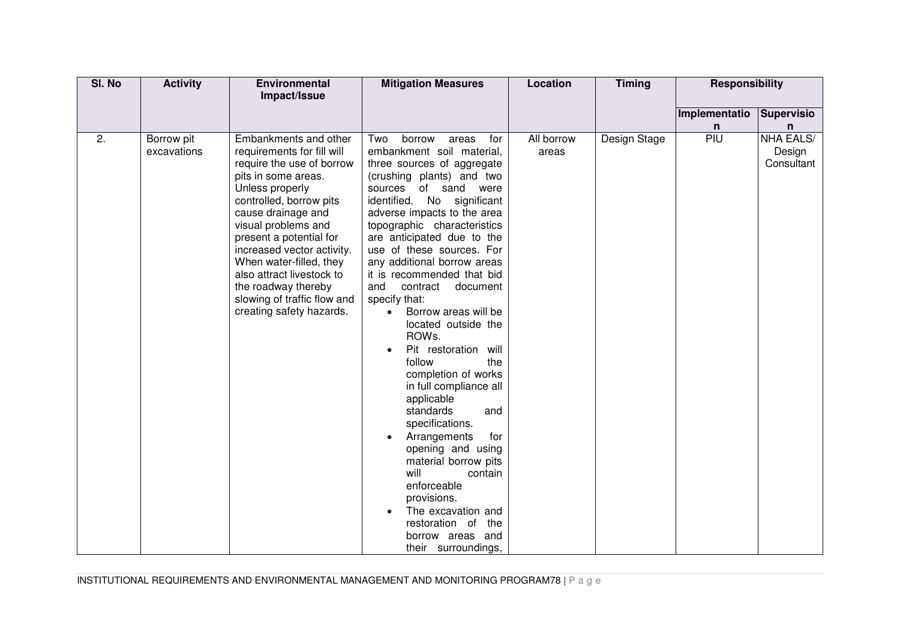| Sl. No | Activity | Environmental Impact/Issue | Mitigation Measures | Location | Timing | Responsibility | |
|---|---|---|---|---|---|---|---|
| | | | | | | Implementation | Supervision |
| 2. | Borrow pit excavations | Embankments and other requirements for fill will require the use of borrow pits in some areas. Unless properly controlled, borrow pits cause drainage and visual problems and present a potential for increased vector activity. When water-filled, they also attract livestock to the roadway thereby slowing of traffic flow and creating safety hazards. | Two borrow areas for embankment soil material, three sources of aggregate (crushing plants) and two sources of sand were identified. No significant adverse impacts to the area topographic characteristics are anticipated due to the use of these sources. For any additional borrow areas it is recommended that bid and contract document specify that: <br>• Borrow areas will be located outside the ROWs. <br>• Pit restoration will follow the completion of works in full compliance all applicable standards and specifications. <br>• Arrangements for opening and using material borrow pits will contain enforceable provisions. <br>• The excavation and restoration of the borrow areas and their surroundings, | All borrow areas | Design Stage | PIU | NHA EALS/ Design Consultant |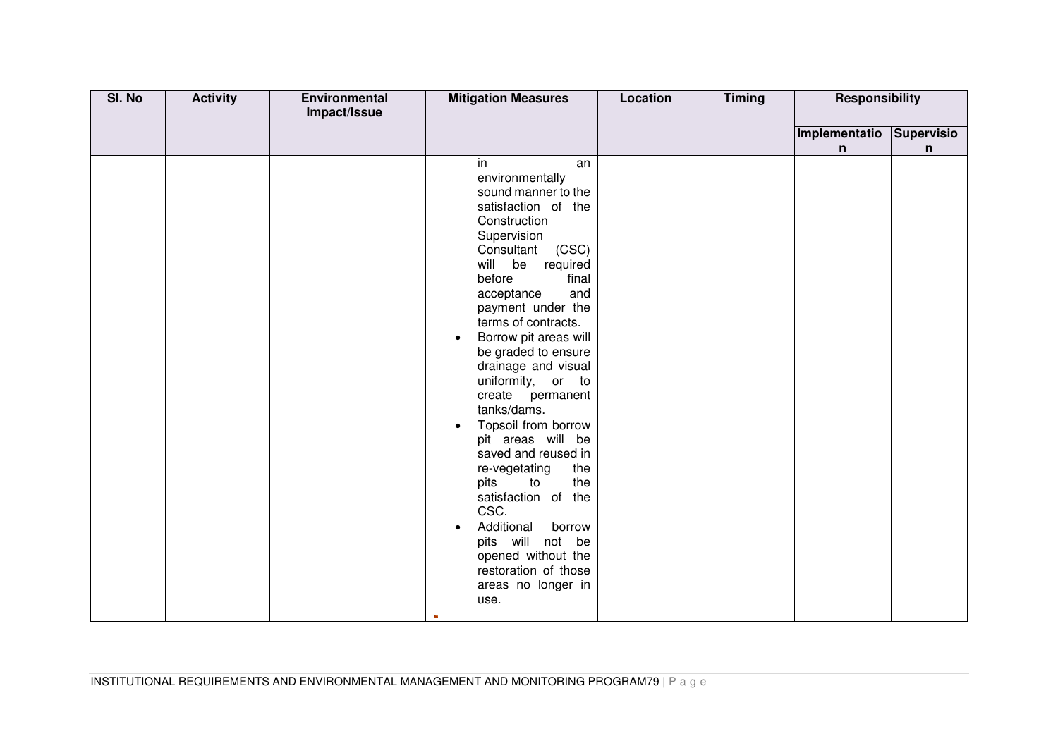| Sl. No | Activity | Environmental Impact/Issue | Mitigation Measures | Location | Timing | Responsibility | |
|---|---|---|---|---|---|---|---|
| | | | | | | Implementation | Supervision |
| | | | in an environmentally sound manner to the satisfaction of the Construction Supervision Consultant (CSC) will be required before final acceptance and payment under the terms of contracts.<br>• Borrow pit areas will be graded to ensure drainage and visual uniformity, or to create permanent tanks/dams.<br>• Topsoil from borrow pit areas will be saved and reused in re-vegetating the pits to the satisfaction of the CSC.<br>• Additional borrow pits will not be opened without the restoration of those areas no longer in use. | | | | |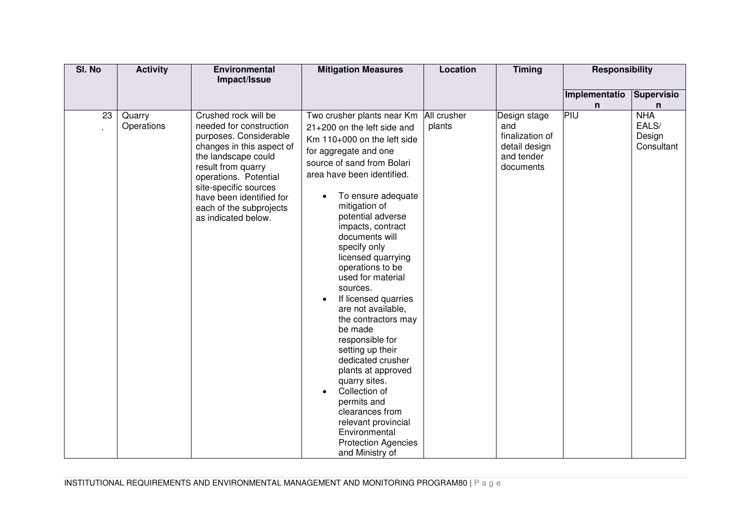| Sl. No | Activity | Environmental Impact/Issue | Mitigation Measures | Location | Timing | Responsibility | |
|---|---|---|---|---|---|---|---|
| | | | | | | Implementation | Supervision |
| 23. | Quarry Operations | Crushed rock will be needed for construction purposes. Considerable changes in this aspect of the landscape could result from quarry operations. Potential site-specific sources have been identified for each of the subprojects as indicated below. | Two crusher plants near Km 21+200 on the left side and Km 110+000 on the left side for aggregate and one source of sand from Bolari area have been identified.<br>• To ensure adequate mitigation of potential adverse impacts, contract documents will specify only licensed quarrying operations to be used for material sources.<br>• If licensed quarries are not available, the contractors may be made responsible for setting up their dedicated crusher plants at approved quarry sites.<br>• Collection of permits and clearances from relevant provincial Environmental Protection Agencies and Ministry of | All crusher plants | Design stage and finalization of detail design and tender documents | PIU | NHA EALS/ Design Consultant |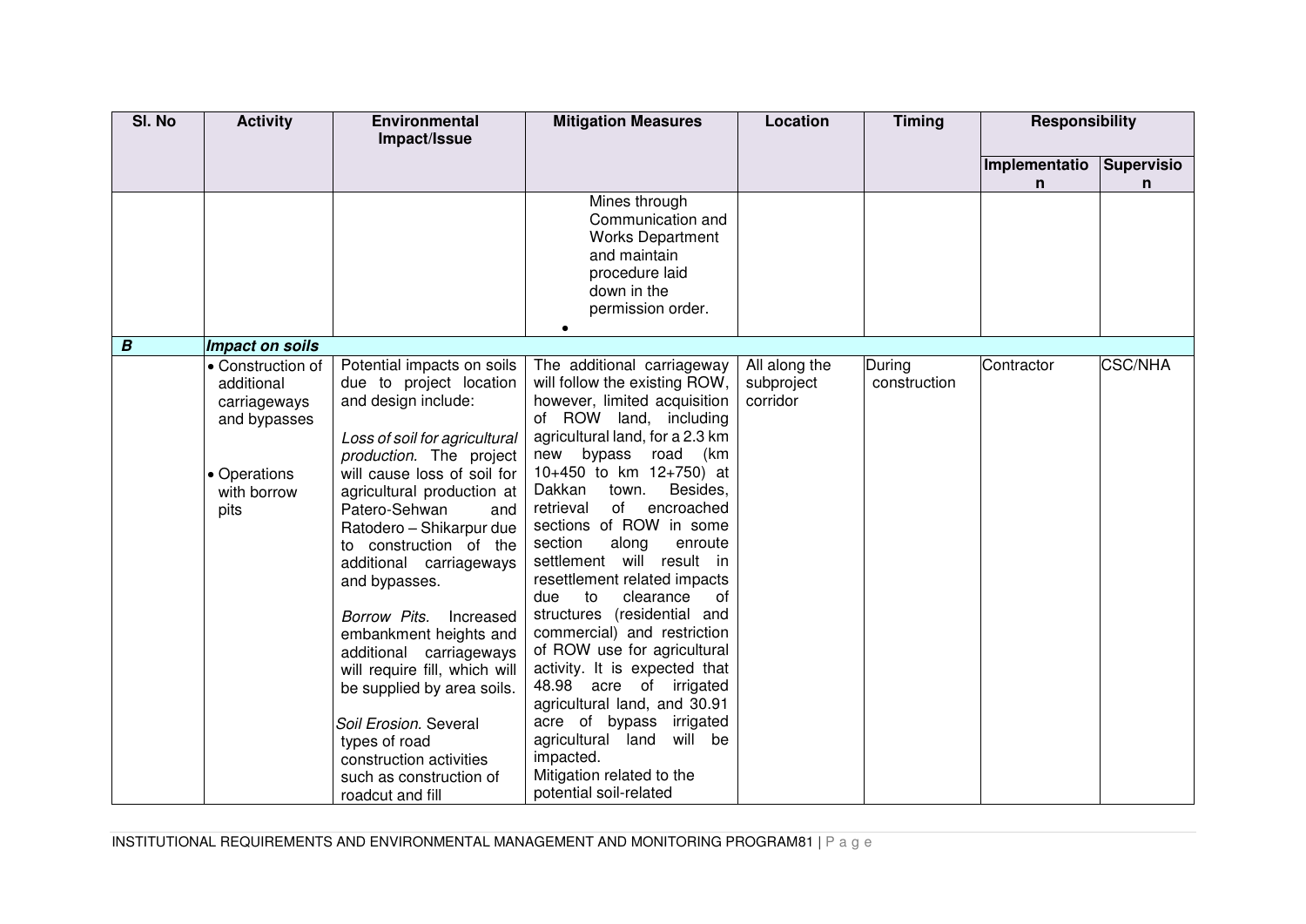| Sl. No | Activity | Environmental Impact/Issue | Mitigation Measures | Location | Timing | Responsibility | |
|---|---|---|---|---|---|---|---|
| | | | | | | Implementation | Supervision |
| | | | Mines through Communication and Works Department and maintain procedure laid down in the permission order. • | | | | |
| ***B*** | ***Impact on soils*** | | | | | | |
| | • Construction of additional carriageways and bypasses<br><br>• Operations with borrow pits | Potential impacts on soils due to project location and design include:<br><br>*Loss of soil for agricultural production.* The project will cause loss of soil for agricultural production at Patero-Sehwan and Ratodero – Shikarpur due to construction of the additional carriageways and bypasses.<br><br>*Borrow Pits.* Increased embankment heights and additional carriageways will require fill, which will be supplied by area soils.<br><br>*Soil Erosion.* Several types of road construction activities such as construction of roadcut and fill | The additional carriageway will follow the existing ROW, however, limited acquisition of ROW land, including agricultural land, for a 2.3 km new bypass road (km 10+450 to km 12+750) at Dakkan town. Besides, retrieval of encroached sections of ROW in some section along enroute settlement will result in resettlement related impacts due to clearance of structures (residential and commercial) and restriction of ROW use for agricultural activity. It is expected that 48.98 acre of irrigated agricultural land, and 30.91 acre of bypass irrigated agricultural land will be impacted.<br>Mitigation related to the potential soil-related | All along the subproject corridor | During construction | Contractor | CSC/NHA |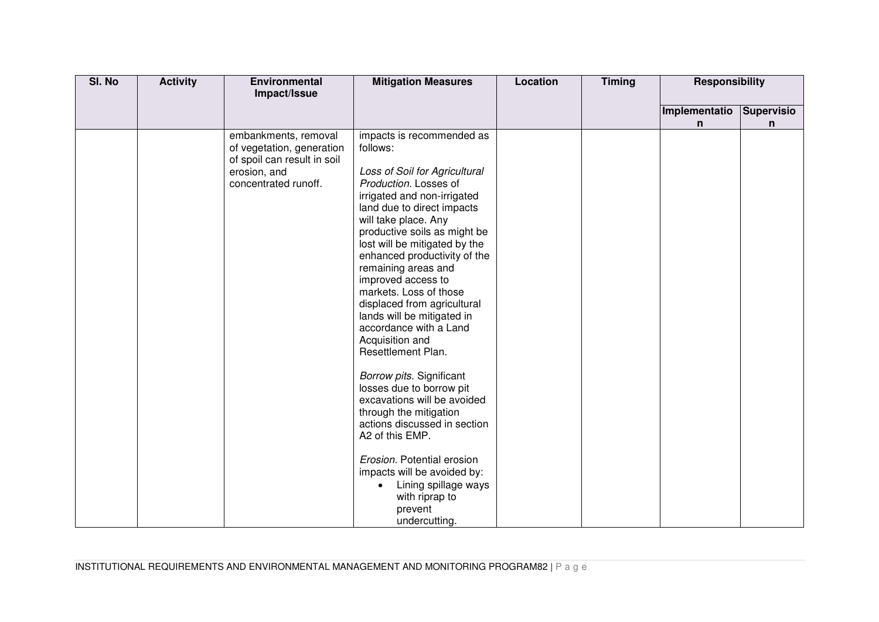| Sl. No | Activity | Environmental Impact/Issue | Mitigation Measures | Location | Timing | Responsibility | |
|---|---|---|---|---|---|---|---|
| | | | | | | Implementation | Supervision |
| | | embankments, removal of vegetation, generation of spoil can result in soil erosion, and concentrated runoff. | impacts is recommended as follows:<br><br>*Loss of Soil for Agricultural Production.* Losses of irrigated and non-irrigated land due to direct impacts will take place. Any productive soils as might be lost will be mitigated by the enhanced productivity of the remaining areas and improved access to markets. Loss of those displaced from agricultural lands will be mitigated in accordance with a Land Acquisition and Resettlement Plan.<br><br>*Borrow pits.* Significant losses due to borrow pit excavations will be avoided through the mitigation actions discussed in section A2 of this EMP.<br><br>*Erosion*. Potential erosion impacts will be avoided by:<br>• Lining spillage ways with riprap to prevent undercutting. | | | | |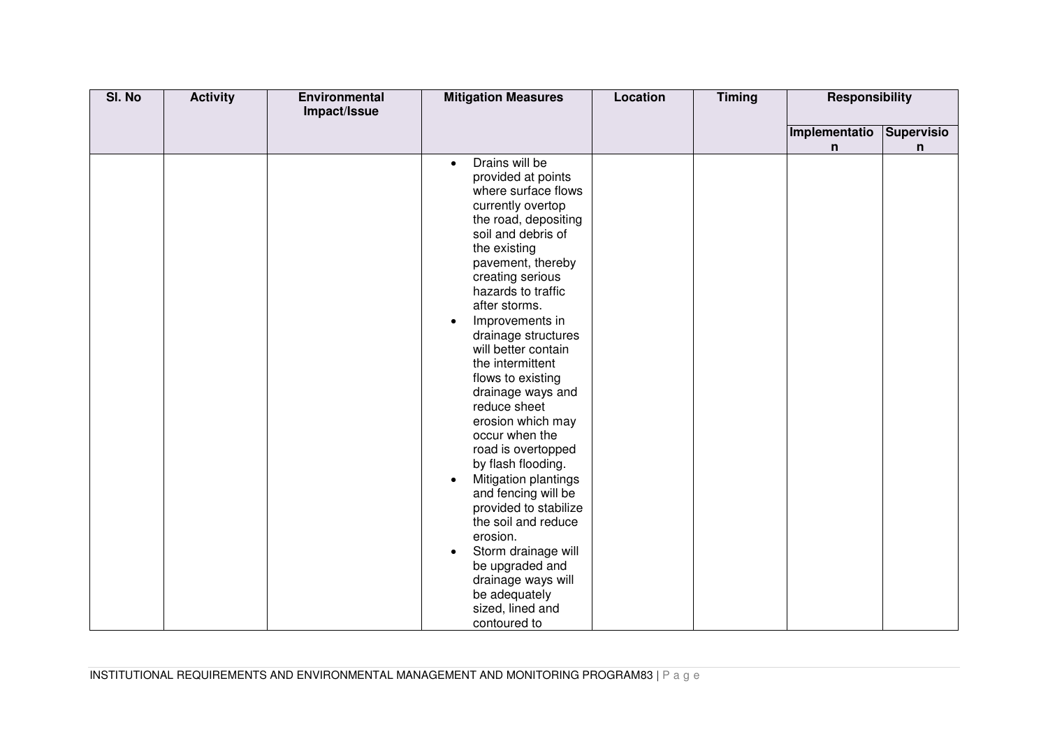| Sl. No | Activity | Environmental Impact/Issue | Mitigation Measures | Location | Timing | Responsibility | |
|---|---|---|---|---|---|---|---|
| | | | | | | Implementation | Supervision |
| | | | • Drains will be provided at points where surface flows currently overtop the road, depositing soil and debris of the existing pavement, thereby creating serious hazards to traffic after storms.<br>• Improvements in drainage structures will better contain the intermittent flows to existing drainage ways and reduce sheet erosion which may occur when the road is overtopped by flash flooding.<br>• Mitigation plantings and fencing will be provided to stabilize the soil and reduce erosion.<br>• Storm drainage will be upgraded and drainage ways will be adequately sized, lined and contoured to | | | | |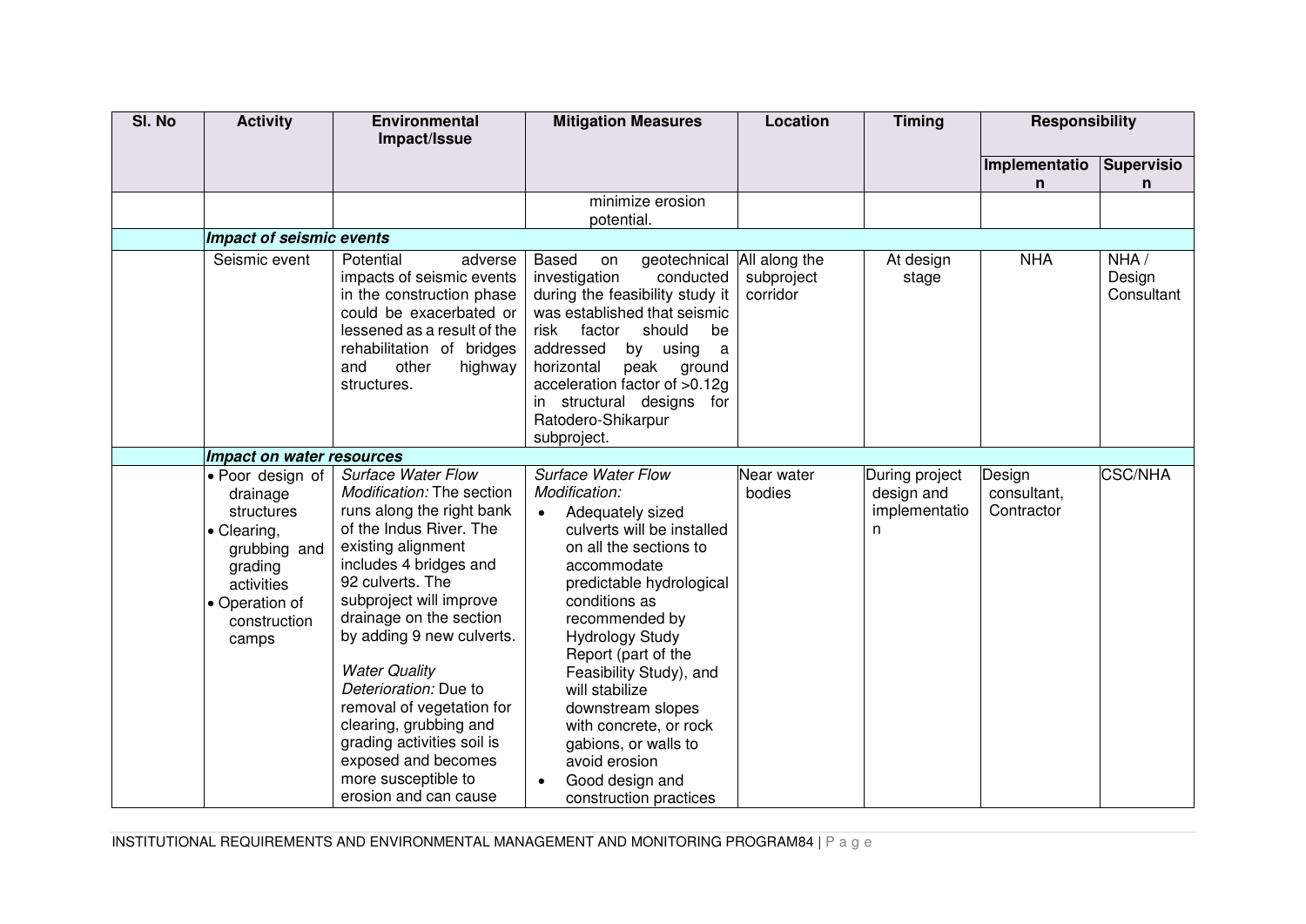| Sl. No | Activity | Environmental Impact/Issue | Mitigation Measures | Location | Timing | Responsibility | |
|---|---|---|---|---|---|---|---|
| | | | | | | Implementation | Supervision |
| | | | minimize erosion potential. | | | | |
| | ***Impact of seismic events*** | | | | | | |
| | Seismic event | Potential adverse impacts of seismic events in the construction phase could be exacerbated or lessened as a result of the rehabilitation of bridges and other highway structures. | Based on geotechnical investigation conducted during the feasibility study it was established that seismic risk factor should be addressed by using a horizontal peak ground acceleration factor of >0.12g in structural designs for Ratodero-Shikarpur subproject. | All along the subproject corridor | At design stage | NHA | NHA / Design Consultant |
| | ***Impact on water resources*** | | | | | | |
| | • Poor design of drainage structures<br>• Clearing, grubbing and grading activities<br>• Operation of construction camps | *Surface Water Flow Modification:* The section runs along the right bank of the Indus River. The existing alignment includes 4 bridges and 92 culverts. The subproject will improve drainage on the section by adding 9 new culverts.<br><br>*Water Quality Deterioration:* Due to removal of vegetation for clearing, grubbing and grading activities soil is exposed and becomes more susceptible to erosion and can cause | *Surface Water Flow Modification:*<br>• Adequately sized culverts will be installed on all the sections to accommodate predictable hydrological conditions as recommended by Hydrology Study Report (part of the Feasibility Study), and will stabilize downstream slopes with concrete, or rock gabions, or walls to avoid erosion<br>• Good design and construction practices | Near water bodies | During project design and implementation | Design consultant, Contractor | CSC/NHA |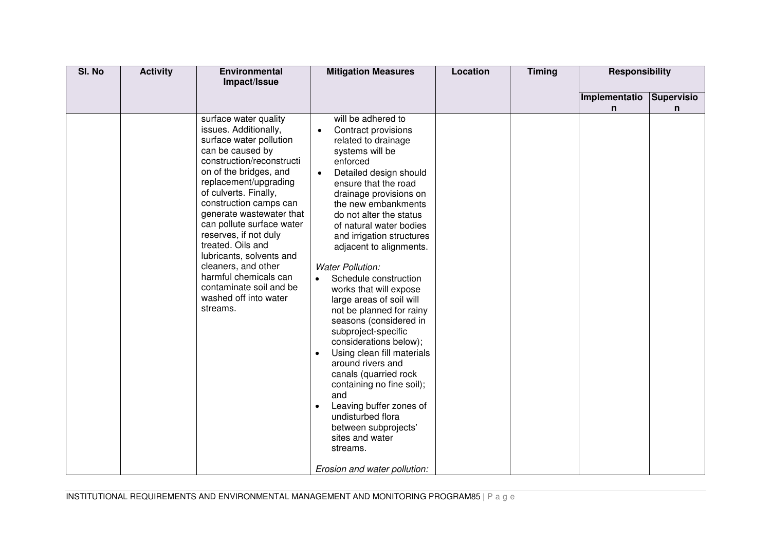| Sl. No | Activity | Environmental Impact/Issue | Mitigation Measures | Location | Timing | Responsibility | |
|---|---|---|---|---|---|---|---|
| | | | | | | Implementation | Supervision |
| | | surface water quality issues. Additionally, surface water pollution can be caused by construction/reconstruction of the bridges, and replacement/upgrading of culverts. Finally, construction camps can generate wastewater that can pollute surface water reserves, if not duly treated. Oils and lubricants, solvents and cleaners, and other harmful chemicals can contaminate soil and be washed off into water streams. | will be adhered to<br>• Contract provisions related to drainage systems will be enforced<br>• Detailed design should ensure that the road drainage provisions on the new embankments do not alter the status of natural water bodies and irrigation structures adjacent to alignments.<br><br>*Water Pollution:*<br>• Schedule construction works that will expose large areas of soil will not be planned for rainy seasons (considered in subproject-specific considerations below);<br>• Using clean fill materials around rivers and canals (quarried rock containing no fine soil); and<br>• Leaving buffer zones of undisturbed flora between subprojects' sites and water streams.<br><br>*Erosion and water pollution:* | | | | |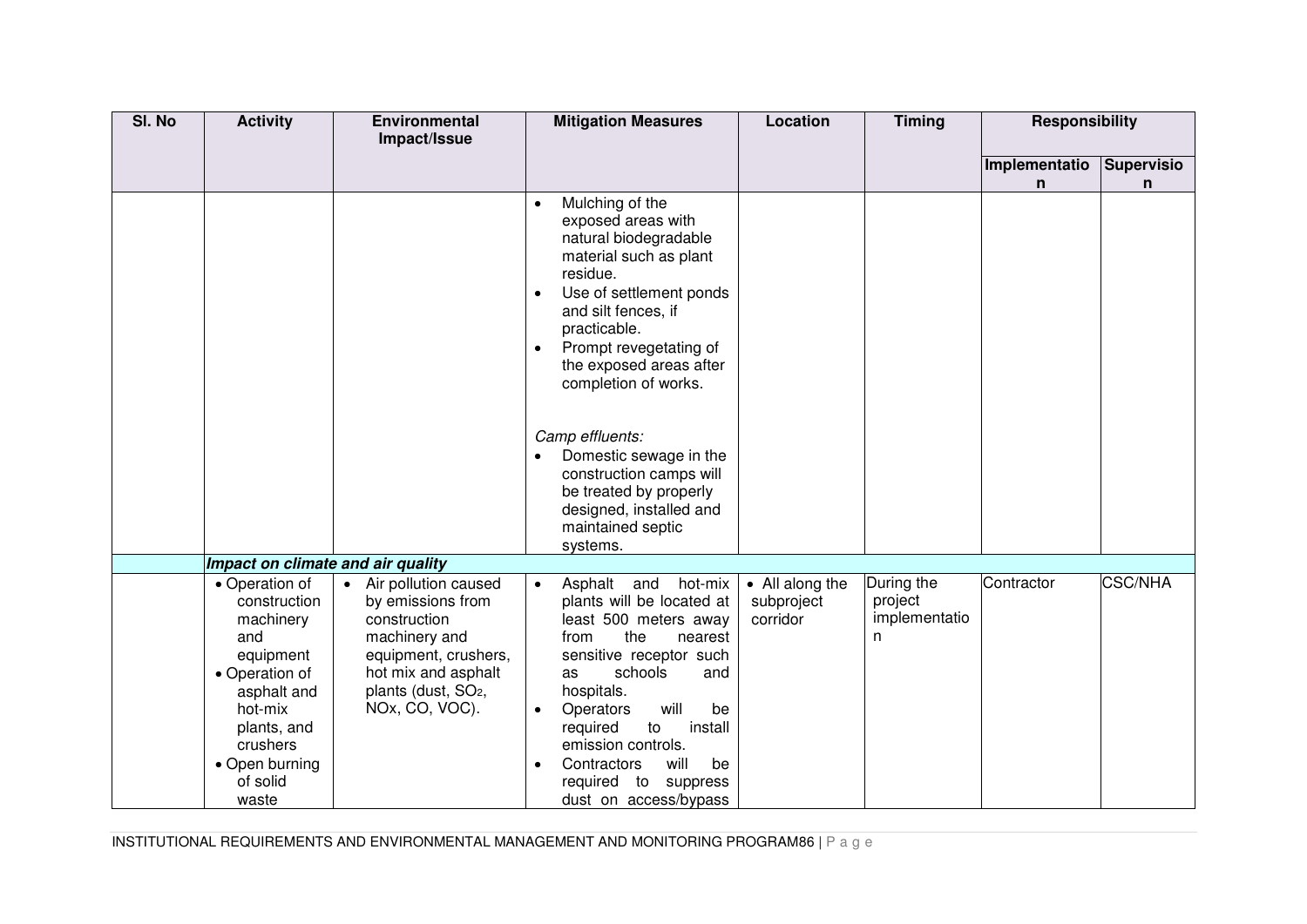| Sl. No | Activity | Environmental Impact/Issue | Mitigation Measures | Location | Timing | Responsibility | |
|---|---|---|---|---|---|---|---|
| | | | | | | Implementation | Supervision |
| | | | • Mulching of the exposed areas with natural biodegradable material such as plant residue.<br>• Use of settlement ponds and silt fences, if practicable.<br>• Prompt revegetating of the exposed areas after completion of works.<br><br>*Camp effluents:*<br>• Domestic sewage in the construction camps will be treated by properly designed, installed and maintained septic systems. | | | | |
| | ***Impact on climate and air quality*** | | | | | | |
| | • Operation of construction machinery and equipment<br>• Operation of asphalt and hot-mix plants, and crushers<br>• Open burning of solid waste | • Air pollution caused by emissions from construction machinery and equipment, crushers, hot mix and asphalt plants (dust, $SO_2$, NOx, CO, VOC). | • Asphalt and hot-mix plants will be located at least 500 meters away from the nearest sensitive receptor such as schools and hospitals.<br>• Operators will be required to install emission controls.<br>• Contractors will be required to suppress dust on access/bypass | • All along the subproject corridor | During the project implementation | Contractor | CSC/NHA |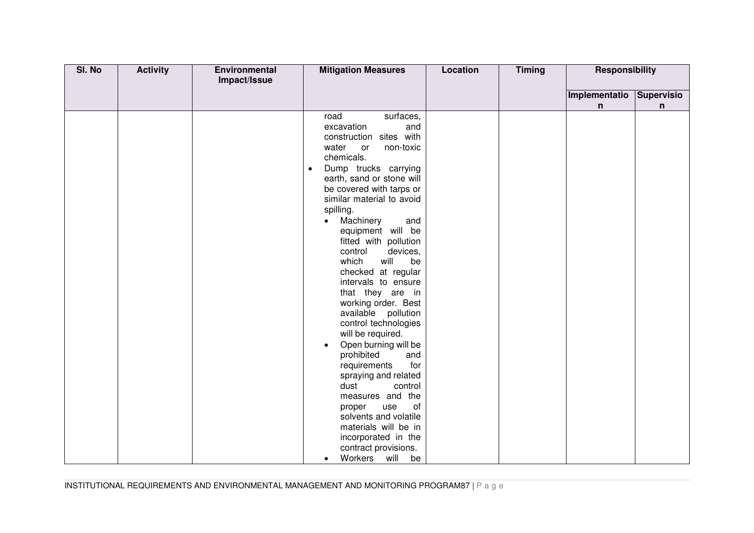| Sl. No | Activity | Environmental Impact/Issue | Mitigation Measures | Location | Timing | Responsibility | |
|---|---|---|---|---|---|---|---|
| | | | | | | Implementation | Supervision |
| | | | road surfaces, excavation and construction sites with water or non-toxic chemicals.<br>• Dump trucks carrying earth, sand or stone will be covered with tarps or similar material to avoid spilling.<br>• Machinery and equipment will be fitted with pollution control devices, which will be checked at regular intervals to ensure that they are in working order. Best available pollution control technologies will be required.<br>• Open burning will be prohibited and requirements for spraying and related dust control measures and the proper use of solvents and volatile materials will be in incorporated in the contract provisions.<br>• Workers will be | | | | |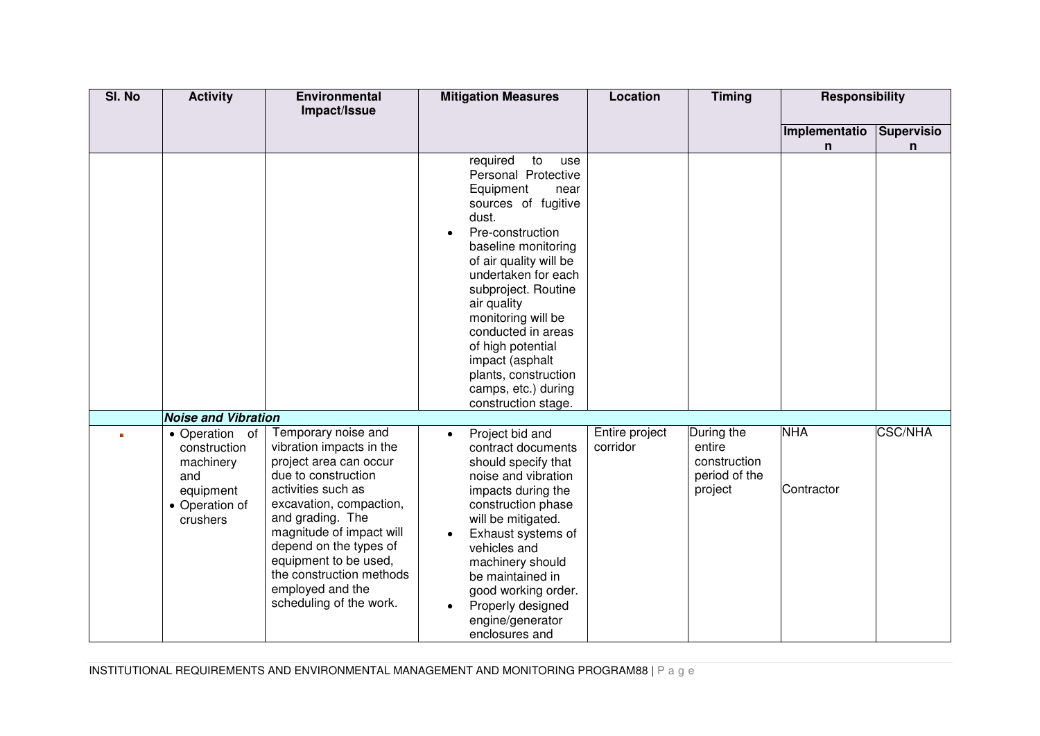| Sl. No | Activity | Environmental Impact/Issue | Mitigation Measures | Location | Timing | Responsibility | |
|---|---|---|---|---|---|---|---|
| | | | | | | Implementation | Supervision |
| | | | required to use Personal Protective Equipment near sources of fugitive dust.<br>• Pre-construction baseline monitoring of air quality will be undertaken for each subproject. Routine air quality monitoring will be conducted in areas of high potential impact (asphalt plants, construction camps, etc.) during construction stage. | | | | |
| | ***Noise and Vibration*** | | | | | | |
| ▪ | • Operation of construction machinery and equipment<br>• Operation of crushers | Temporary noise and vibration impacts in the project area can occur due to construction activities such as excavation, compaction, and grading. The magnitude of impact will depend on the types of equipment to be used, the construction methods employed and the scheduling of the work. | • Project bid and contract documents should specify that noise and vibration impacts during the construction phase will be mitigated.<br>• Exhaust systems of vehicles and machinery should be maintained in good working order.<br>• Properly designed engine/generator enclosures and | Entire project corridor | During the entire construction period of the project | NHA<br><br>Contractor | CSC/NHA |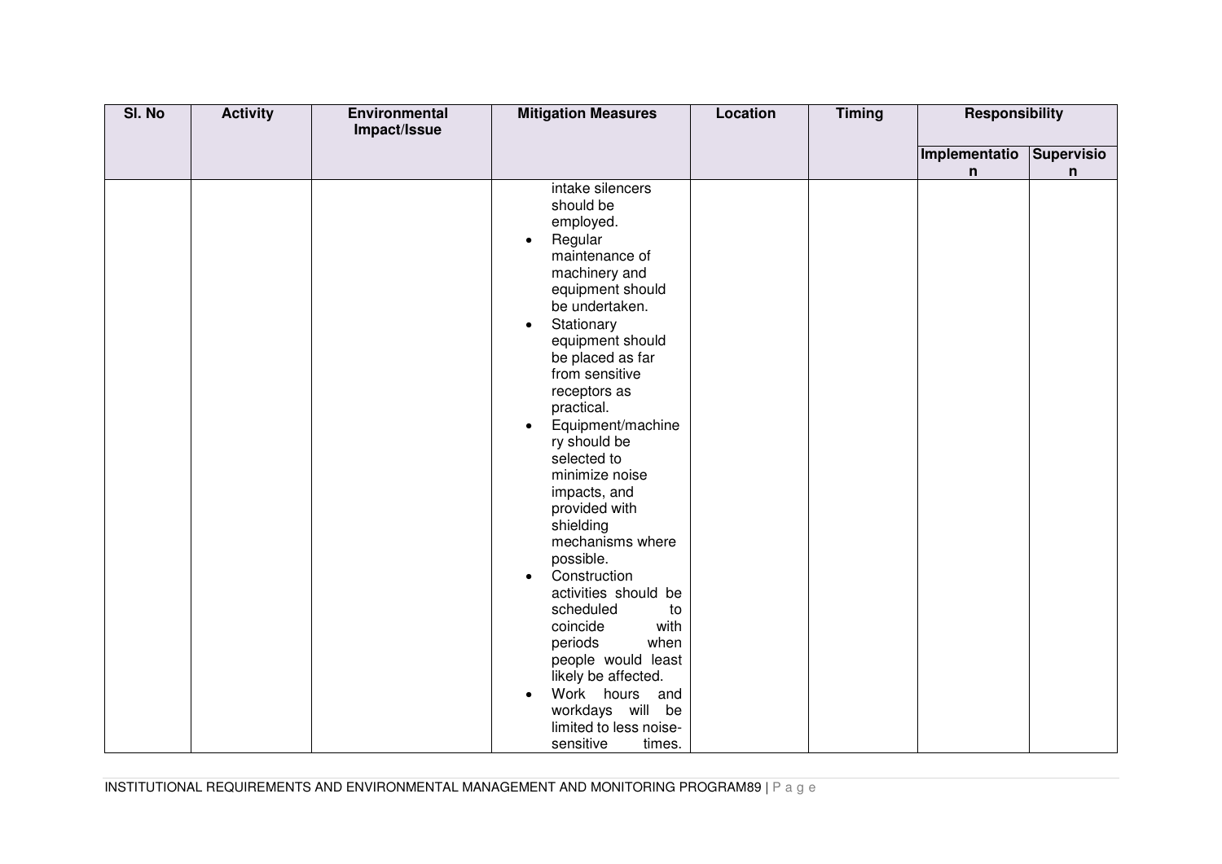| Sl. No | Activity | Environmental Impact/Issue | Mitigation Measures | Location | Timing | Responsibility | |
|---|---|---|---|---|---|---|---|
| | | | | | | Implementation | Supervision |
| | | | intake silencers should be employed.<br>• Regular maintenance of machinery and equipment should be undertaken.<br>• Stationary equipment should be placed as far from sensitive receptors as practical.<br>• Equipment/machinery should be selected to minimize noise impacts, and provided with shielding mechanisms where possible.<br>• Construction activities should be scheduled to coincide with periods when people would least likely be affected.<br>• Work hours and workdays will be limited to less noise-sensitive times. | | | | |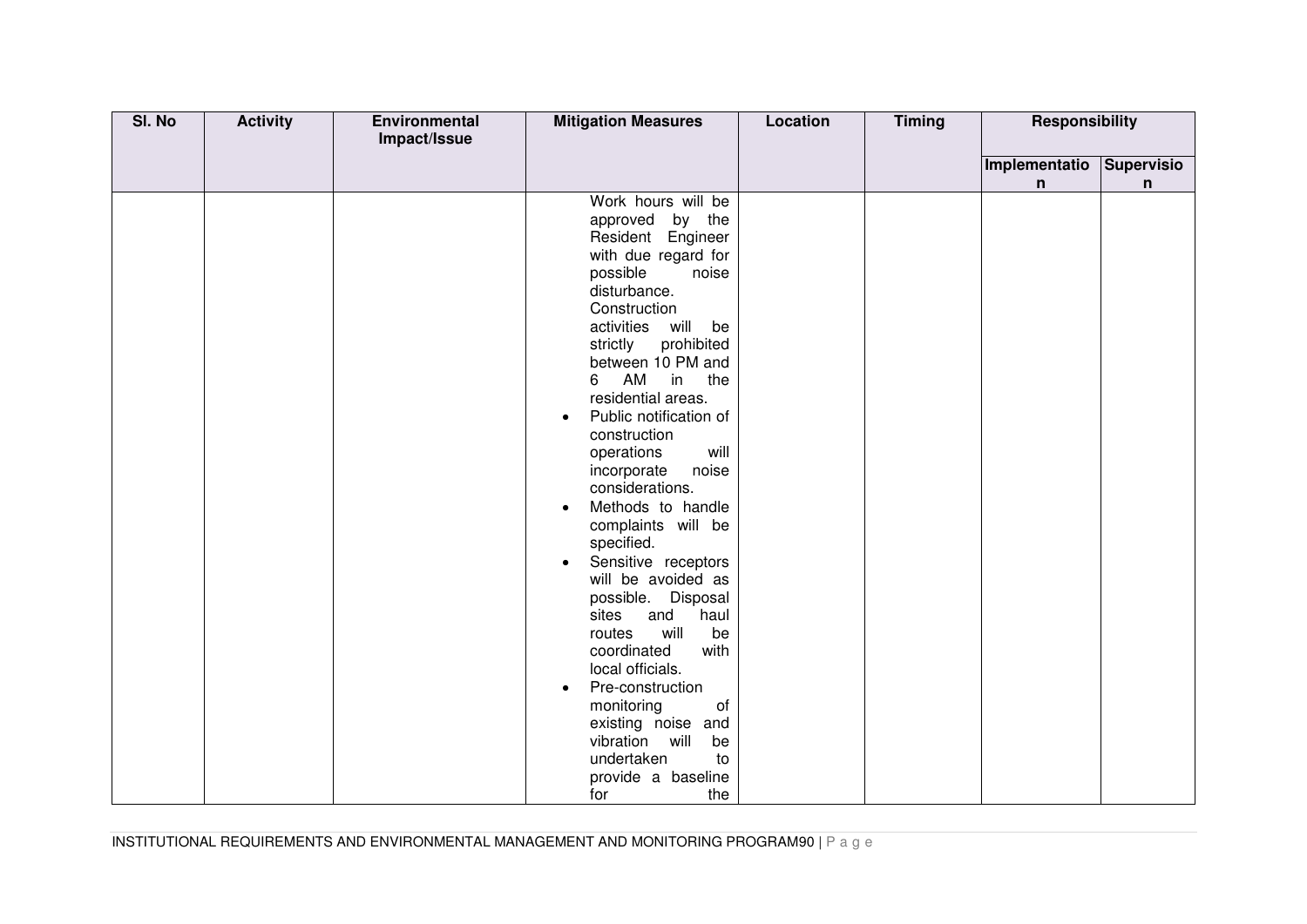| Sl. No | Activity | Environmental Impact/Issue | Mitigation Measures | Location | Timing | Responsibility | |
|---|---|---|---|---|---|---|---|
| | | | | | | Implementation | Supervision |
| | | | Work hours will be approved by the Resident Engineer with due regard for possible noise disturbance. Construction activities will be strictly prohibited between 10 PM and 6 AM in the residential areas.<br>• Public notification of construction operations will incorporate noise considerations.<br>• Methods to handle complaints will be specified.<br>• Sensitive receptors will be avoided as possible. Disposal sites and haul routes will be coordinated with local officials.<br>• Pre-construction monitoring of existing noise and vibration will be undertaken to provide a baseline for the | | | | |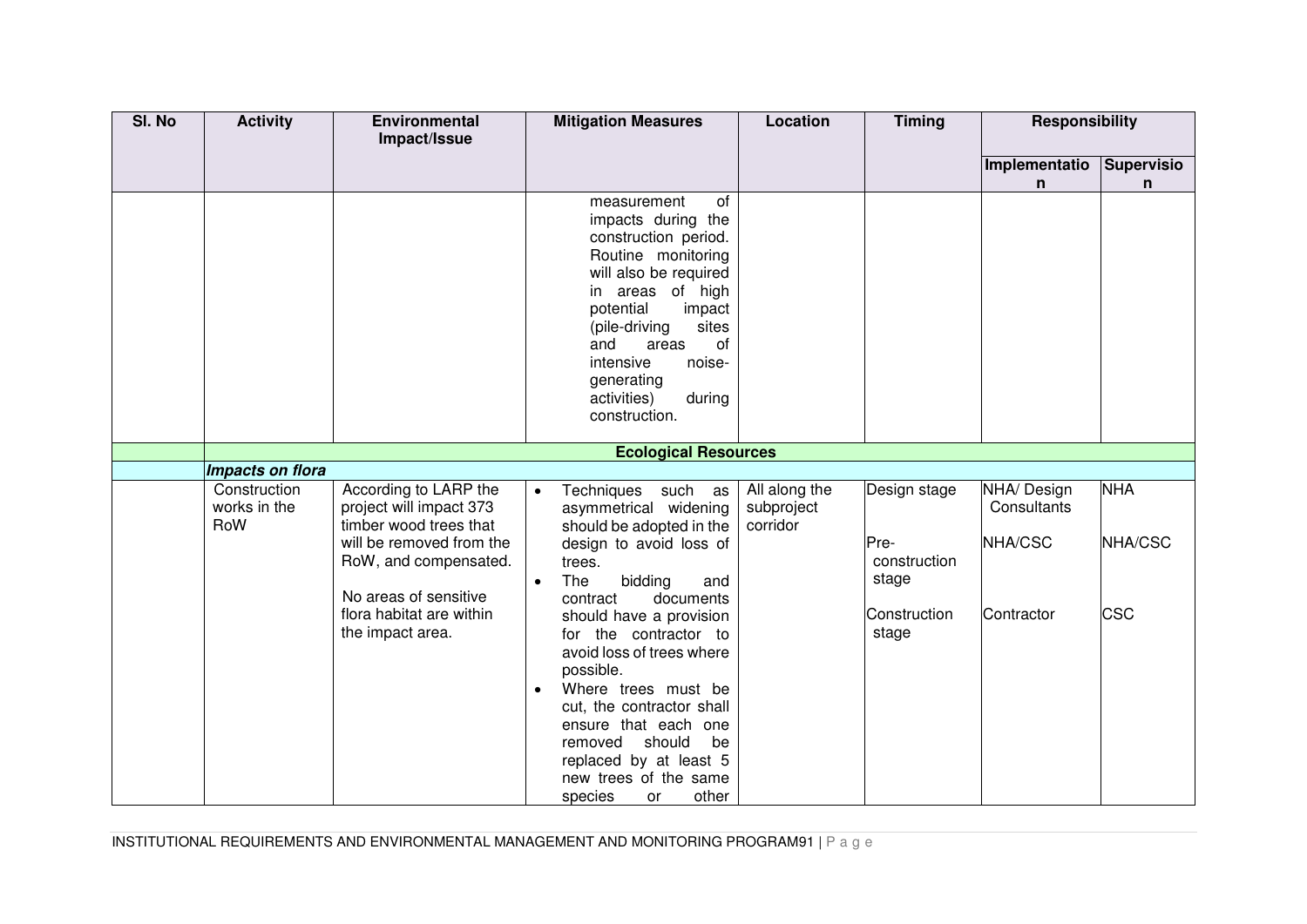| Sl. No | Activity | Environmental Impact/Issue | Mitigation Measures | Location | Timing | Responsibility | |
|---|---|---|---|---|---|---|---|
| | | | | | | Implementation | Supervision |
| | | | measurement of impacts during the construction period. Routine monitoring will also be required in areas of high potential impact (pile-driving sites and areas of intensive noise-generating activities) during construction. | | | | |
| | **Ecological Resources** | | | | | | |
| | ***Impacts on flora*** | | | | | | |
| | Construction works in the RoW | According to LARP the project will impact 373 timber wood trees that will be removed from the RoW, and compensated.<br><br>No areas of sensitive flora habitat are within the impact area. | • Techniques such as asymmetrical widening should be adopted in the design to avoid loss of trees.<br>• The bidding and contract documents should have a provision for the contractor to avoid loss of trees where possible.<br>• Where trees must be cut, the contractor shall ensure that each one removed should be replaced by at least 5 new trees of the same species or other | All along the subproject corridor | Design stage<br><br>Pre-construction stage<br><br>Construction stage | NHA/ Design Consultants<br><br>NHA/CSC<br><br>Contractor | NHA<br><br>NHA/CSC<br><br>CSC |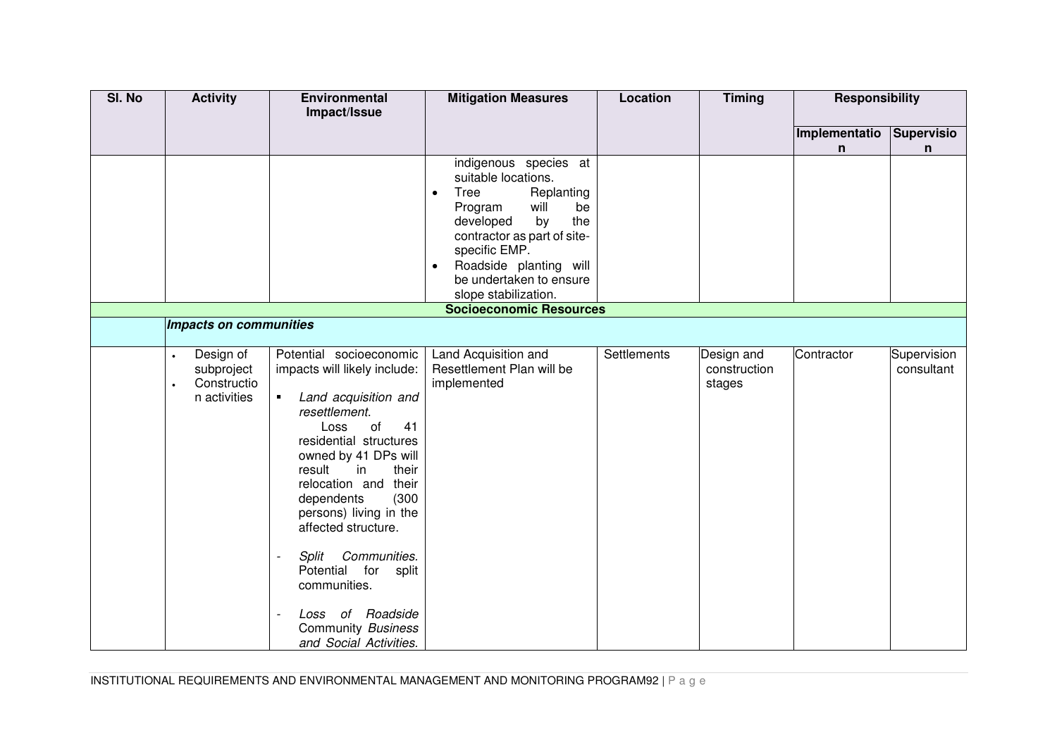| Sl. No | Activity | Environmental Impact/Issue | Mitigation Measures | Location | Timing | Responsibility | |
|---|---|---|---|---|---|---|---|
| | | | | | | Implementation | Supervision |
| | | | indigenous species at suitable locations.<br>• Tree Replanting Program will be developed by the contractor as part of site-specific EMP.<br>• Roadside planting will be undertaken to ensure slope stabilization. | | | | |
| **Socioeconomic Resources** | | | | | | | |
| | ***Impacts on communities*** | | | | | | |
| | • Design of subproject<br>• Construction activities | Potential socioeconomic impacts will likely include:<br>▪ *Land acquisition and resettlement.* Loss of 41 residential structures owned by 41 DPs will result in their relocation and their dependents (300 persons) living in the affected structure.<br>- *Split Communities.* Potential for split communities.<br>- *Loss of Roadside* Community *Business and Social Activities.* | Land Acquisition and Resettlement Plan will be implemented | Settlements | Design and construction stages | Contractor | Supervision consultant |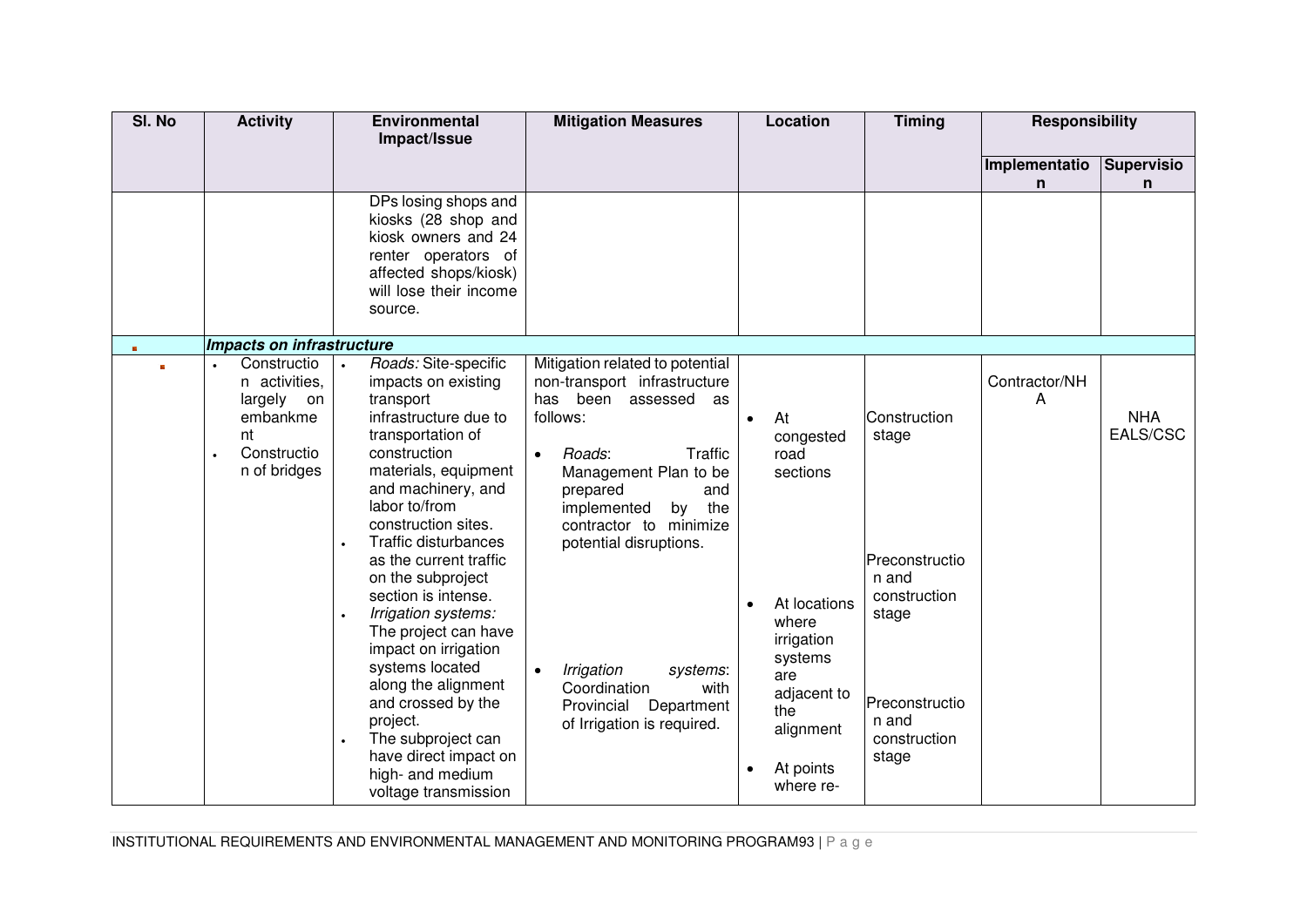| Sl. No | Activity | Environmental Impact/Issue | Mitigation Measures | Location | Timing | Responsibility | |
|---|---|---|---|---|---|---|---|
| | | | | | | Implementation | Supervision |
| | | DPs losing shops and kiosks (28 shop and kiosk owners and 24 renter operators of affected shops/kiosk) will lose their income source. | | | | | |
| ▪ | ***Impacts on infrastructure*** | | | | | | |
| ▪ | • Construction activities, largely on embankment<br>• Construction of bridges | • *Roads:* Site-specific impacts on existing transport infrastructure due to transportation of construction materials, equipment and machinery, and labor to/from construction sites.<br>• Traffic disturbances as the current traffic on the subproject section is intense.<br>• *Irrigation systems:* The project can have impact on irrigation systems located along the alignment and crossed by the project.<br>• The subproject can have direct impact on high- and medium voltage transmission | Mitigation related to potential non-transport infrastructure has been assessed as follows:<br>• *Roads*: Traffic Management Plan to be prepared and implemented by the contractor to minimize potential disruptions.<br>• *Irrigation systems*: Coordination with Provincial Department of Irrigation is required. | • At congested road sections<br>• At locations where irrigation systems are adjacent to the alignment<br>• At points where re- | Construction stage<br><br>Preconstruction and construction stage<br><br>Preconstruction and construction stage | Contractor/NHA | NHA EALS/CSC |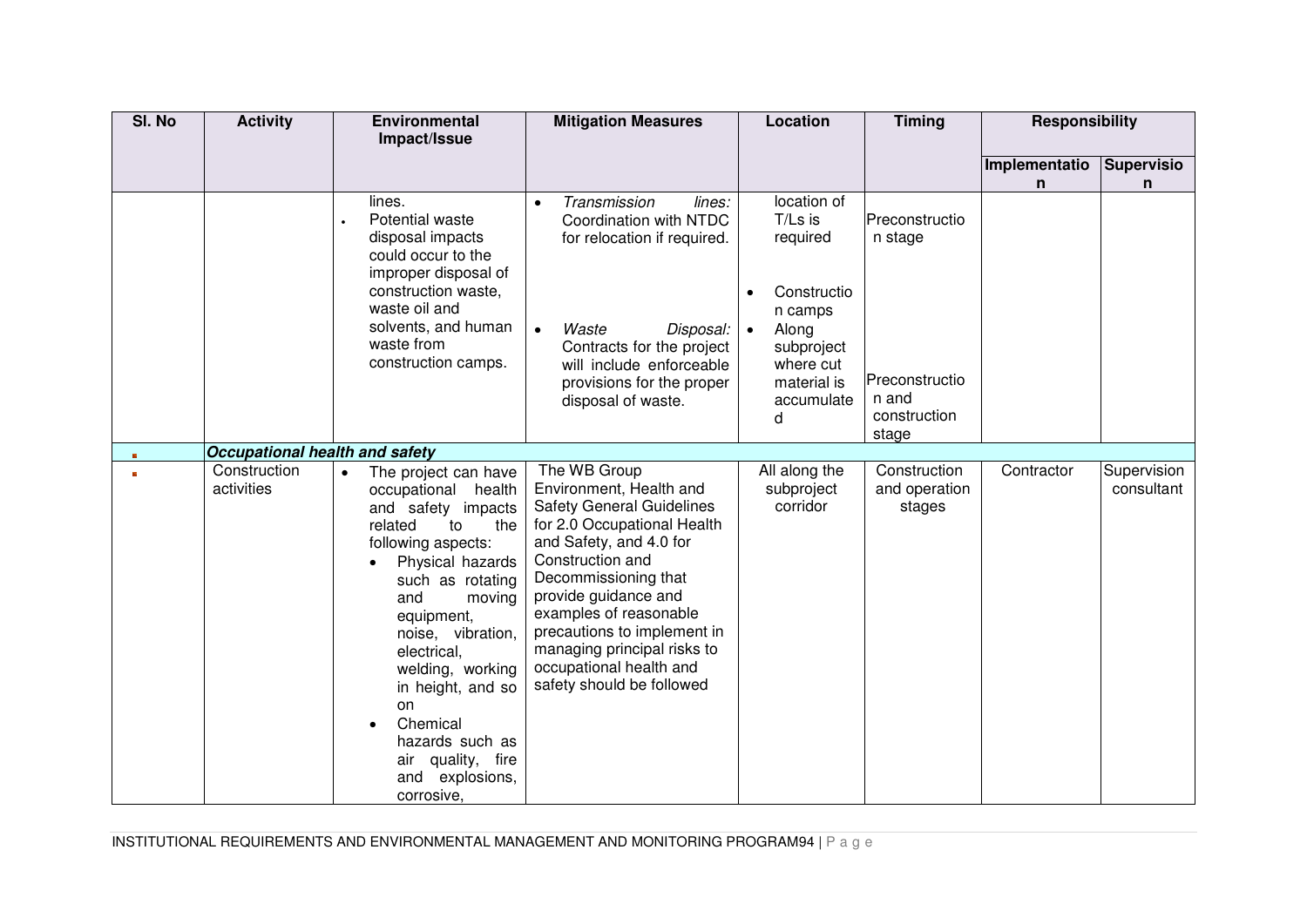| Sl. No | Activity | Environmental Impact/Issue | Mitigation Measures | Location | Timing | Responsibility | |
|---|---|---|---|---|---|---|---|
| | | | | | | Implementation | Supervision |
| | | lines.<br>• Potential waste disposal impacts could occur to the improper disposal of construction waste, waste oil and solvents, and human waste from construction camps. | • *Transmission lines:* Coordination with NTDC for relocation if required.<br><br>• *Waste Disposal:* Contracts for the project will include enforceable provisions for the proper disposal of waste. | location of T/Ls is required<br><br>• Construction camps<br>• Along subproject where cut material is accumulated | Preconstruction stage<br><br>Preconstruction and construction stage | | |
| ▪ | ***Occupational health and safety*** | | | | | | |
| ▪ | Construction activities | • The project can have occupational health and safety impacts related to the following aspects:<br>• Physical hazards such as rotating and moving equipment, noise, vibration, electrical, welding, working in height, and so on<br>• Chemical hazards such as air quality, fire and explosions, corrosive, | The WB Group Environment, Health and Safety General Guidelines for 2.0 Occupational Health and Safety, and 4.0 for Construction and Decommissioning that provide guidance and examples of reasonable precautions to implement in managing principal risks to occupational health and safety should be followed | All along the subproject corridor | Construction and operation stages | Contractor | Supervision consultant |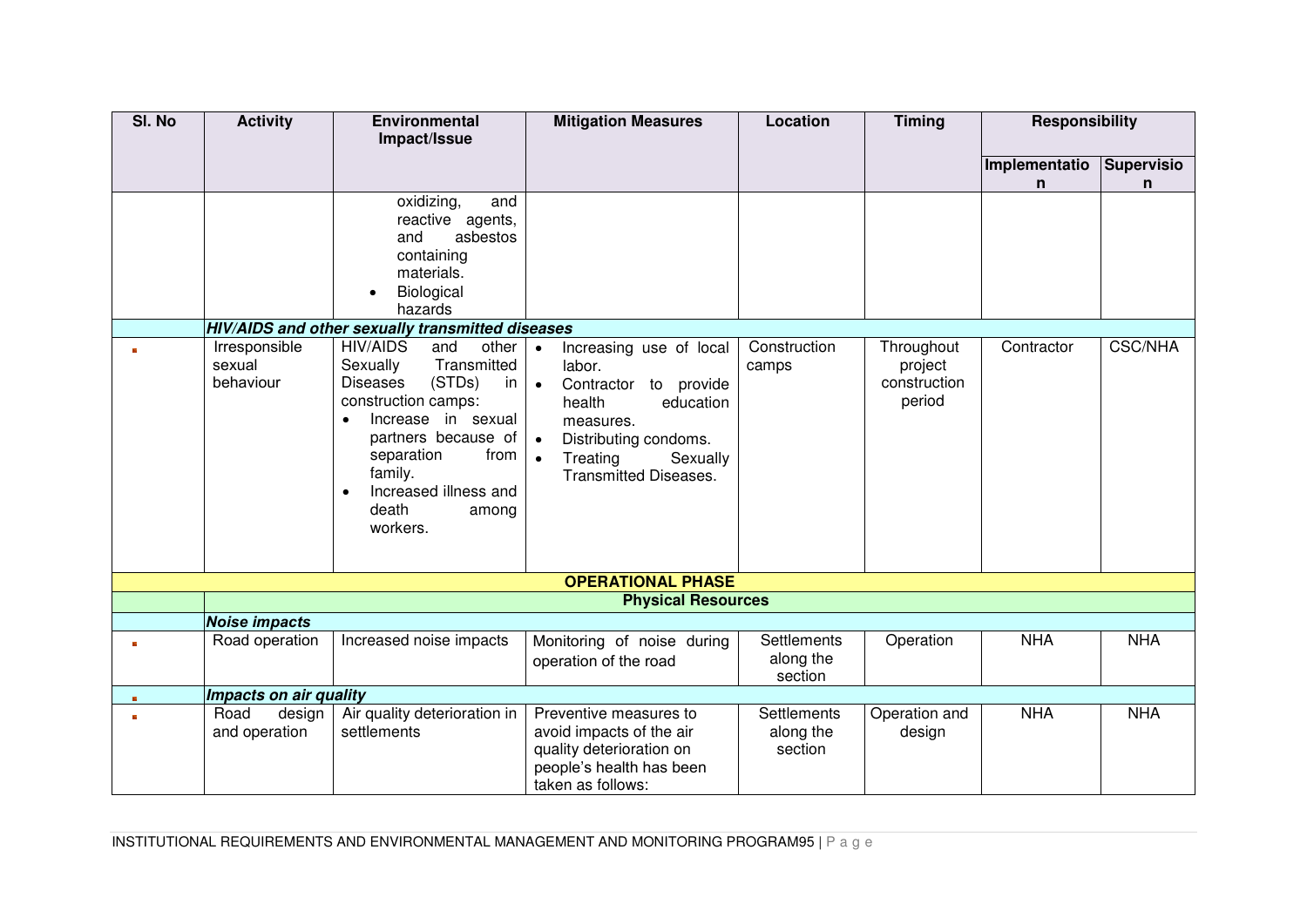| Sl. No | Activity | Environmental Impact/Issue | Mitigation Measures | Location | Timing | Responsibility | |
|---|---|---|---|---|---|---|---|
| | | | | | | Implementation | Supervision |
| | | oxidizing, and reactive agents, and asbestos containing materials.<br>• Biological hazards | | | | | |
| | ***HIV/AIDS and other sexually transmitted diseases*** | | | | | | |
| ▪ | Irresponsible sexual behaviour | HIV/AIDS and other Sexually Transmitted Diseases (STDs) in construction camps:<br>• Increase in sexual partners because of separation from family.<br>• Increased illness and death among workers. | • Increasing use of local labor.<br>• Contractor to provide health education measures.<br>• Distributing condoms.<br>• Treating Sexually Transmitted Diseases. | Construction camps | Throughout project construction period | Contractor | CSC/NHA |
| **OPERATIONAL PHASE** | | | | | | | |
| | **Physical Resources** | | | | | | |
| | ***Noise impacts*** | | | | | | |
| ▪ | Road operation | Increased noise impacts | Monitoring of noise during operation of the road | Settlements along the section | Operation | NHA | NHA |
| ▪ | ***Impacts on air quality*** | | | | | | |
| ▪ | Road design and operation | Air quality deterioration in settlements | Preventive measures to avoid impacts of the air quality deterioration on people's health has been taken as follows: | Settlements along the section | Operation and design | NHA | NHA |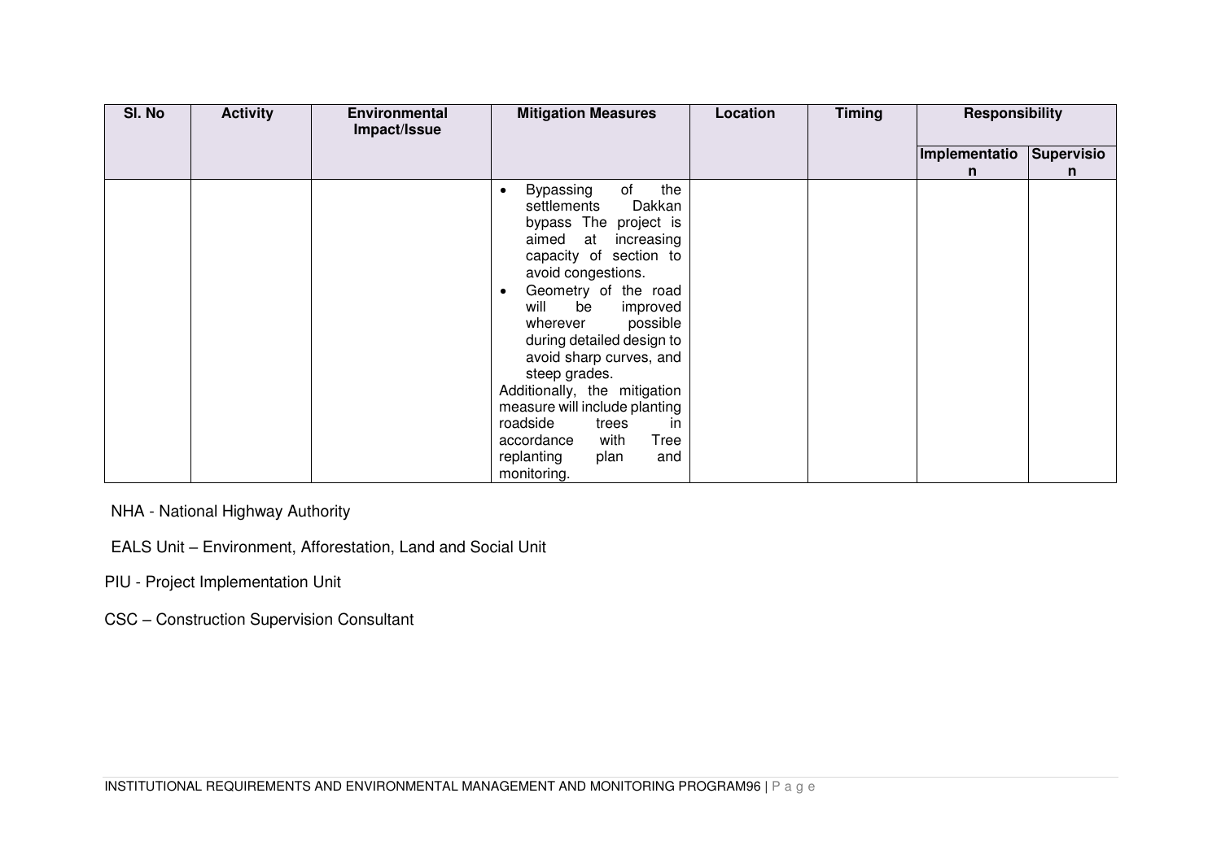| Sl. No | Activity | Environmental Impact/Issue | Mitigation Measures | Location | Timing | Responsibility | |
|---|---|---|---|---|---|---|---|
| | | | | | | Implementation | Supervision |
| | | | • Bypassing of the settlements Dakkan bypass The project is aimed at increasing capacity of section to avoid congestions.<br>• Geometry of the road will be improved wherever possible during detailed design to avoid sharp curves, and steep grades.<br>Additionally, the mitigation measure will include planting roadside trees in accordance with Tree replanting plan and monitoring. | | | | |

NHA - National Highway Authority

EALS Unit – Environment, Afforestation, Land and Social Unit

PIU - Project Implementation Unit

CSC – Construction Supervision Consultant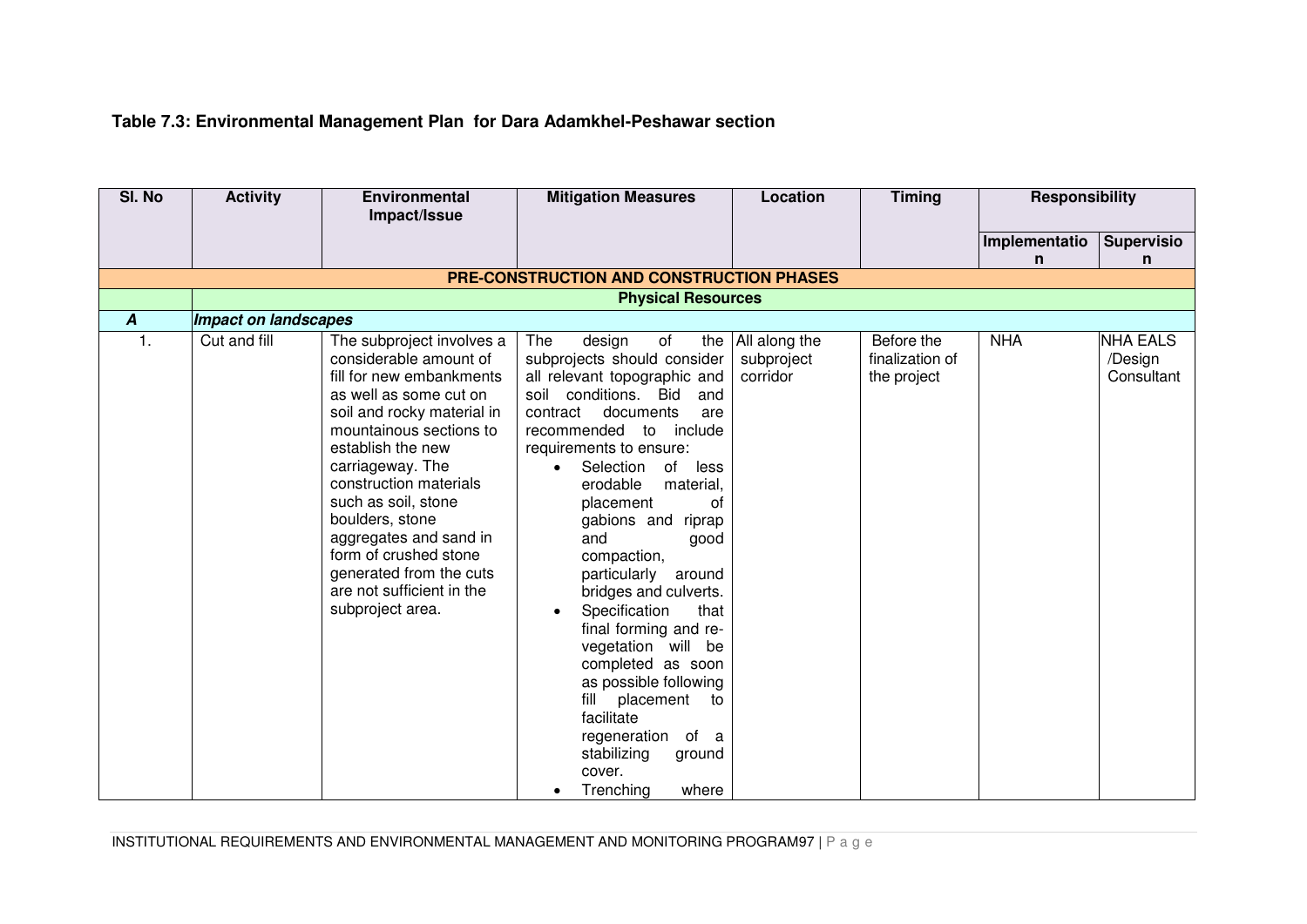**Table 7.3: Environmental Management Plan for Dara Adamkhel-Peshawar section**

| Sl. No | Activity | Environmental Impact/Issue | Mitigation Measures | Location | Timing | Responsibility | |
|---|---|---|---|---|---|---|---|
| | | | | | | Implementation | Supervision |
| **PRE-CONSTRUCTION AND CONSTRUCTION PHASES** | | | | | | | |
| | **Physical Resources** | | | | | | |
| ***A*** | ***Impact on landscapes*** | | | | | | |
| 1. | Cut and fill | The subproject involves a considerable amount of fill for new embankments as well as some cut on soil and rocky material in mountainous sections to establish the new carriageway. The construction materials such as soil, stone boulders, stone aggregates and sand in form of crushed stone generated from the cuts are not sufficient in the subproject area. | The design of the subprojects should consider all relevant topographic and soil conditions. Bid and contract documents are recommended to include requirements to ensure: <br>• Selection of less erodable material, placement of gabions and riprap and good compaction, particularly around bridges and culverts. <br>• Specification that final forming and re-vegetation will be completed as soon as possible following fill placement to facilitate regeneration of a stabilizing ground cover. <br>• Trenching where | All along the subproject corridor | Before the finalization of the project | NHA | NHA EALS /Design Consultant |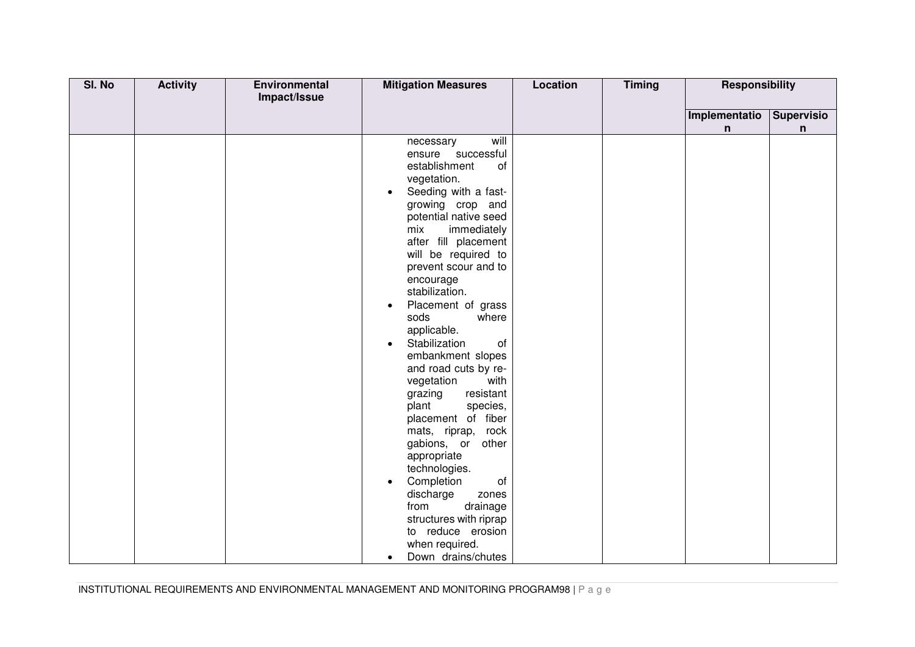| Sl. No | Activity | Environmental Impact/Issue | Mitigation Measures | Location | Timing | Responsibility | |
|---|---|---|---|---|---|---|---|
| | | | | | | Implementation | Supervision |
| | | | necessary will ensure successful establishment of vegetation.<br>• Seeding with a fast-growing crop and potential native seed mix immediately after fill placement will be required to prevent scour and to encourage stabilization.<br>• Placement of grass sods where applicable.<br>• Stabilization of embankment slopes and road cuts by re-vegetation with grazing resistant plant species, placement of fiber mats, riprap, rock gabions, or other appropriate technologies.<br>• Completion of discharge zones from drainage structures with riprap to reduce erosion when required.<br>• Down drains/chutes | | | | |

INSTITUTIONAL REQUIREMENTS AND ENVIRONMENTAL MANAGEMENT AND MONITORING PROGRAM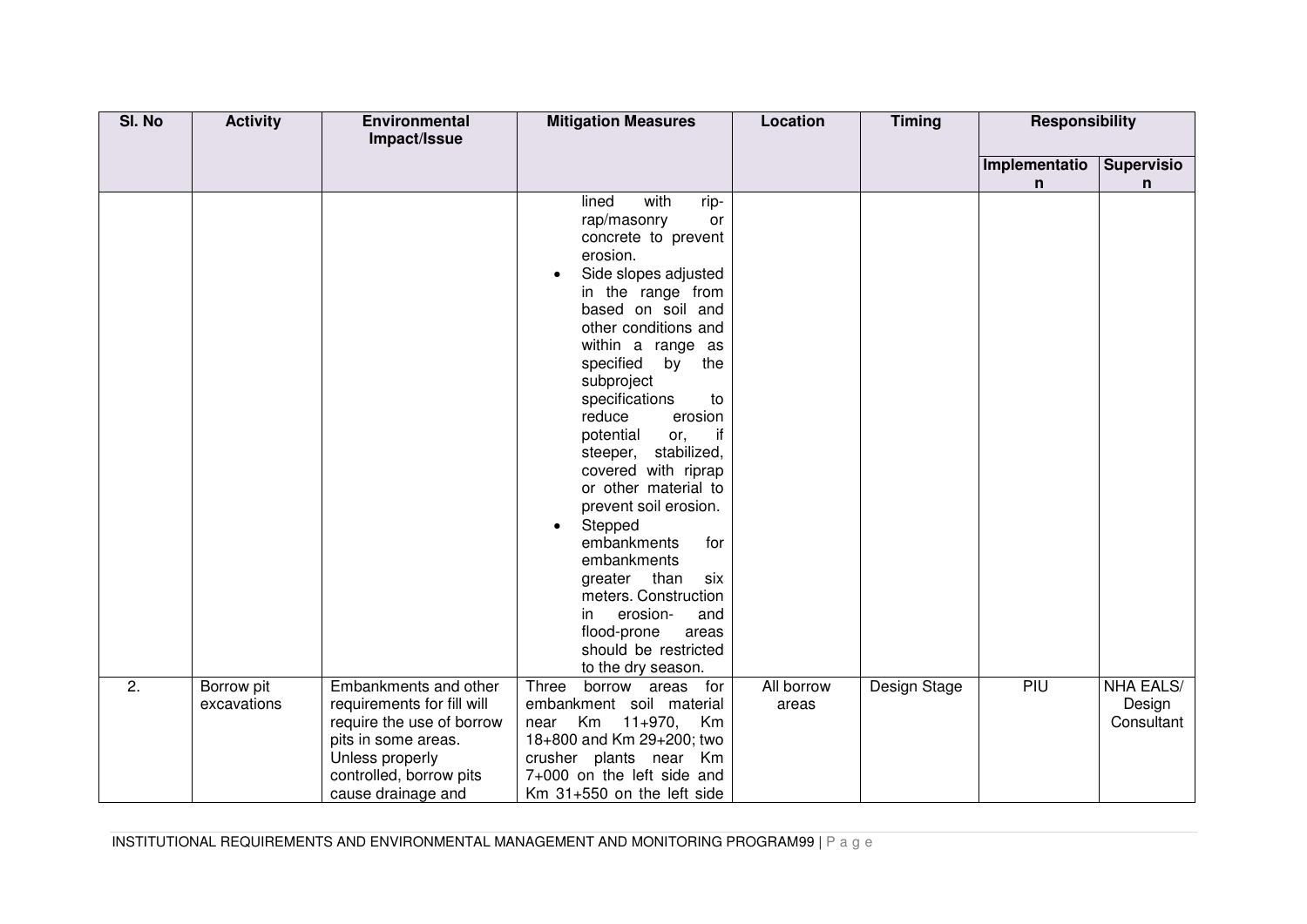| Sl. No | Activity | Environmental Impact/Issue | Mitigation Measures | Location | Timing | Responsibility | |
|---|---|---|---|---|---|---|---|
| | | | | | | Implementation | Supervision |
| | | | lined with rip-rap/masonry or concrete to prevent erosion.<br>• Side slopes adjusted in the range from based on soil and other conditions and within a range as specified by the subproject specifications to reduce erosion potential or, if steeper, stabilized, covered with riprap or other material to prevent soil erosion.<br>• Stepped embankments for embankments greater than six meters. Construction in erosion- and flood-prone areas should be restricted to the dry season. | | | | |
| 2. | Borrow pit excavations | Embankments and other requirements for fill will require the use of borrow pits in some areas. Unless properly controlled, borrow pits cause drainage and | Three borrow areas for embankment soil material near Km 11+970, Km 18+800 and Km 29+200; two crusher plants near Km 7+000 on the left side and Km 31+550 on the left side | All borrow areas | Design Stage | PIU | NHA EALS/ Design Consultant |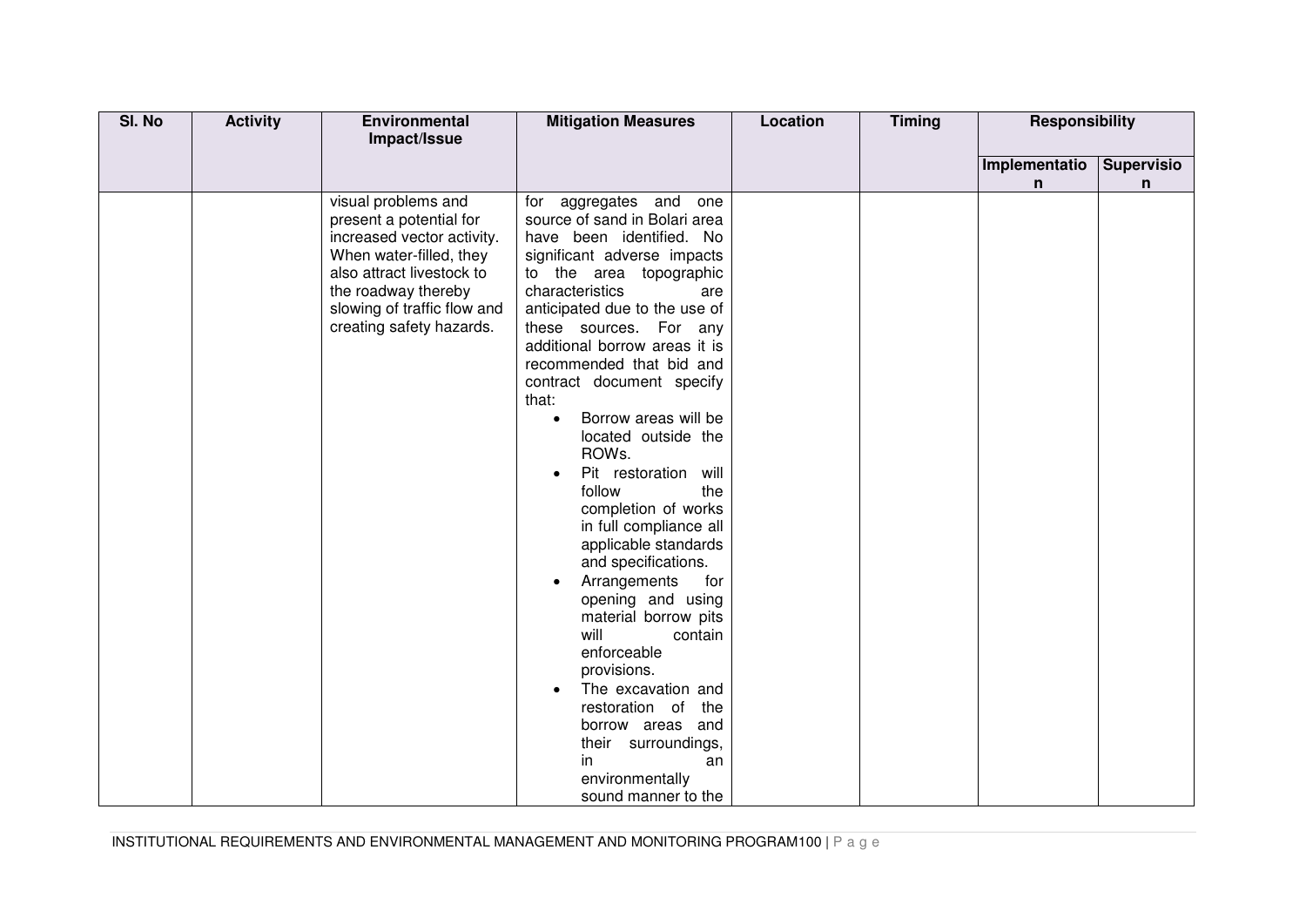| Sl. No | Activity | Environmental Impact/Issue | Mitigation Measures | Location | Timing | Responsibility | |
|---|---|---|---|---|---|---|---|
| | | | | | | Implementation | Supervision |
| | | visual problems and present a potential for increased vector activity. When water-filled, they also attract livestock to the roadway thereby slowing of traffic flow and creating safety hazards. | for aggregates and one source of sand in Bolari area have been identified. No significant adverse impacts to the area topographic characteristics are anticipated due to the use of these sources. For any additional borrow areas it is recommended that bid and contract document specify that:<br>• Borrow areas will be located outside the ROWs.<br>• Pit restoration will follow the completion of works in full compliance all applicable standards and specifications.<br>• Arrangements for opening and using material borrow pits will contain enforceable provisions.<br>• The excavation and restoration of the borrow areas and their surroundings, in an environmentally sound manner to the | | | | |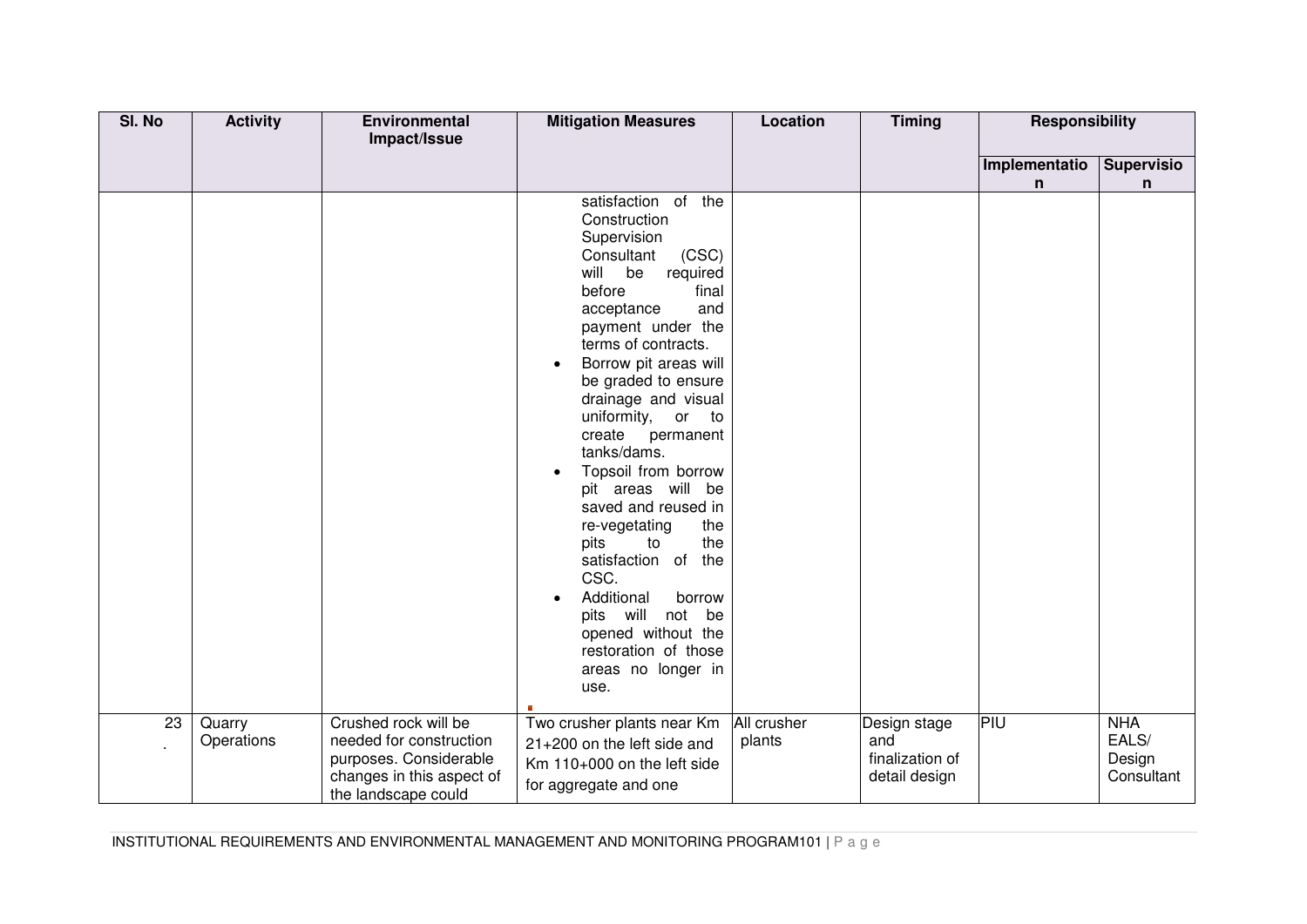| Sl. No | Activity | Environmental Impact/Issue | Mitigation Measures | Location | Timing | Responsibility | |
|---|---|---|---|---|---|---|---|
| | | | | | | Implementation | Supervision |
| | | | satisfaction of the Construction Supervision Consultant (CSC) will be required before final acceptance and payment under the terms of contracts.<br>• Borrow pit areas will be graded to ensure drainage and visual uniformity, or to create permanent tanks/dams.<br>• Topsoil from borrow pit areas will be saved and reused in re-vegetating the pits to the satisfaction of the CSC.<br>• Additional borrow pits will not be opened without the restoration of those areas no longer in use. | | | | |
| 23. | Quarry Operations | Crushed rock will be needed for construction purposes. Considerable changes in this aspect of the landscape could | Two crusher plants near Km 21+200 on the left side and Km 110+000 on the left side for aggregate and one | All crusher plants | Design stage and finalization of detail design | PIU | NHA EALS/ Design Consultant |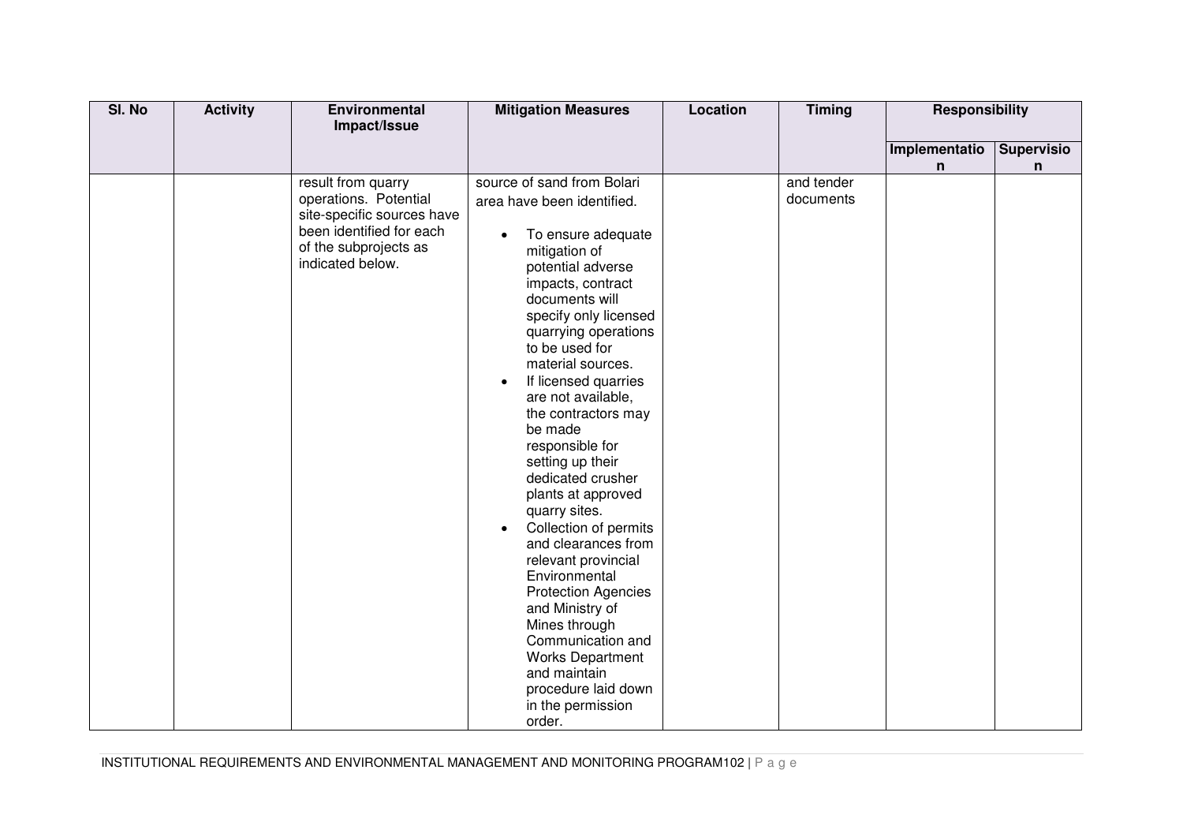| Sl. No | Activity | Environmental Impact/Issue | Mitigation Measures | Location | Timing | Responsibility | |
|---|---|---|---|---|---|---|---|
| | | | | | | Implementation | Supervision |
| | | result from quarry operations. Potential site-specific sources have been identified for each of the subprojects as indicated below. | source of sand from Bolari area have been identified.<br>• To ensure adequate mitigation of potential adverse impacts, contract documents will specify only licensed quarrying operations to be used for material sources.<br>• If licensed quarries are not available, the contractors may be made responsible for setting up their dedicated crusher plants at approved quarry sites.<br>• Collection of permits and clearances from relevant provincial Environmental Protection Agencies and Ministry of Mines through Communication and Works Department and maintain procedure laid down in the permission order. | | and tender documents | | |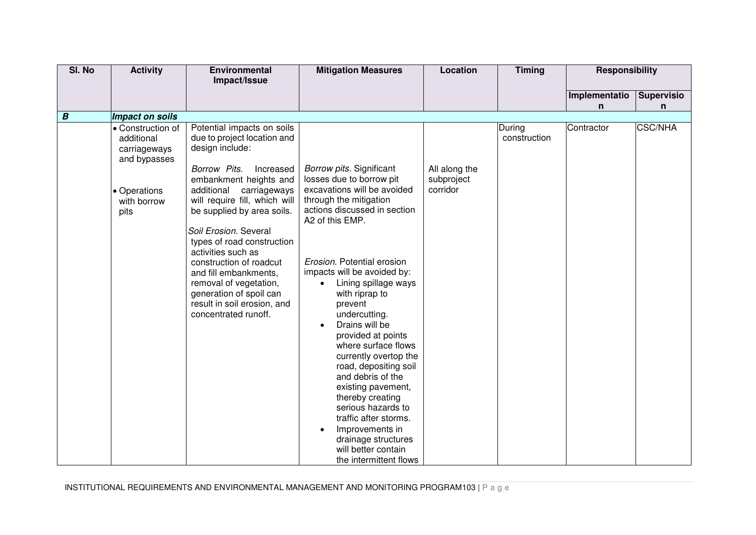| Sl. No | Activity | Environmental Impact/Issue | Mitigation Measures | Location | Timing | Responsibility | |
|---|---|---|---|---|---|---|---|
| | | | | | | Implementation | Supervision |
| ***B*** | ***Impact on soils*** | | | | | | |
| | • Construction of additional carriageways and bypasses<br><br>• Operations with borrow pits | Potential impacts on soils due to project location and design include:<br><br>*Borrow Pits.* Increased embankment heights and additional carriageways will require fill, which will be supplied by area soils.<br><br>*Soil Erosion.* Several types of road construction activities such as construction of roadcut and fill embankments, removal of vegetation, generation of spoil can result in soil erosion, and concentrated runoff. | *Borrow pits.* Significant losses due to borrow pit excavations will be avoided through the mitigation actions discussed in section A2 of this EMP.<br><br>*Erosion.* Potential erosion impacts will be avoided by:<br>• Lining spillage ways with riprap to prevent undercutting.<br>• Drains will be provided at points where surface flows currently overtop the road, depositing soil and debris of the existing pavement, thereby creating serious hazards to traffic after storms.<br>• Improvements in drainage structures will better contain the intermittent flows | All along the subproject corridor | During construction | Contractor | CSC/NHA |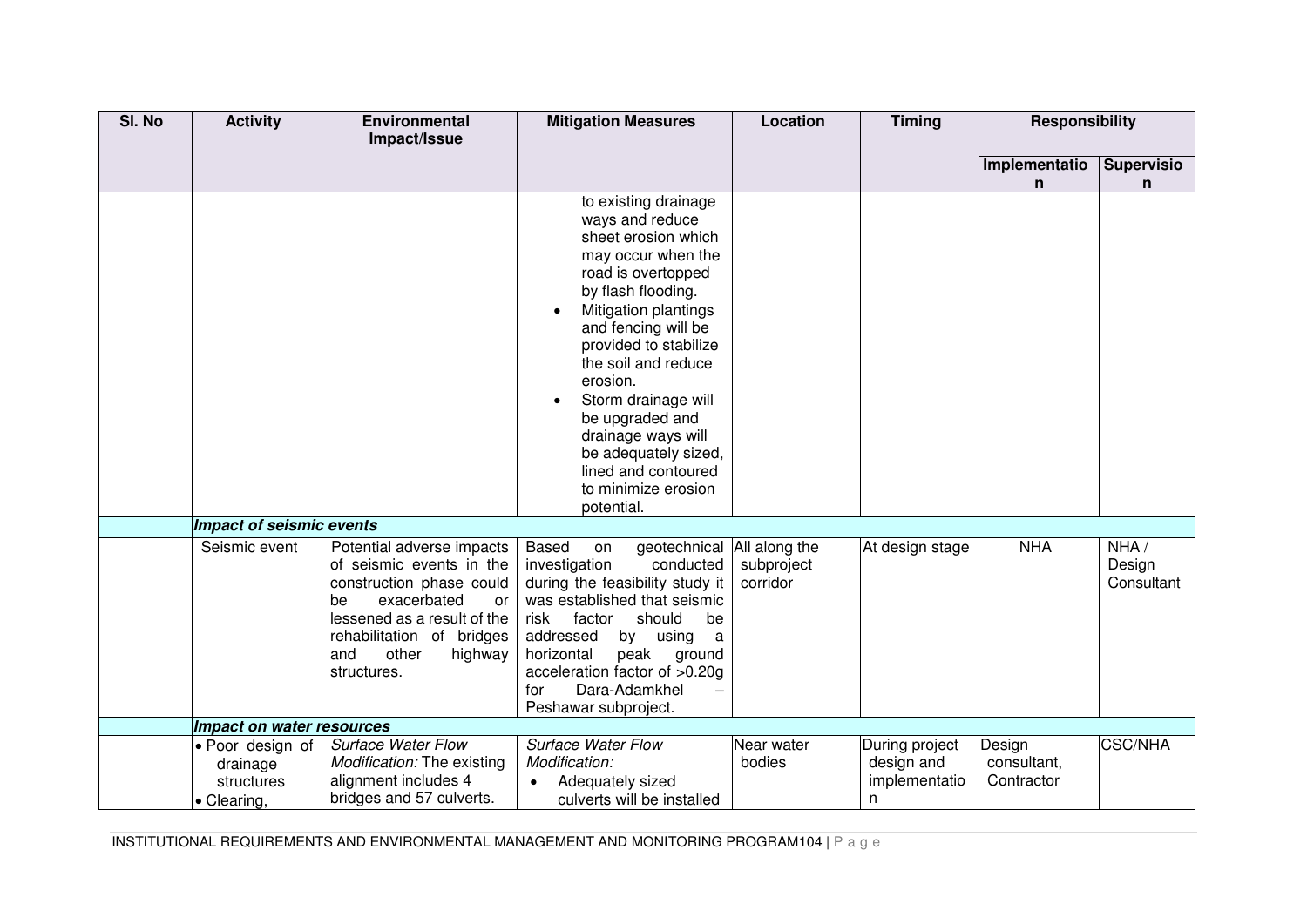| Sl. No | Activity | Environmental Impact/Issue | Mitigation Measures | Location | Timing | Responsibility | |
|---|---|---|---|---|---|---|---|
| | | | | | | Implementation | Supervision |
| | | | to existing drainage ways and reduce sheet erosion which may occur when the road is overtopped by flash flooding.<br>• Mitigation plantings and fencing will be provided to stabilize the soil and reduce erosion.<br>• Storm drainage will be upgraded and drainage ways will be adequately sized, lined and contoured to minimize erosion potential. | | | | |
| | ***Impact of seismic events*** | | | | | | |
| | Seismic event | Potential adverse impacts of seismic events in the construction phase could be exacerbated or lessened as a result of the rehabilitation of bridges and other highway structures. | Based on geotechnical investigation conducted during the feasibility study it was established that seismic risk factor should be addressed by using a horizontal peak ground acceleration factor of >0.20g for Dara-Adamkhel – Peshawar subproject. | All along the subproject corridor | At design stage | NHA | NHA / Design Consultant |
| | ***Impact on water resources*** | | | | | | |
| | • Poor design of drainage structures<br>• Clearing, | *Surface Water Flow Modification:* The existing alignment includes 4 bridges and 57 culverts. | *Surface Water Flow Modification:*<br>• Adequately sized culverts will be installed | Near water bodies | During project design and implementation | Design consultant, Contractor | CSC/NHA |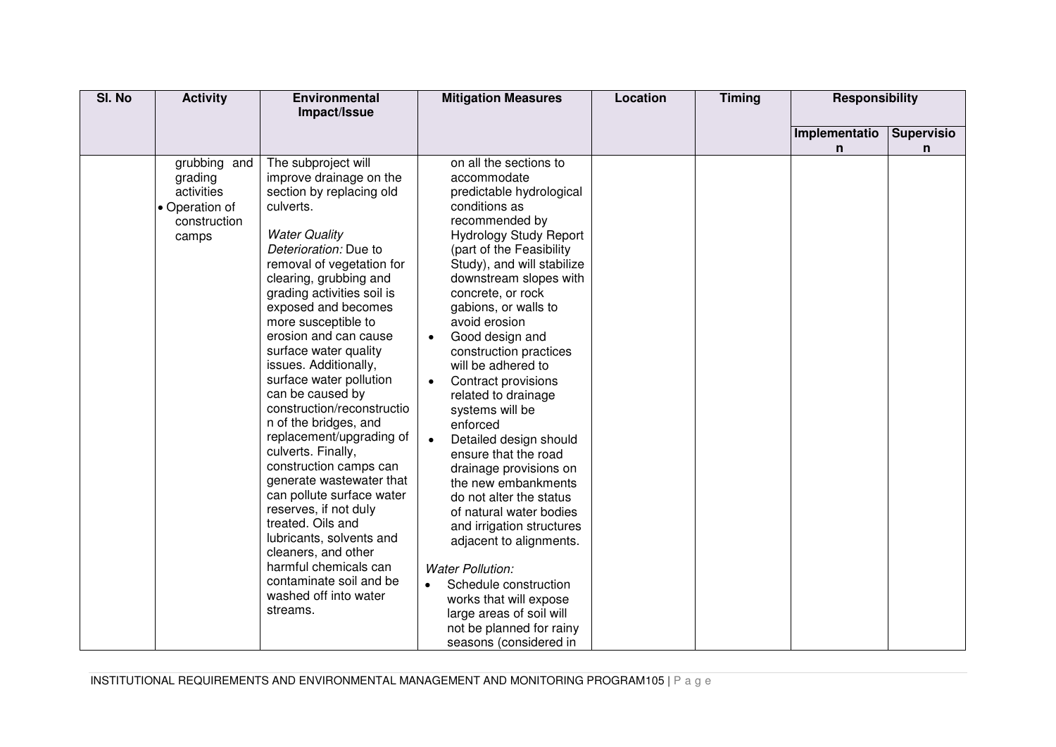| Sl. No | Activity | Environmental Impact/Issue | Mitigation Measures | Location | Timing | Responsibility | |
|---|---|---|---|---|---|---|---|
| | | | | | | Implementation | Supervision |
| | grubbing and grading activities<br>• Operation of construction camps | The subproject will improve drainage on the section by replacing old culverts.<br><br>*Water Quality Deterioration:* Due to removal of vegetation for clearing, grubbing and grading activities soil is exposed and becomes more susceptible to erosion and can cause surface water quality issues. Additionally, surface water pollution can be caused by construction/reconstruction of the bridges, and replacement/upgrading of culverts. Finally, construction camps can generate wastewater that can pollute surface water reserves, if not duly treated. Oils and lubricants, solvents and cleaners, and other harmful chemicals can contaminate soil and be washed off into water streams. | on all the sections to accommodate predictable hydrological conditions as recommended by Hydrology Study Report (part of the Feasibility Study), and will stabilize downstream slopes with concrete, or rock gabions, or walls to avoid erosion<br>• Good design and construction practices will be adhered to<br>• Contract provisions related to drainage systems will be enforced<br>• Detailed design should ensure that the road drainage provisions on the new embankments do not alter the status of natural water bodies and irrigation structures adjacent to alignments.<br><br>*Water Pollution:*<br>• Schedule construction works that will expose large areas of soil will not be planned for rainy seasons (considered in | | | | |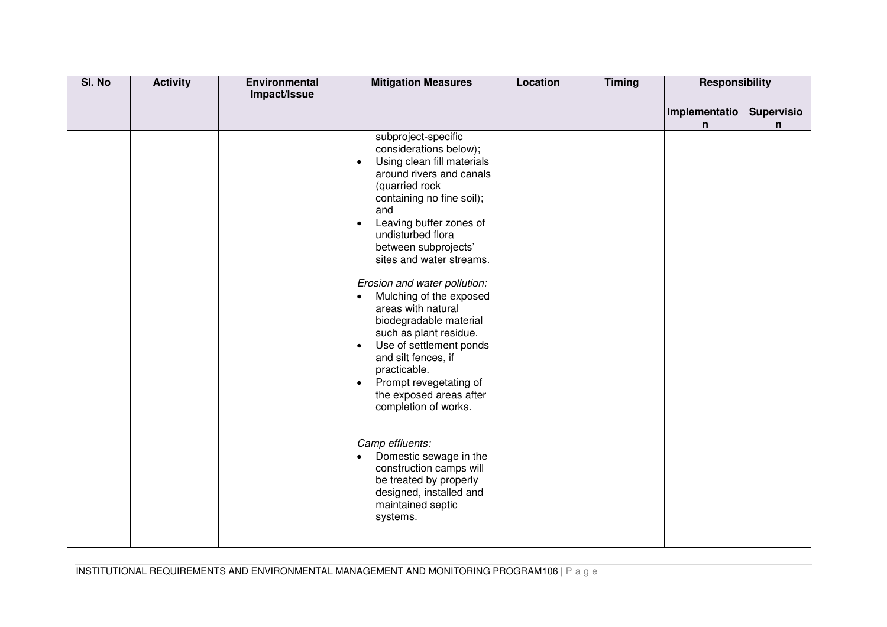| Sl. No | Activity | Environmental Impact/Issue | Mitigation Measures | Location | Timing | Responsibility | |
|---|---|---|---|---|---|---|---|
| | | | | | | Implementation | Supervision |
| | | | subproject-specific considerations below);<br>• Using clean fill materials around rivers and canals (quarried rock containing no fine soil); and<br>• Leaving buffer zones of undisturbed flora between subprojects' sites and water streams.<br><br>*Erosion and water pollution:*<br>• Mulching of the exposed areas with natural biodegradable material such as plant residue.<br>• Use of settlement ponds and silt fences, if practicable.<br>• Prompt revegetating of the exposed areas after completion of works.<br><br>*Camp effluents:*<br>• Domestic sewage in the construction camps will be treated by properly designed, installed and maintained septic systems. | | | | |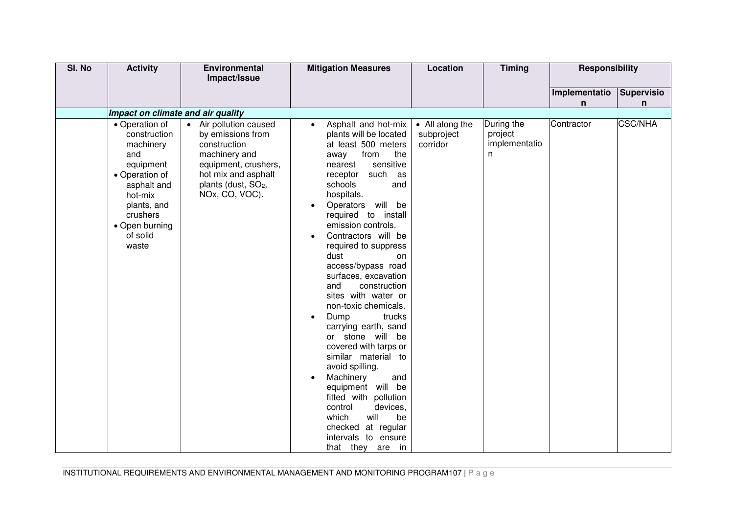| Sl. No | Activity | Environmental Impact/Issue | Mitigation Measures | Location | Timing | Responsibility | |
|---|---|---|---|---|---|---|---|
| | | | | | | Implementation | Supervision |
| | ***Impact on climate and air quality*** | | | | | | |
| | • Operation of construction machinery and equipment<br>• Operation of asphalt and hot-mix plants, and crushers<br>• Open burning of solid waste | • Air pollution caused by emissions from construction machinery and equipment, crushers, hot mix and asphalt plants (dust, $SO_2$, NOx, CO, VOC). | • Asphalt and hot-mix plants will be located at least 500 meters away from the nearest sensitive receptor such as schools and hospitals.<br>• Operators will be required to install emission controls.<br>• Contractors will be required to suppress dust on access/bypass road surfaces, excavation and construction sites with water or non-toxic chemicals.<br>• Dump trucks carrying earth, sand or stone will be covered with tarps or similar material to avoid spilling.<br>• Machinery and equipment will be fitted with pollution control devices, which will be checked at regular intervals to ensure that they are in | • All along the subproject corridor | During the project implementation | Contractor | CSC/NHA |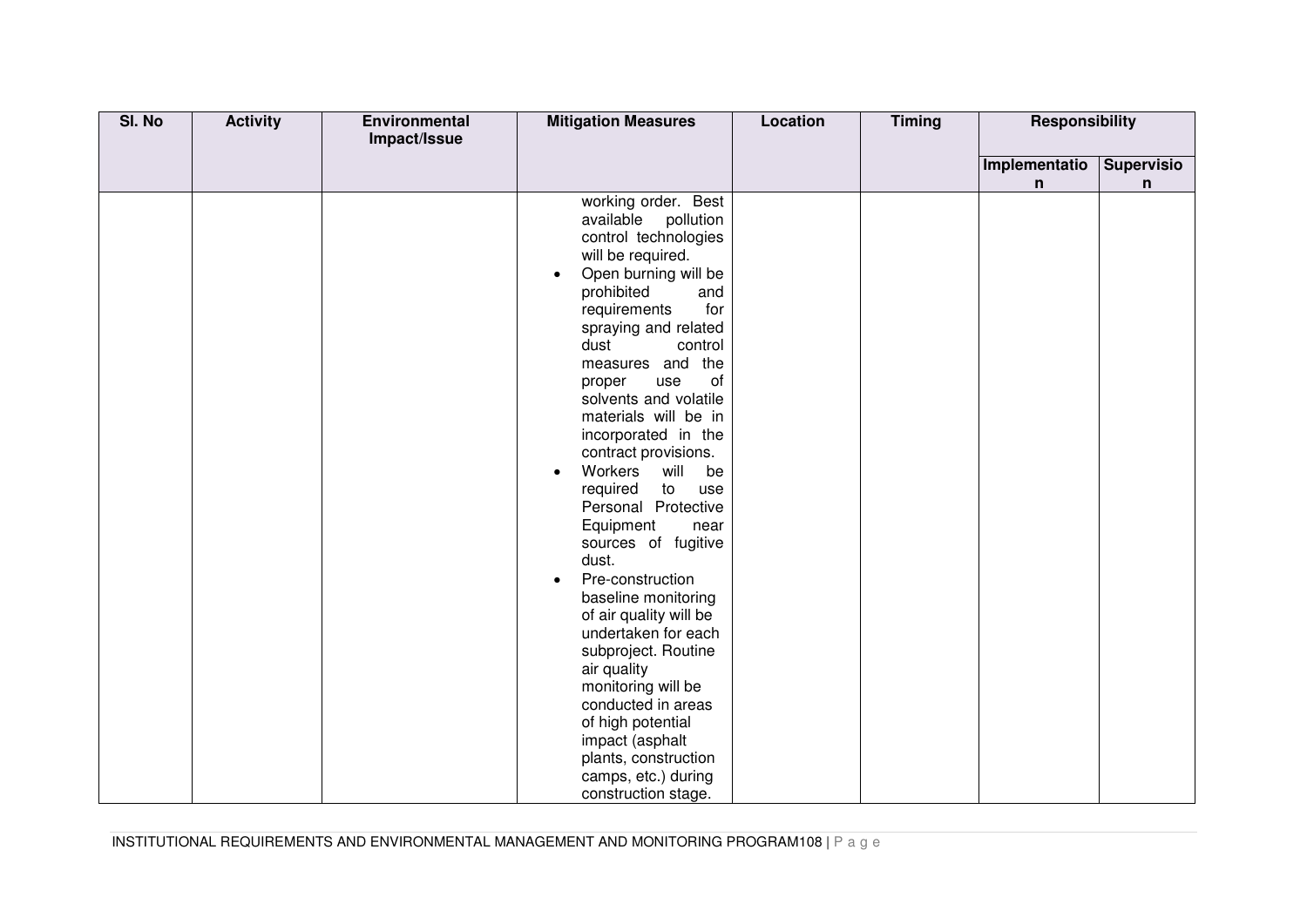| Sl. No | Activity | Environmental Impact/Issue | Mitigation Measures | Location | Timing | Responsibility | |
|---|---|---|---|---|---|---|---|
| | | | | | | Implementation | Supervision |
| | | | working order. Best available pollution control technologies will be required.<br>• Open burning will be prohibited and requirements for spraying and related dust control measures and the proper use of solvents and volatile materials will be in incorporated in the contract provisions.<br>• Workers will be required to use Personal Protective Equipment near sources of fugitive dust.<br>• Pre-construction baseline monitoring of air quality will be undertaken for each subproject. Routine air quality monitoring will be conducted in areas of high potential impact (asphalt plants, construction camps, etc.) during construction stage. | | | | |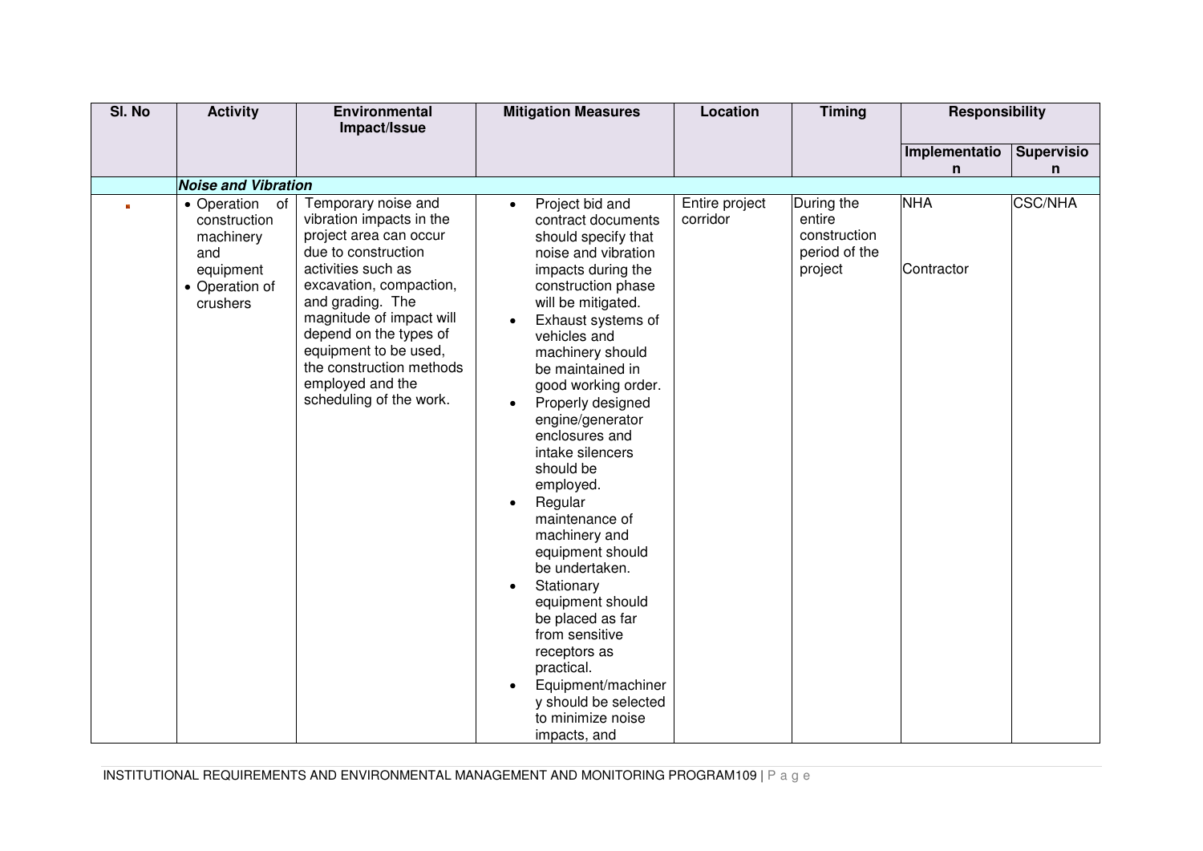| Sl. No | Activity | Environmental Impact/Issue | Mitigation Measures | Location | Timing | Responsibility | |
|---|---|---|---|---|---|---|---|
| | | | | | | Implementation | Supervision |
| | ***Noise and Vibration*** | | | | | | |
| ▪ | • Operation of construction machinery and equipment<br>• Operation of crushers | Temporary noise and vibration impacts in the project area can occur due to construction activities such as excavation, compaction, and grading. The magnitude of impact will depend on the types of equipment to be used, the construction methods employed and the scheduling of the work. | • Project bid and contract documents should specify that noise and vibration impacts during the construction phase will be mitigated.<br>• Exhaust systems of vehicles and machinery should be maintained in good working order.<br>• Properly designed engine/generator enclosures and intake silencers should be employed.<br>• Regular maintenance of machinery and equipment should be undertaken.<br>• Stationary equipment should be placed as far from sensitive receptors as practical.<br>• Equipment/machinery should be selected to minimize noise impacts, and | Entire project corridor | During the entire construction period of the project | NHA<br><br>Contractor | CSC/NHA |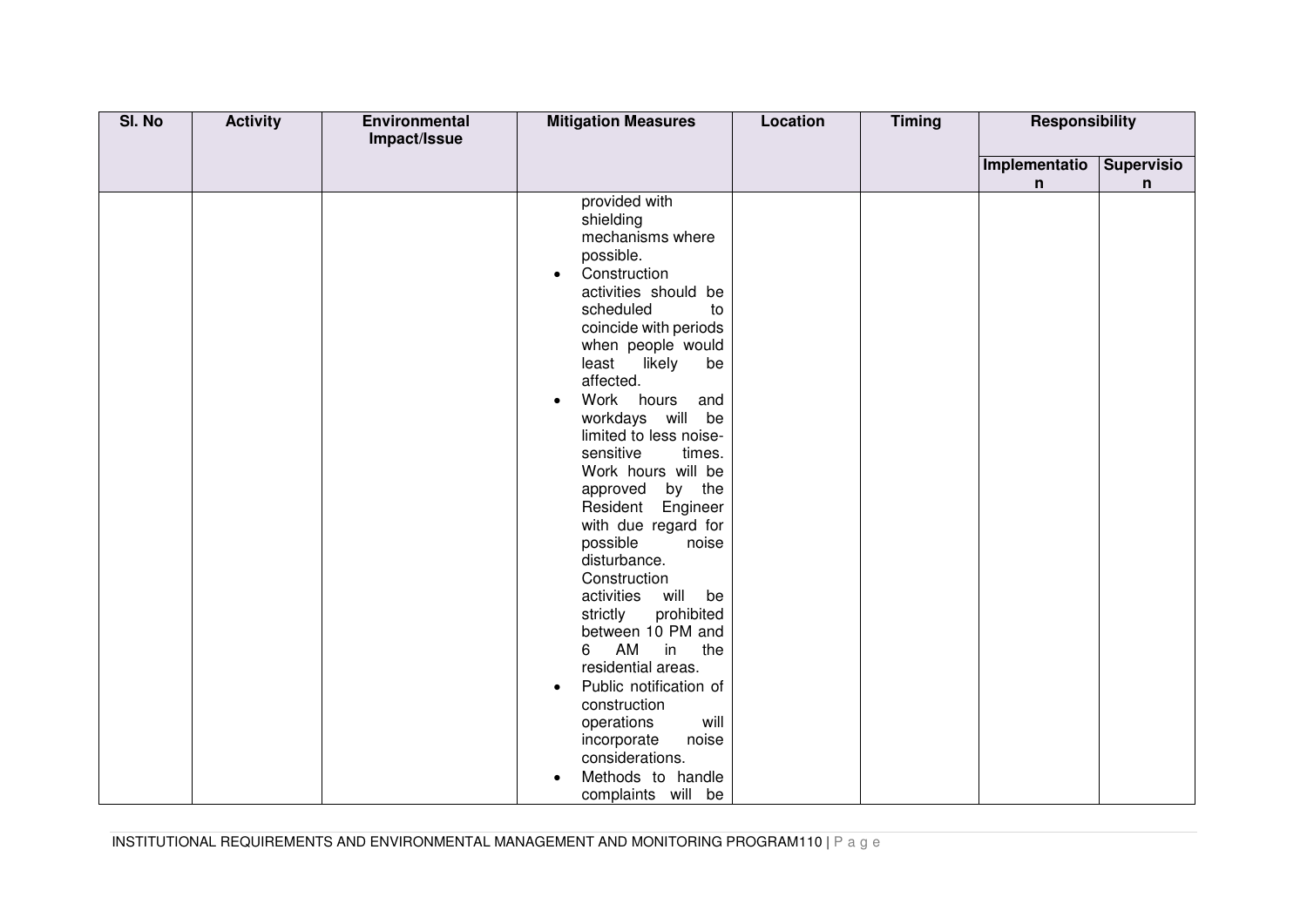| Sl. No | Activity | Environmental Impact/Issue | Mitigation Measures | Location | Timing | Responsibility | |
|---|---|---|---|---|---|---|---|
| | | | | | | Implementation | Supervision |
| | | | provided with shielding mechanisms where possible.<br>• Construction activities should be scheduled to coincide with periods when people would least likely be affected.<br>• Work hours and workdays will be limited to less noise-sensitive times. Work hours will be approved by the Resident Engineer with due regard for possible noise disturbance. Construction activities will be strictly prohibited between 10 PM and 6 AM in the residential areas.<br>• Public notification of construction operations will incorporate noise considerations.<br>• Methods to handle complaints will be | | | | |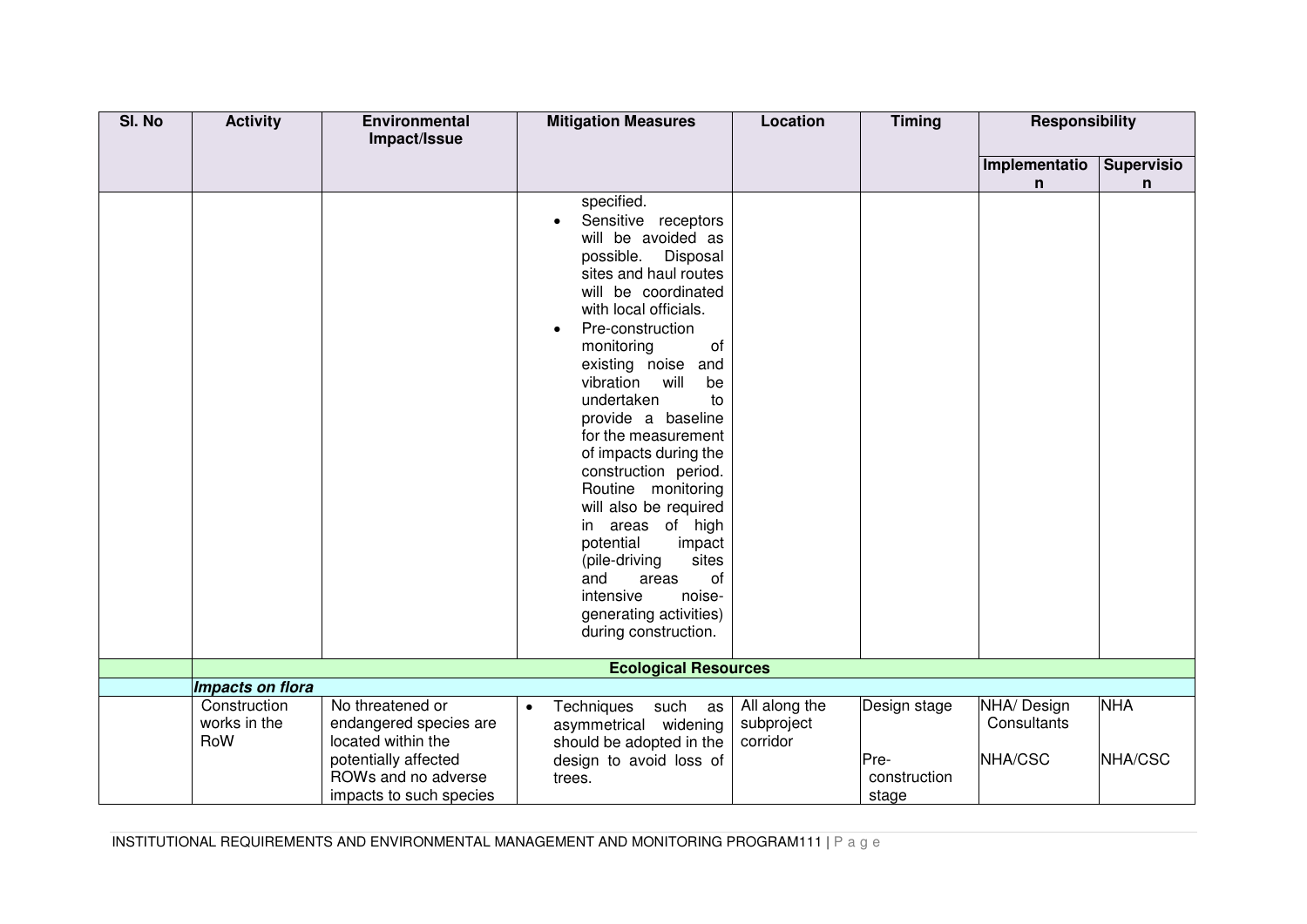| Sl. No | Activity | Environmental Impact/Issue | Mitigation Measures | Location | Timing | Responsibility | |
|---|---|---|---|---|---|---|---|
| | | | | | | Implementation | Supervision |
| | | | specified.<br>• Sensitive receptors will be avoided as possible. Disposal sites and haul routes will be coordinated with local officials.<br>• Pre-construction monitoring of existing noise and vibration will be undertaken to provide a baseline for the measurement of impacts during the construction period. Routine monitoring will also be required in areas of high potential impact (pile-driving sites and areas of intensive noise-generating activities) during construction. | | | | |
| | **Ecological Resources** | | | | | | |
| | ***Impacts on flora*** | | | | | | |
| | Construction works in the RoW | No threatened or endangered species are located within the potentially affected ROWs and no adverse impacts to such species | • Techniques such as asymmetrical widening should be adopted in the design to avoid loss of trees. | All along the subproject corridor | Design stage<br><br>Pre-construction stage | NHA/ Design Consultants<br><br>NHA/CSC | NHA<br><br>NHA/CSC |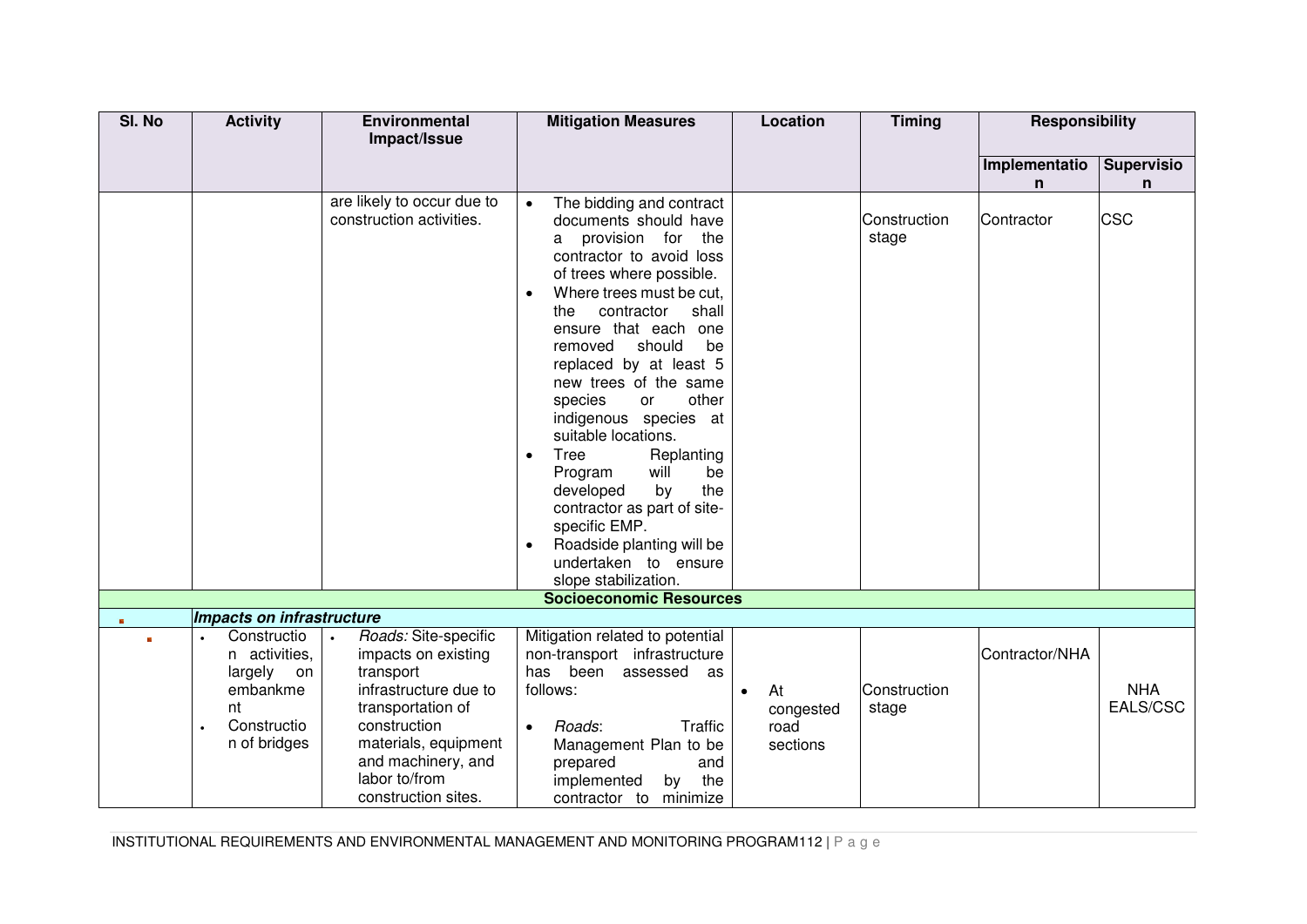| Sl. No | Activity | Environmental Impact/Issue | Mitigation Measures | Location | Timing | Responsibility | |
|---|---|---|---|---|---|---|---|
| | | | | | | Implementation | Supervision |
| | | are likely to occur due to construction activities. | • The bidding and contract documents should have a provision for the contractor to avoid loss of trees where possible.<br>• Where trees must be cut, the contractor shall ensure that each one removed should be replaced by at least 5 new trees of the same species or other indigenous species at suitable locations.<br>• Tree Replanting Program will be developed by the contractor as part of site-specific EMP.<br>• Roadside planting will be undertaken to ensure slope stabilization. | | Construction stage | Contractor | CSC |
| **Socioeconomic Resources** | | | | | | | |
| ▪ | ***Impacts on infrastructure*** | | | | | | |
| ▪ | • Construction activities, largely on embankment<br>• Construction of bridges | • *Roads:* Site-specific impacts on existing transport infrastructure due to transportation of construction materials, equipment and machinery, and labor to/from construction sites. | Mitigation related to potential non-transport infrastructure has been assessed as follows:<br>• *Roads*: Traffic Management Plan to be prepared and implemented by the contractor to minimize | • At congested road sections | Construction stage | Contractor/NHA | NHA EALS/CSC |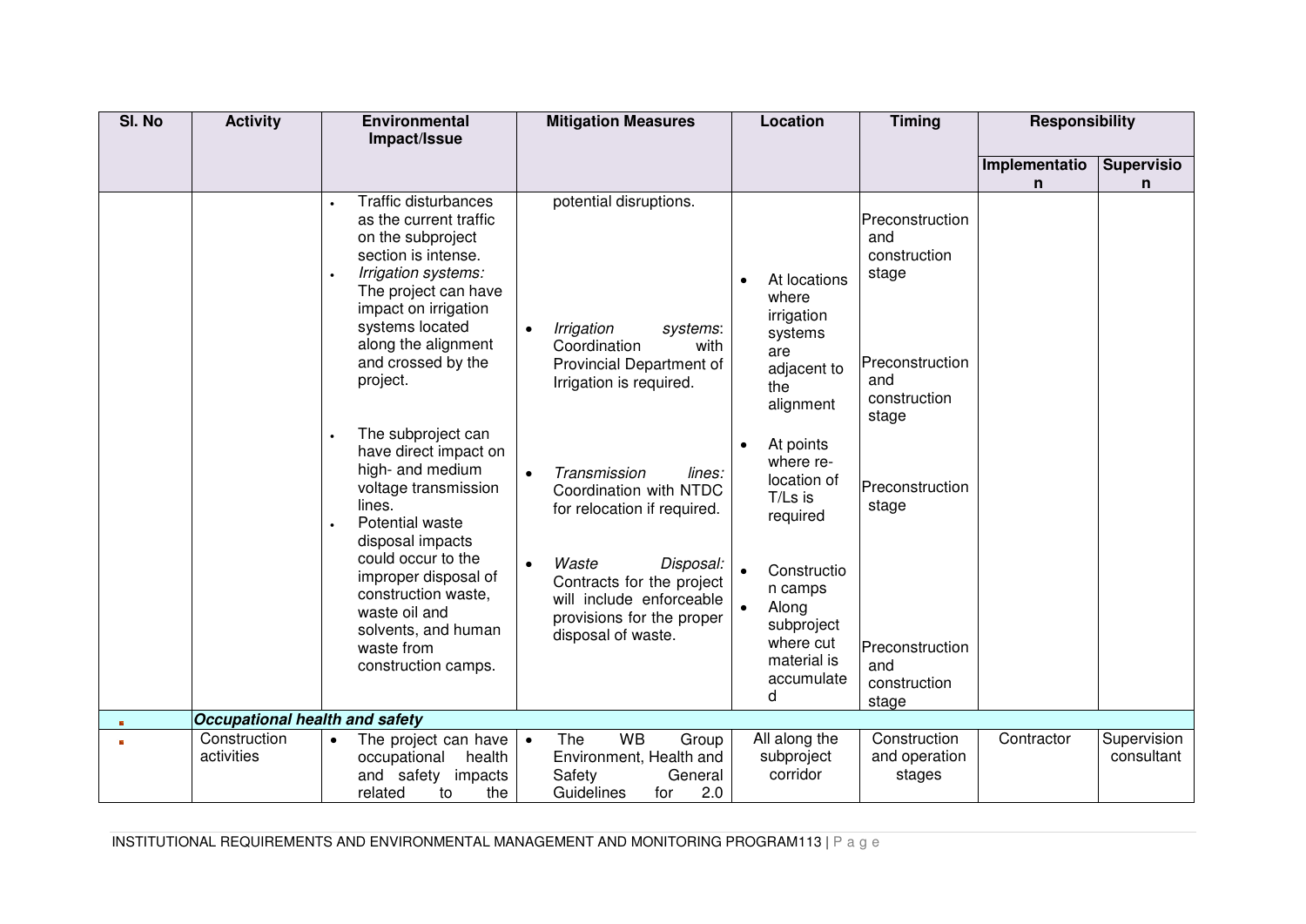| Sl. No | Activity | Environmental Impact/Issue | Mitigation Measures | Location | Timing | Responsibility | |
|---|---|---|---|---|---|---|---|
| | | | | | | Implementation | Supervision |
| | | • Traffic disturbances as the current traffic on the subproject section is intense.<br>• *Irrigation systems:* The project can have impact on irrigation systems located along the alignment and crossed by the project.<br>• The subproject can have direct impact on high- and medium voltage transmission lines.<br>• Potential waste disposal impacts could occur to the improper disposal of construction waste, waste oil and solvents, and human waste from construction camps. | potential disruptions.<br>• *Irrigation systems*: Coordination with Provincial Department of Irrigation is required.<br>• *Transmission lines:* Coordination with NTDC for relocation if required.<br>• *Waste Disposal:* Contracts for the project will include enforceable provisions for the proper disposal of waste. | • At locations where irrigation systems are adjacent to the alignment<br>• At points where re-location of T/Ls is required<br>• Construction camps<br>• Along subproject where cut material is accumulated | Preconstruction and construction stage<br>Preconstruction and construction stage<br>Preconstruction stage<br>Preconstruction and construction stage | | |
| ▪ | ***Occupational health and safety*** | | | | | | |
| ▪ | Construction activities | • The project can have occupational health and safety impacts related to the | • The WB Group Environment, Health and Safety General Guidelines for 2.0 | All along the subproject corridor | Construction and operation stages | Contractor | Supervision consultant |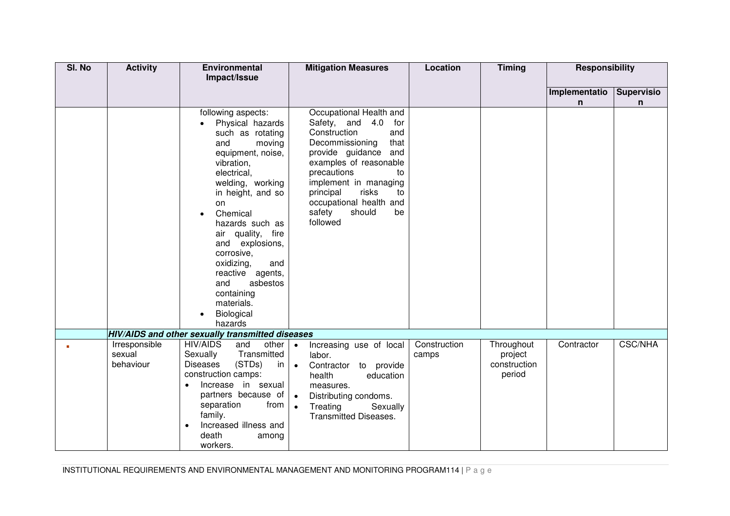| Sl. No | Activity | Environmental Impact/Issue | Mitigation Measures | Location | Timing | Responsibility | |
|---|---|---|---|---|---|---|---|
| | | | | | | Implementation | Supervision |
| | | following aspects: <br>• Physical hazards such as rotating and moving equipment, noise, vibration, electrical, welding, working in height, and so on <br>• Chemical hazards such as air quality, fire and explosions, corrosive, oxidizing, and reactive agents, and asbestos containing materials. <br>• Biological hazards | Occupational Health and Safety, and 4.0 for Construction and Decommissioning that provide guidance and examples of reasonable precautions to implement in managing principal risks to occupational health and safety should be followed | | | | |
| | ***HIV/AIDS and other sexually transmitted diseases*** | | | | | | |
| ▪ | Irresponsible sexual behaviour | HIV/AIDS and other Sexually Transmitted Diseases (STDs) in construction camps: <br>• Increase in sexual partners because of separation from family. <br>• Increased illness and death among workers. | • Increasing use of local labor. <br>• Contractor to provide health education measures. <br>• Distributing condoms. <br>• Treating Sexually Transmitted Diseases. | Construction camps | Throughout project construction period | Contractor | CSC/NHA |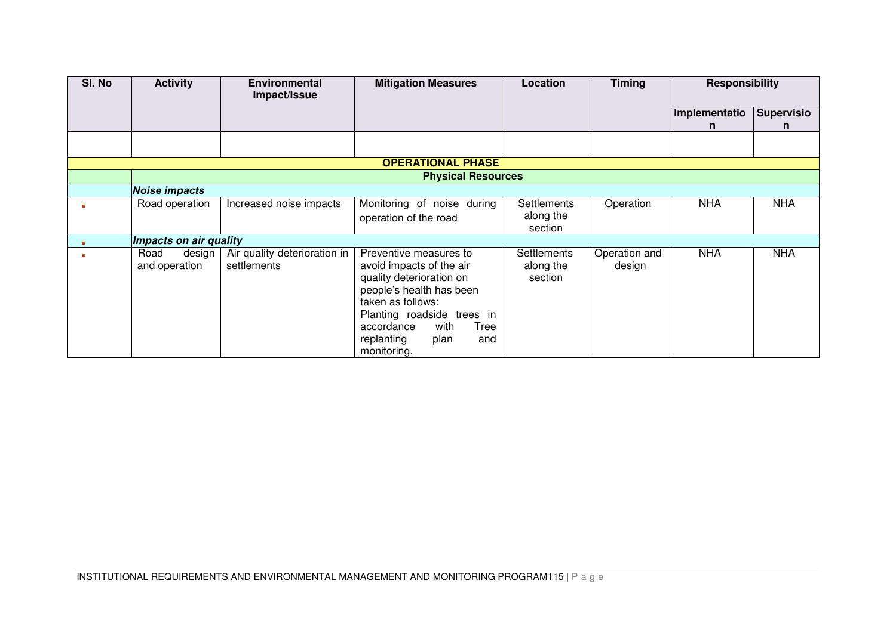| Sl. No | Activity | Environmental Impact/Issue | Mitigation Measures | Location | Timing | Responsibility | |
|---|---|---|---|---|---|---|---|
| | | | | | | Implementation | Supervision |
| | | | | | | | |
| **OPERATIONAL PHASE** | | | | | | | |
| | **Physical Resources** | | | | | | |
| | ***Noise impacts*** | | | | | | |
| ▪ | Road operation | Increased noise impacts | Monitoring of noise during operation of the road | Settlements along the section | Operation | NHA | NHA |
| ▪ | ***Impacts on air quality*** | | | | | | |
| ▪ | Road design and operation | Air quality deterioration in settlements | Preventive measures to avoid impacts of the air quality deterioration on people's health has been taken as follows: Planting roadside trees in accordance with Tree replanting plan and monitoring. | Settlements along the section | Operation and design | NHA | NHA |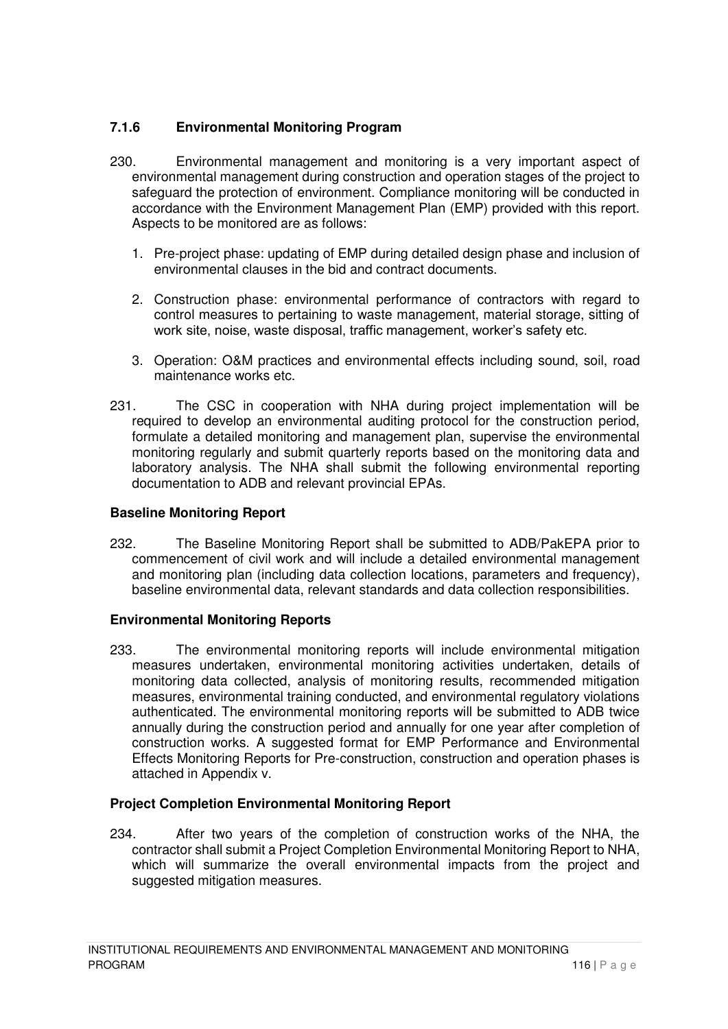### 7.1.6 Environmental Monitoring Program

230. Environmental management and monitoring is a very important aspect of environmental management during construction and operation stages of the project to safeguard the protection of environment. Compliance monitoring will be conducted in accordance with the Environment Management Plan (EMP) provided with this report. Aspects to be monitored are as follows:

    1. Pre-project phase: updating of EMP during detailed design phase and inclusion of environmental clauses in the bid and contract documents.

    2. Construction phase: environmental performance of contractors with regard to control measures to pertaining to waste management, material storage, sitting of work site, noise, waste disposal, traffic management, worker's safety etc.

    3. Operation: O&M practices and environmental effects including sound, soil, road maintenance works etc.

231. The CSC in cooperation with NHA during project implementation will be required to develop an environmental auditing protocol for the construction period, formulate a detailed monitoring and management plan, supervise the environmental monitoring regularly and submit quarterly reports based on the monitoring data and laboratory analysis. The NHA shall submit the following environmental reporting documentation to ADB and relevant provincial EPAs.

**Baseline Monitoring Report**

232. The Baseline Monitoring Report shall be submitted to ADB/PakEPA prior to commencement of civil work and will include a detailed environmental management and monitoring plan (including data collection locations, parameters and frequency), baseline environmental data, relevant standards and data collection responsibilities.

**Environmental Monitoring Reports**

233. The environmental monitoring reports will include environmental mitigation measures undertaken, environmental monitoring activities undertaken, details of monitoring data collected, analysis of monitoring results, recommended mitigation measures, environmental training conducted, and environmental regulatory violations authenticated. The environmental monitoring reports will be submitted to ADB twice annually during the construction period and annually for one year after completion of construction works. A suggested format for EMP Performance and Environmental Effects Monitoring Reports for Pre-construction, construction and operation phases is attached in Appendix v.

**Project Completion Environmental Monitoring Report**

234. After two years of the completion of construction works of the NHA, the contractor shall submit a Project Completion Environmental Monitoring Report to NHA, which will summarize the overall environmental impacts from the project and suggested mitigation measures.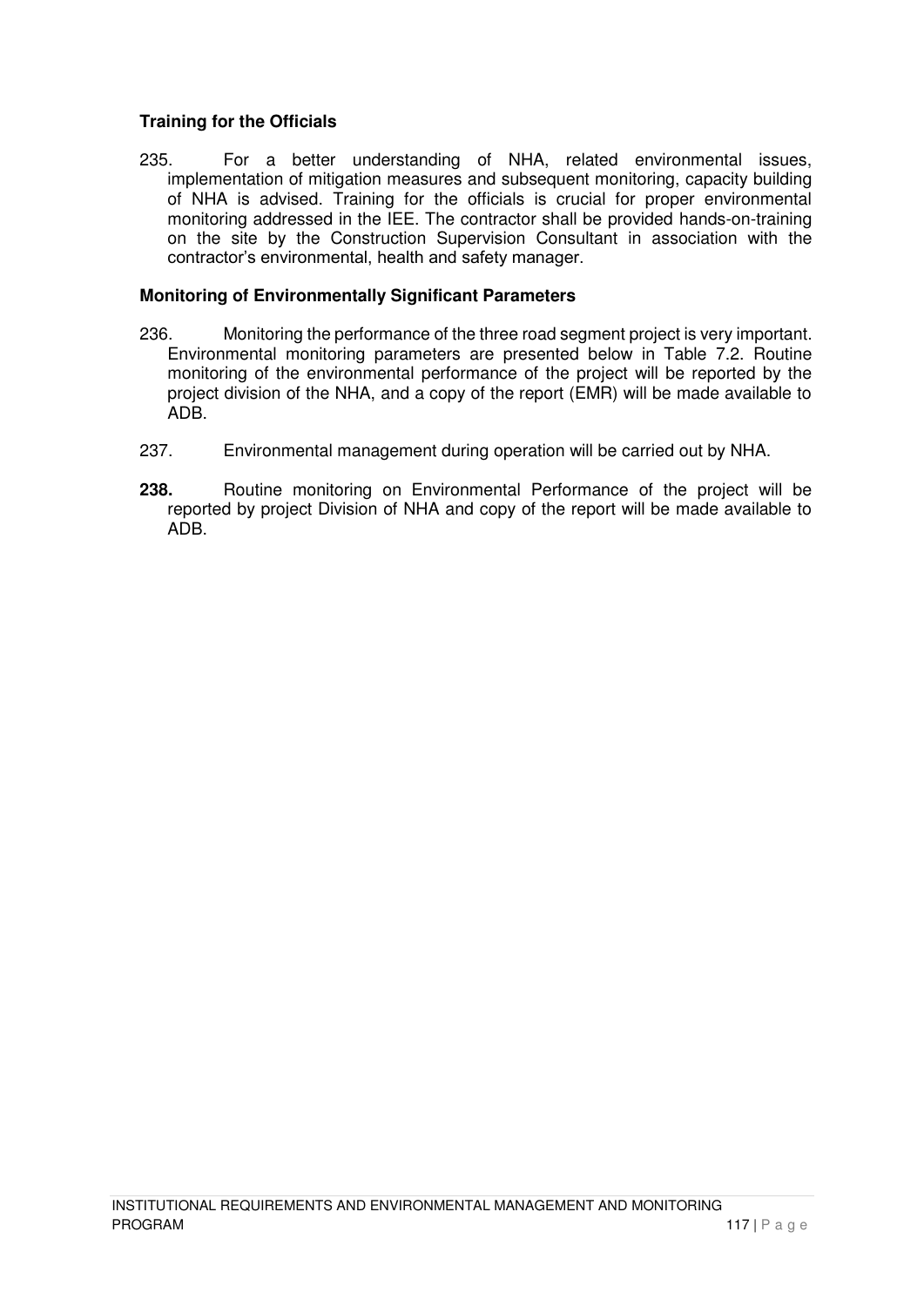### Training for the Officials

235. For a better understanding of NHA, related environmental issues, implementation of mitigation measures and subsequent monitoring, capacity building of NHA is advised. Training for the officials is crucial for proper environmental monitoring addressed in the IEE. The contractor shall be provided hands-on-training on the site by the Construction Supervision Consultant in association with the contractor's environmental, health and safety manager.

### Monitoring of Environmentally Significant Parameters

236. Monitoring the performance of the three road segment project is very important. Environmental monitoring parameters are presented below in Table 7.2. Routine monitoring of the environmental performance of the project will be reported by the project division of the NHA, and a copy of the report (EMR) will be made available to ADB.

237. Environmental management during operation will be carried out by NHA.

**238.** Routine monitoring on Environmental Performance of the project will be reported by project Division of NHA and copy of the report will be made available to ADB.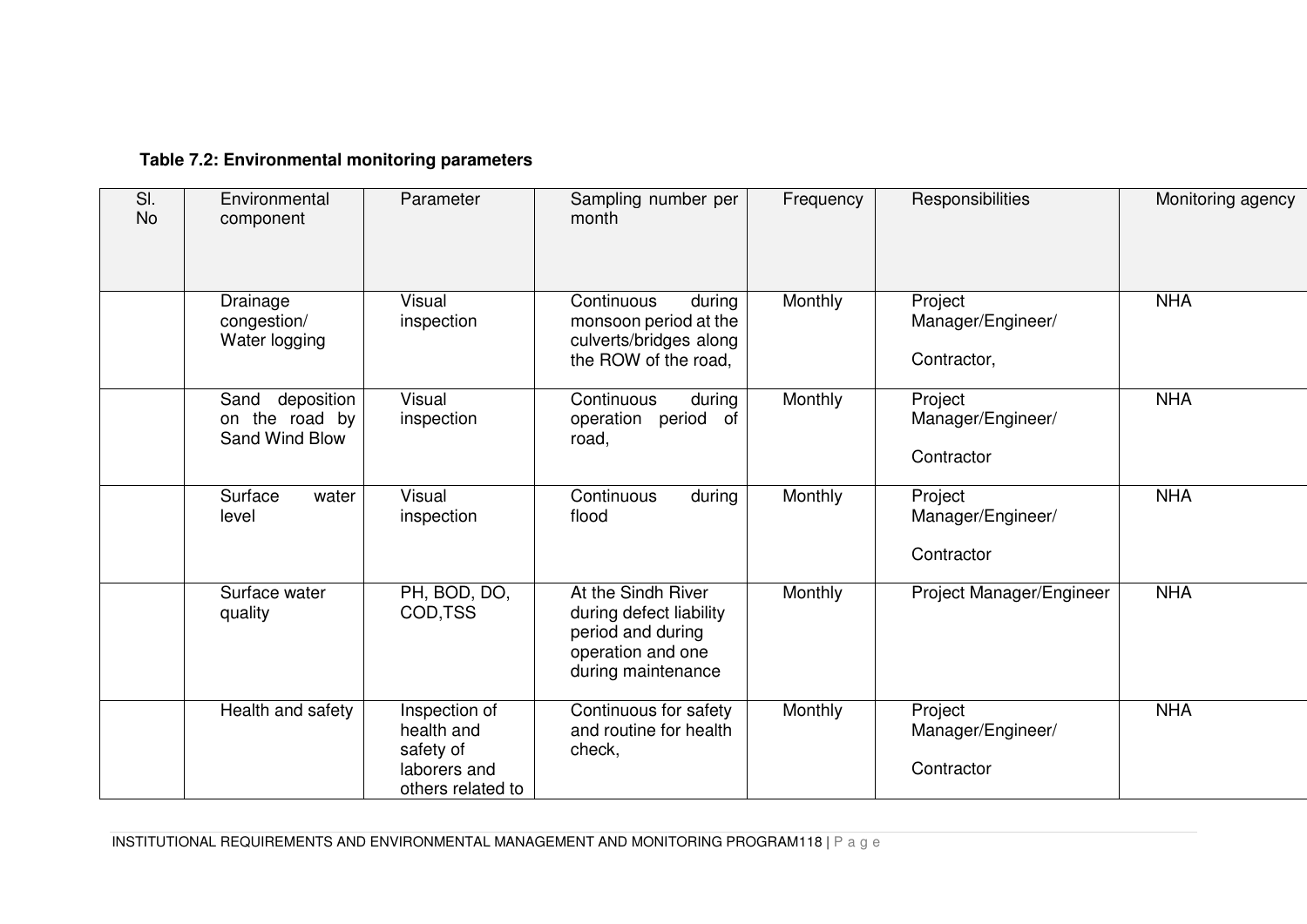**Table 7.2: Environmental monitoring parameters**

| Sl. No | Environmental component | Parameter | Sampling number per month | Frequency | Responsibilities | Monitoring agency |
|---|---|---|---|---|---|---|
| | Drainage congestion/ Water logging | Visual inspection | Continuous during monsoon period at the culverts/bridges along the ROW of the road, | Monthly | Project Manager/Engineer/ Contractor, | NHA |
| | Sand deposition on the road by Sand Wind Blow | Visual inspection | Continuous during operation period of road, | Monthly | Project Manager/Engineer/ Contractor | NHA |
| | Surface water level | Visual inspection | Continuous during flood | Monthly | Project Manager/Engineer/ Contractor | NHA |
| | Surface water quality | PH, BOD, DO, COD,TSS | At the Sindh River during defect liability period and during operation and one during maintenance | Monthly | Project Manager/Engineer | NHA |
| | Health and safety | Inspection of health and safety of laborers and others related to | Continuous for safety and routine for health check, | Monthly | Project Manager/Engineer/ Contractor | NHA |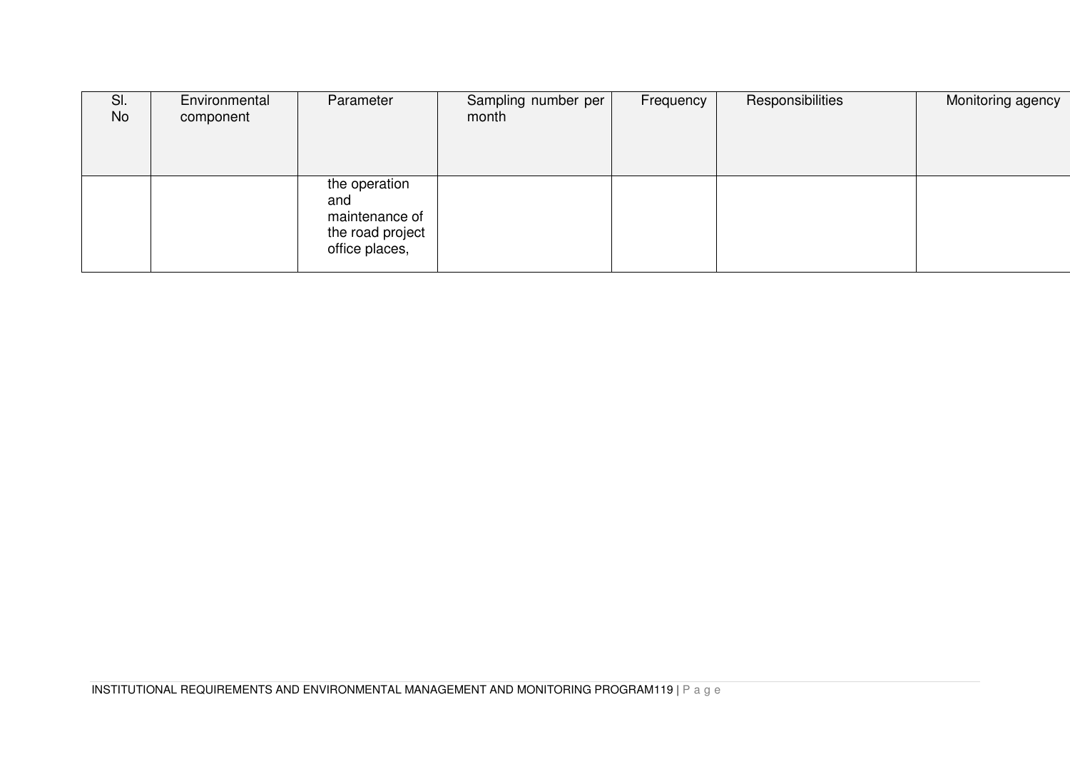| Sl. No | Environmental component | Parameter | Sampling number per month | Frequency | Responsibilities | Monitoring agency |
|---|---|---|---|---|---|---|
| | | the operation and maintenance of the road project office places, | | | | |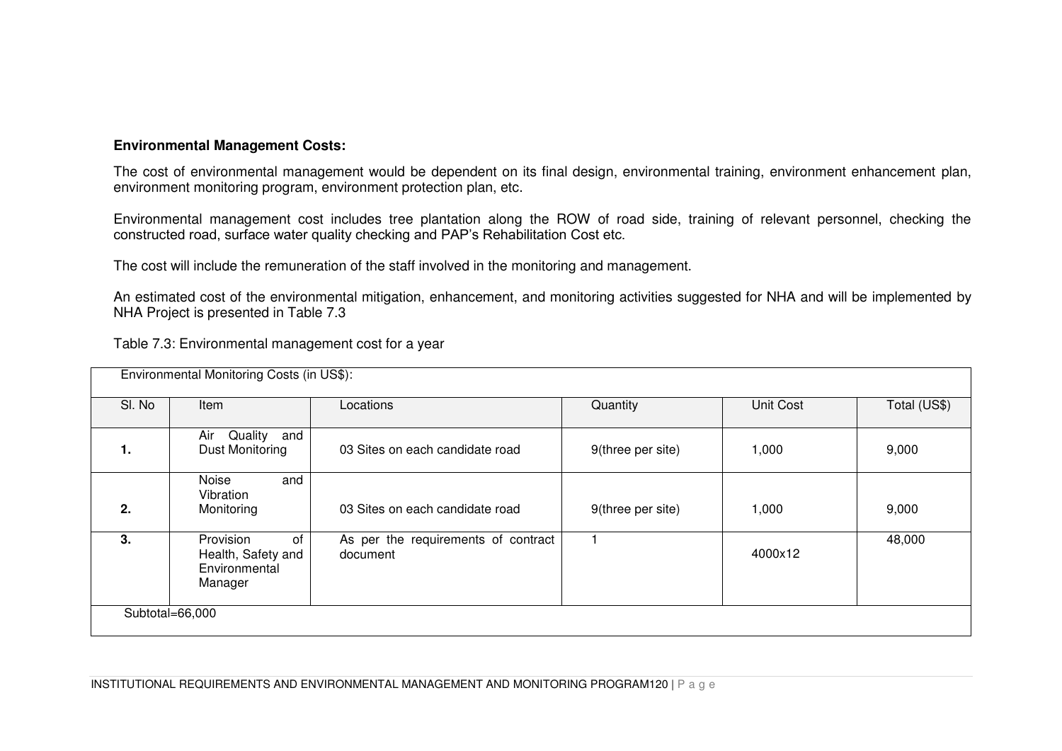**Environmental Management Costs:**

The cost of environmental management would be dependent on its final design, environmental training, environment enhancement plan, environment monitoring program, environment protection plan, etc.

Environmental management cost includes tree plantation along the ROW of road side, training of relevant personnel, checking the constructed road, surface water quality checking and PAP's Rehabilitation Cost etc.

The cost will include the remuneration of the staff involved in the monitoring and management.

An estimated cost of the environmental mitigation, enhancement, and monitoring activities suggested for NHA and will be implemented by NHA Project is presented in Table 7.3

Table 7.3: Environmental management cost for a year

| Environmental Monitoring Costs (in US$): | | | | | |
|---|---|---|---|---|---|
| Sl. No | Item | Locations | Quantity | Unit Cost | Total (US$) |
| **1.** | Air Quality and Dust Monitoring | 03 Sites on each candidate road | 9(three per site) | 1,000 | 9,000 |
| **2.** | Noise and Vibration Monitoring | 03 Sites on each candidate road | 9(three per site) | 1,000 | 9,000 |
| **3.** | Provision of Health, Safety and Environmental Manager | As per the requirements of contract document | 1 | 4000x12 | 48,000 |
| Subtotal=66,000 | | | | | |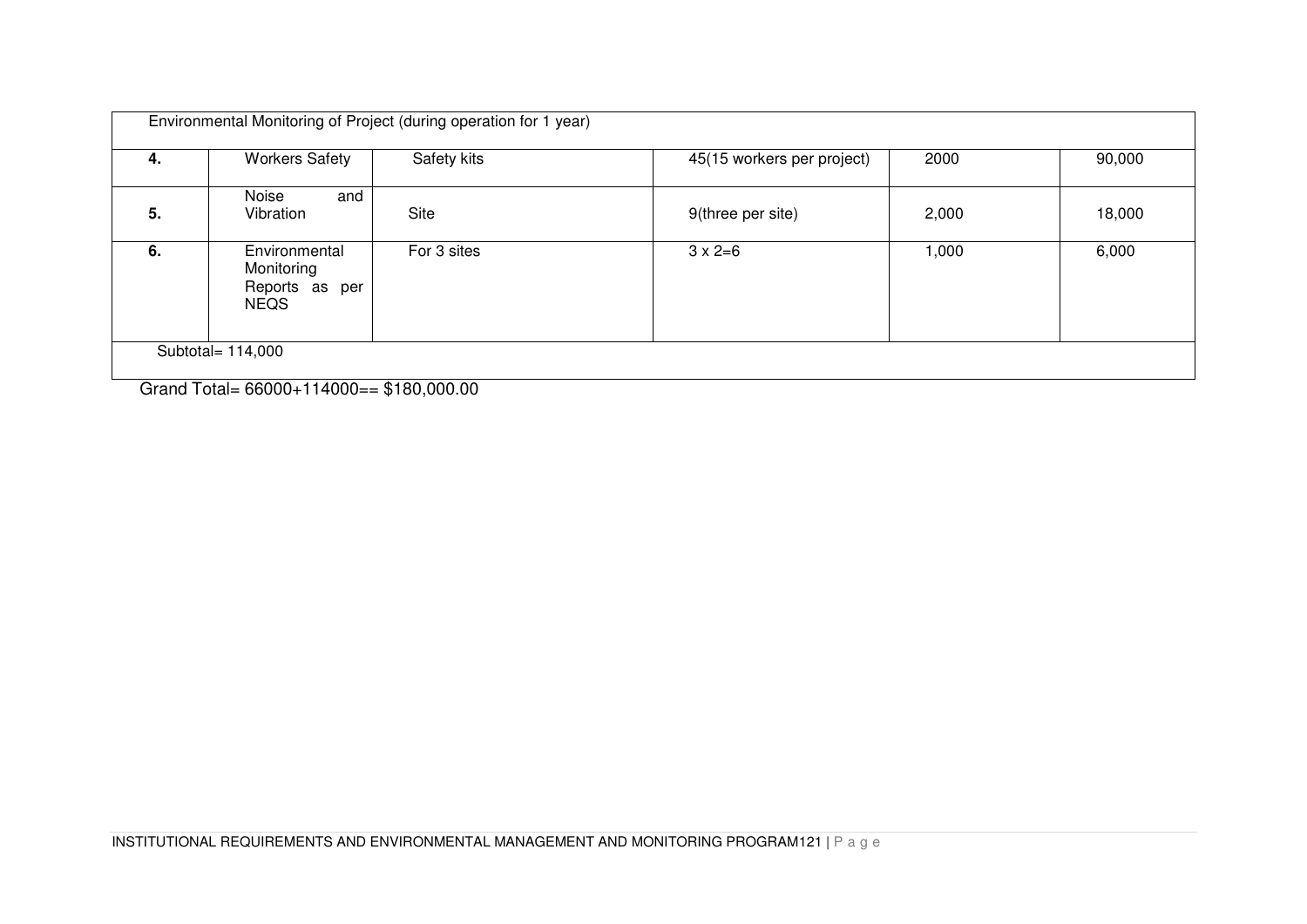| | | | | | |
|---|---|---|---|---|---|
| Environmental Monitoring of Project (during operation for 1 year) | | | | | |
| **4.** | Workers Safety | Safety kits | 45(15 workers per project) | 2000 | 90,000 |
| **5.** | Noise and Vibration | Site | 9(three per site) | 2,000 | 18,000 |
| **6.** | Environmental Monitoring Reports as per NEQS | For 3 sites | 3 x 2=6 | 1,000 | 6,000 |
| Subtotal= 114,000 | | | | | |

Grand Total= 66000+114000== $180,000.00